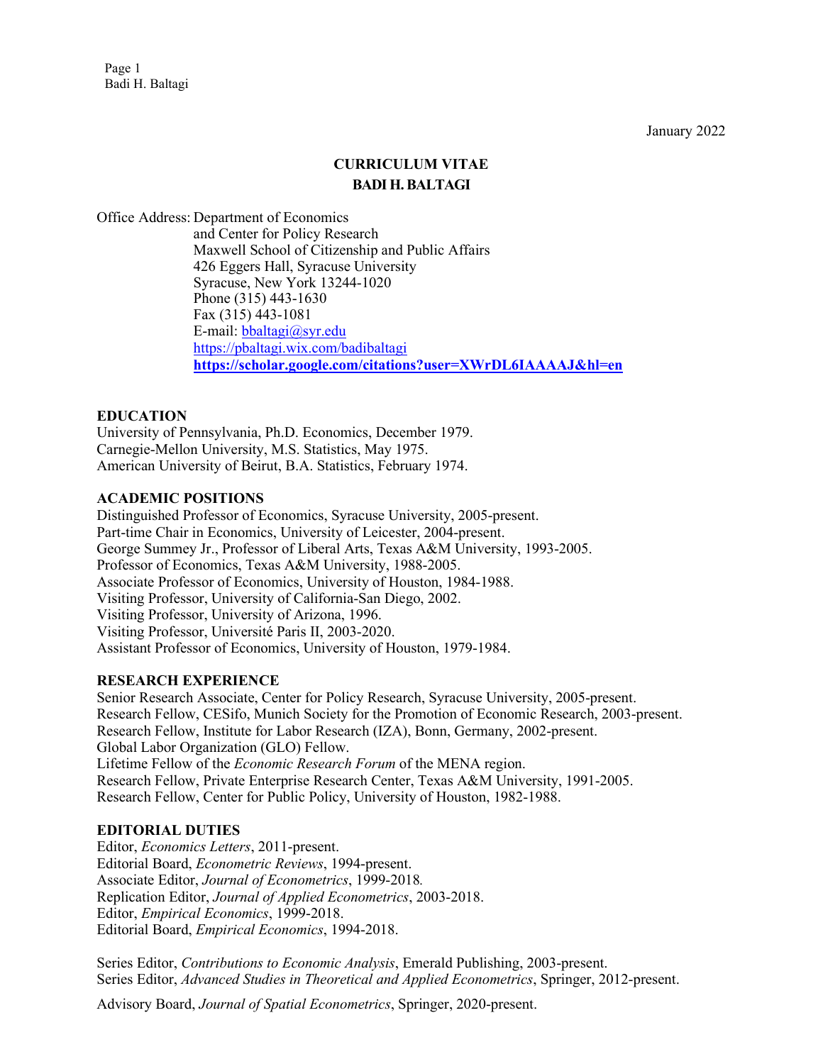January 2022

# CURRICULUM VITAE
## BADI H. BALTAGI

Office Address: Department of Economics
and Center for Policy Research
Maxwell School of Citizenship and Public Affairs
426 Eggers Hall, Syracuse University
Syracuse, New York 13244-1020
Phone (315) 443-1630
Fax (315) 443-1081
E-mail: bbaltagi@syr.edu
https://pbaltagi.wix.com/badibaltagi
**https://scholar.google.com/citations?user=XWrDL6IAAAAJ&hl=en**

### EDUCATION

University of Pennsylvania, Ph.D. Economics, December 1979.
Carnegie-Mellon University, M.S. Statistics, May 1975.
American University of Beirut, B.A. Statistics, February 1974.

### ACADEMIC POSITIONS

Distinguished Professor of Economics, Syracuse University, 2005-present.
Part-time Chair in Economics, University of Leicester, 2004-present.
George Summey Jr., Professor of Liberal Arts, Texas A&M University, 1993-2005.
Professor of Economics, Texas A&M University, 1988-2005.
Associate Professor of Economics, University of Houston, 1984-1988.
Visiting Professor, University of California-San Diego, 2002.
Visiting Professor, University of Arizona, 1996.
Visiting Professor, Université Paris II, 2003-2020.
Assistant Professor of Economics, University of Houston, 1979-1984.

### RESEARCH EXPERIENCE

Senior Research Associate, Center for Policy Research, Syracuse University, 2005-present.
Research Fellow, CESifo, Munich Society for the Promotion of Economic Research, 2003-present.
Research Fellow, Institute for Labor Research (IZA), Bonn, Germany, 2002-present.
Global Labor Organization (GLO) Fellow.
Lifetime Fellow of the *Economic Research Forum* of the MENA region.
Research Fellow, Private Enterprise Research Center, Texas A&M University, 1991-2005.
Research Fellow, Center for Public Policy, University of Houston, 1982-1988.

### EDITORIAL DUTIES

Editor, *Economics Letters*, 2011-present.
Editorial Board, *Econometric Reviews*, 1994-present.
Associate Editor, *Journal of Econometrics*, 1999-2018.
Replication Editor, *Journal of Applied Econometrics*, 2003-2018.
Editor, *Empirical Economics*, 1999-2018.
Editorial Board, *Empirical Economics*, 1994-2018.

Series Editor, *Contributions to Economic Analysis*, Emerald Publishing, 2003-present.
Series Editor, *Advanced Studies in Theoretical and Applied Econometrics*, Springer, 2012-present.

Advisory Board, *Journal of Spatial Econometrics*, Springer, 2020-present.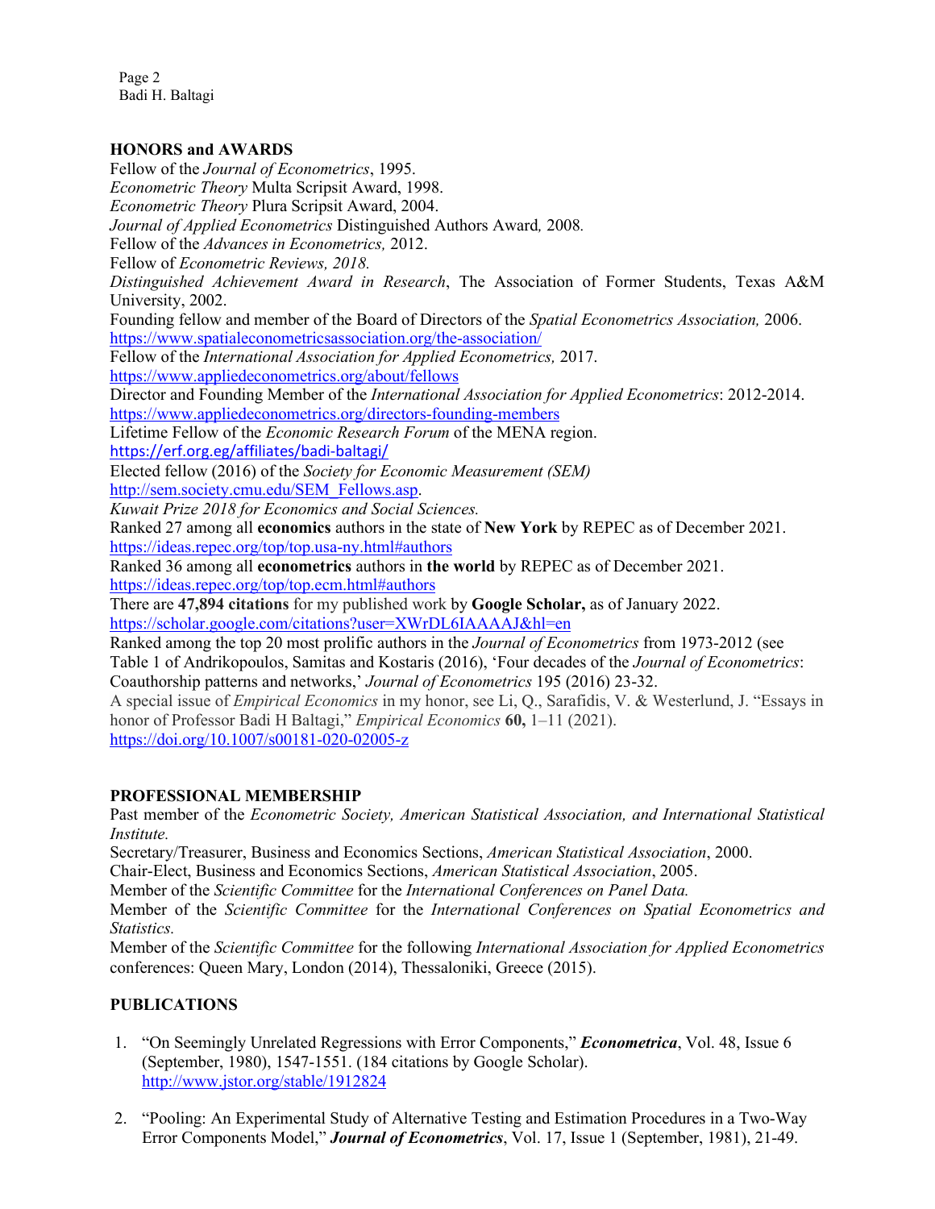## HONORS and AWARDS

Fellow of the *Journal of Econometrics*, 1995.
*Econometric Theory* Multa Scripsit Award, 1998.
*Econometric Theory* Plura Scripsit Award, 2004.
*Journal of Applied Econometrics* Distinguished Authors Award*,* 2008*.*
Fellow of the *Advances in Econometrics,* 2012.
Fellow of *Econometric Reviews, 2018.*
*Distinguished Achievement Award in Research*, The Association of Former Students, Texas A&M University, 2002.
Founding fellow and member of the Board of Directors of the *Spatial Econometrics Association,* 2006.
https://www.spatialeconometricsassociation.org/the-association/
Fellow of the *International Association for Applied Econometrics,* 2017.
https://www.appliedeconometrics.org/about/fellows
Director and Founding Member of the *International Association for Applied Econometrics*: 2012-2014.
https://www.appliedeconometrics.org/directors-founding-members
Lifetime Fellow of the *Economic Research Forum* of the MENA region.
https://erf.org.eg/affiliates/badi-baltagi/
Elected fellow (2016) of the *Society for Economic Measurement (SEM)*
http://sem.society.cmu.edu/SEM_Fellows.asp.
*Kuwait Prize 2018 for Economics and Social Sciences.*
Ranked 27 among all **economics** authors in the state of **New York** by REPEC as of December 2021.
https://ideas.repec.org/top/top.usa-ny.html#authors
Ranked 36 among all **econometrics** authors in **the world** by REPEC as of December 2021.
https://ideas.repec.org/top/top.ecm.html#authors
There are **47,894 citations** for my published work by **Google Scholar,** as of January 2022.
https://scholar.google.com/citations?user=XWrDL6IAAAAJ&hl=en
Ranked among the top 20 most prolific authors in the *Journal of Econometrics* from 1973-2012 (see Table 1 of Andrikopoulos, Samitas and Kostaris (2016), 'Four decades of the *Journal of Econometrics*: Coauthorship patterns and networks,' *Journal of Econometrics* 195 (2016) 23-32.
A special issue of *Empirical Economics* in my honor, see Li, Q., Sarafidis, V. & Westerlund, J. "Essays in honor of Professor Badi H Baltagi," *Empirical Economics* **60,** 1–11 (2021).
https://doi.org/10.1007/s00181-020-02005-z

## PROFESSIONAL MEMBERSHIP

Past member of the *Econometric Society, American Statistical Association, and International Statistical Institute.*
Secretary/Treasurer, Business and Economics Sections, *American Statistical Association*, 2000.
Chair-Elect, Business and Economics Sections, *American Statistical Association*, 2005.
Member of the *Scientific Committee* for the *International Conferences on Panel Data.*
Member of the *Scientific Committee* for the *International Conferences on Spatial Econometrics and Statistics.*
Member of the *Scientific Committee* for the following *International Association for Applied Econometrics* conferences: Queen Mary, London (2014), Thessaloniki, Greece (2015).

## PUBLICATIONS

1. "On Seemingly Unrelated Regressions with Error Components," ***Econometrica***, Vol. 48, Issue 6 (September, 1980), 1547-1551. (184 citations by Google Scholar).
http://www.jstor.org/stable/1912824

2. "Pooling: An Experimental Study of Alternative Testing and Estimation Procedures in a Two-Way Error Components Model," ***Journal of Econometrics***, Vol. 17, Issue 1 (September, 1981), 21-49.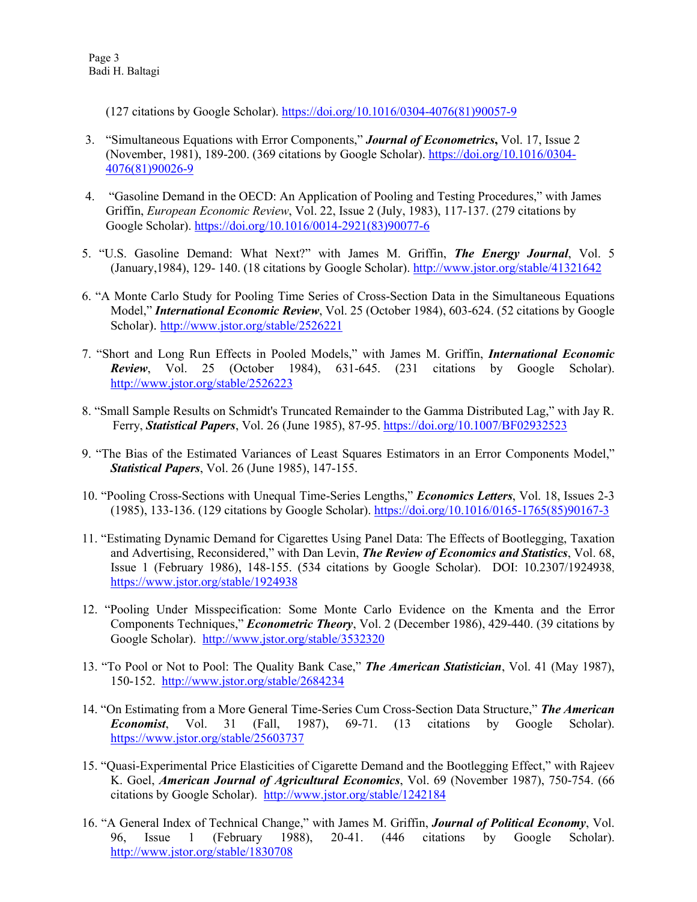(127 citations by Google Scholar). https://doi.org/10.1016/0304-4076(81)90057-9

3. "Simultaneous Equations with Error Components," ***Journal of Econometrics***, Vol. 17, Issue 2 (November, 1981), 189-200. (369 citations by Google Scholar). https://doi.org/10.1016/0304-4076(81)90026-9

4. "Gasoline Demand in the OECD: An Application of Pooling and Testing Procedures," with James Griffin, *European Economic Review*, Vol. 22, Issue 2 (July, 1983), 117-137. (279 citations by Google Scholar). https://doi.org/10.1016/0014-2921(83)90077-6

5. "U.S. Gasoline Demand: What Next?" with James M. Griffin, ***The Energy Journal***, Vol. 5 (January,1984), 129- 140. (18 citations by Google Scholar). http://www.jstor.org/stable/41321642

6. "A Monte Carlo Study for Pooling Time Series of Cross-Section Data in the Simultaneous Equations Model," ***International Economic Review***, Vol. 25 (October 1984), 603-624. (52 citations by Google Scholar). http://www.jstor.org/stable/2526221

7. "Short and Long Run Effects in Pooled Models," with James M. Griffin, ***International Economic Review***, Vol. 25 (October 1984), 631-645. (231 citations by Google Scholar). http://www.jstor.org/stable/2526223

8. "Small Sample Results on Schmidt's Truncated Remainder to the Gamma Distributed Lag," with Jay R. Ferry, ***Statistical Papers***, Vol. 26 (June 1985), 87-95. https://doi.org/10.1007/BF02932523

9. "The Bias of the Estimated Variances of Least Squares Estimators in an Error Components Model," ***Statistical Papers***, Vol. 26 (June 1985), 147-155.

10. "Pooling Cross-Sections with Unequal Time-Series Lengths," ***Economics Letters***, Vol. 18, Issues 2-3 (1985), 133-136. (129 citations by Google Scholar). https://doi.org/10.1016/0165-1765(85)90167-3

11. "Estimating Dynamic Demand for Cigarettes Using Panel Data: The Effects of Bootlegging, Taxation and Advertising, Reconsidered," with Dan Levin, ***The Review of Economics and Statistics***, Vol. 68, Issue 1 (February 1986), 148-155. (534 citations by Google Scholar). DOI: 10.2307/1924938, https://www.jstor.org/stable/1924938

12. "Pooling Under Misspecification: Some Monte Carlo Evidence on the Kmenta and the Error Components Techniques," ***Econometric Theory***, Vol. 2 (December 1986), 429-440. (39 citations by Google Scholar). http://www.jstor.org/stable/3532320

13. "To Pool or Not to Pool: The Quality Bank Case," ***The American Statistician***, Vol. 41 (May 1987), 150-152. http://www.jstor.org/stable/2684234

14. "On Estimating from a More General Time-Series Cum Cross-Section Data Structure," ***The American Economist***, Vol. 31 (Fall, 1987), 69-71. (13 citations by Google Scholar). https://www.jstor.org/stable/25603737

15. "Quasi-Experimental Price Elasticities of Cigarette Demand and the Bootlegging Effect," with Rajeev K. Goel, ***American Journal of Agricultural Economics***, Vol. 69 (November 1987), 750-754. (66 citations by Google Scholar). http://www.jstor.org/stable/1242184

16. "A General Index of Technical Change," with James M. Griffin, ***Journal of Political Economy***, Vol. 96, Issue 1 (February 1988), 20-41. (446 citations by Google Scholar). http://www.jstor.org/stable/1830708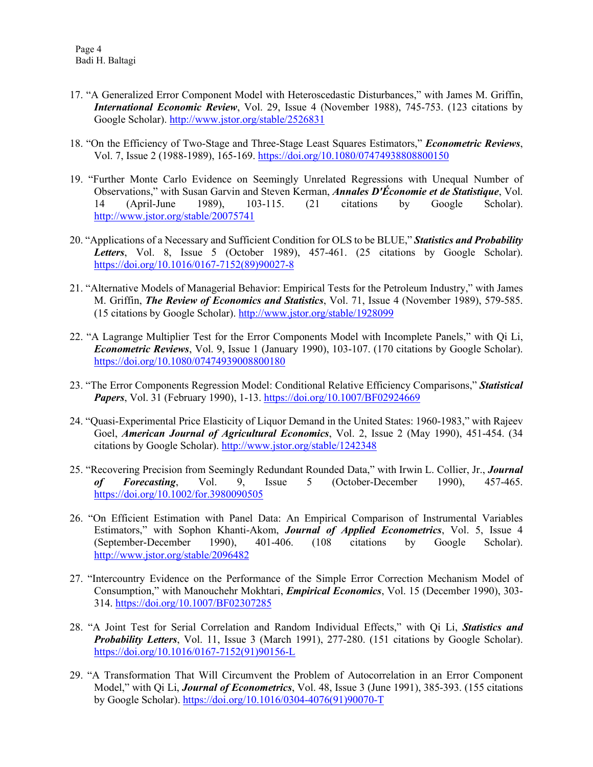17. "A Generalized Error Component Model with Heteroscedastic Disturbances," with James M. Griffin, ***International Economic Review***, Vol. 29, Issue 4 (November 1988), 745-753. (123 citations by Google Scholar). http://www.jstor.org/stable/2526831

18. "On the Efficiency of Two-Stage and Three-Stage Least Squares Estimators," ***Econometric Reviews***, Vol. 7, Issue 2 (1988-1989), 165-169. https://doi.org/10.1080/07474938808800150

19. "Further Monte Carlo Evidence on Seemingly Unrelated Regressions with Unequal Number of Observations," with Susan Garvin and Steven Kerman, ***Annales D'Économie et de Statistique***, Vol. 14 (April-June 1989), 103-115. (21 citations by Google Scholar). http://www.jstor.org/stable/20075741

20. "Applications of a Necessary and Sufficient Condition for OLS to be BLUE," ***Statistics and Probability Letters***, Vol. 8, Issue 5 (October 1989), 457-461. (25 citations by Google Scholar). https://doi.org/10.1016/0167-7152(89)90027-8

21. "Alternative Models of Managerial Behavior: Empirical Tests for the Petroleum Industry," with James M. Griffin, ***The Review of Economics and Statistics***, Vol. 71, Issue 4 (November 1989), 579-585. (15 citations by Google Scholar). http://www.jstor.org/stable/1928099

22. "A Lagrange Multiplier Test for the Error Components Model with Incomplete Panels," with Qi Li, ***Econometric Reviews***, Vol. 9, Issue 1 (January 1990), 103-107. (170 citations by Google Scholar). https://doi.org/10.1080/07474939008800180

23. "The Error Components Regression Model: Conditional Relative Efficiency Comparisons," ***Statistical Papers***, Vol. 31 (February 1990), 1-13. https://doi.org/10.1007/BF02924669

24. "Quasi-Experimental Price Elasticity of Liquor Demand in the United States: 1960-1983," with Rajeev Goel, ***American Journal of Agricultural Economics***, Vol. 2, Issue 2 (May 1990), 451-454. (34 citations by Google Scholar). http://www.jstor.org/stable/1242348

25. "Recovering Precision from Seemingly Redundant Rounded Data," with Irwin L. Collier, Jr., ***Journal of Forecasting***, Vol. 9, Issue 5 (October-December 1990), 457-465. https://doi.org/10.1002/for.3980090505

26. "On Efficient Estimation with Panel Data: An Empirical Comparison of Instrumental Variables Estimators," with Sophon Khanti-Akom, ***Journal of Applied Econometrics***, Vol. 5, Issue 4 (September-December 1990), 401-406. (108 citations by Google Scholar). http://www.jstor.org/stable/2096482

27. "Intercountry Evidence on the Performance of the Simple Error Correction Mechanism Model of Consumption," with Manouchehr Mokhtari, ***Empirical Economics***, Vol. 15 (December 1990), 303-314. https://doi.org/10.1007/BF02307285

28. "A Joint Test for Serial Correlation and Random Individual Effects," with Qi Li, ***Statistics and Probability Letters***, Vol. 11, Issue 3 (March 1991), 277-280. (151 citations by Google Scholar). https://doi.org/10.1016/0167-7152(91)90156-L

29. "A Transformation That Will Circumvent the Problem of Autocorrelation in an Error Component Model," with Qi Li, ***Journal of Econometrics***, Vol. 48, Issue 3 (June 1991), 385-393. (155 citations by Google Scholar). https://doi.org/10.1016/0304-4076(91)90070-T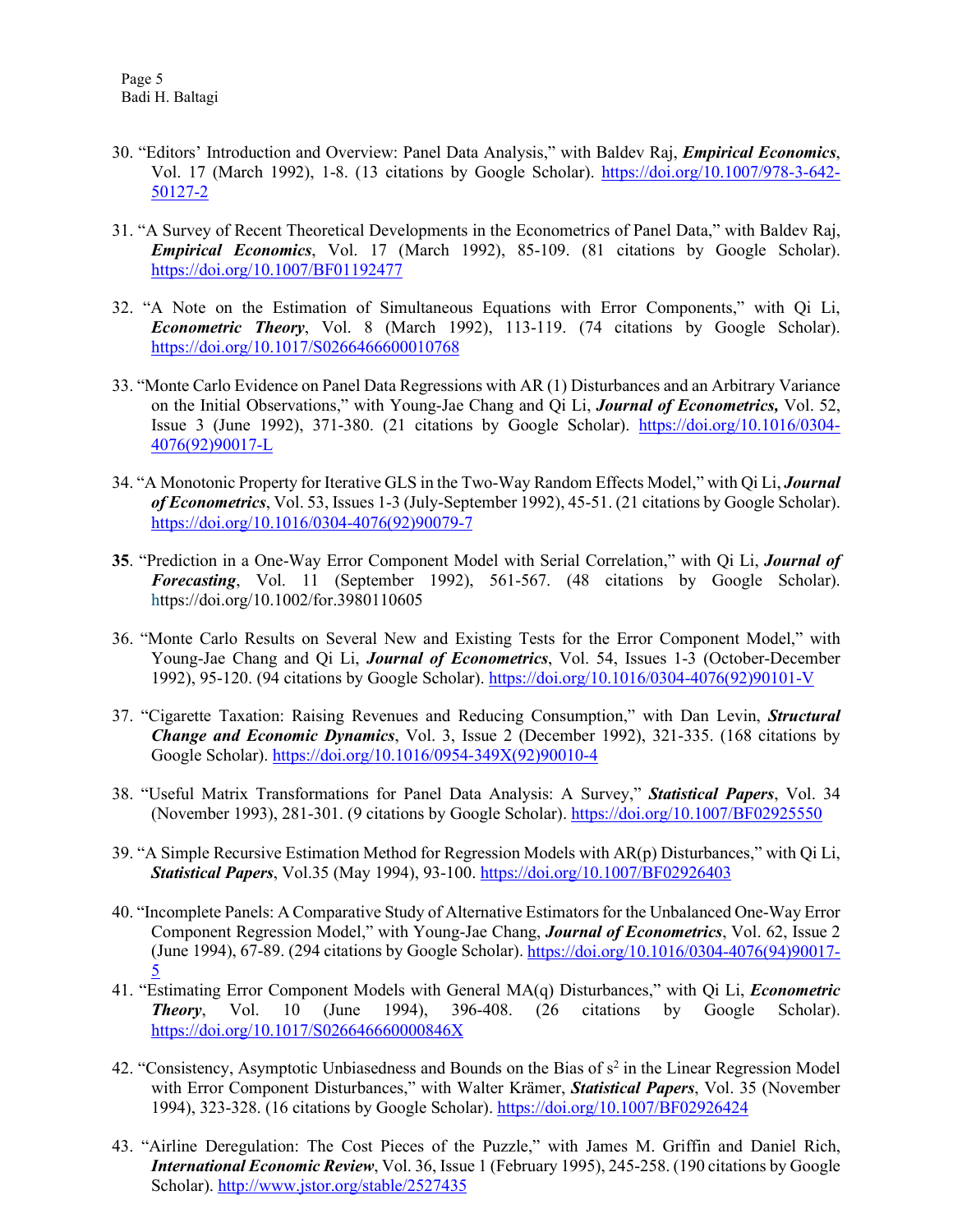30. "Editors' Introduction and Overview: Panel Data Analysis," with Baldev Raj, ***Empirical Economics***, Vol. 17 (March 1992), 1-8. (13 citations by Google Scholar). https://doi.org/10.1007/978-3-642-50127-2

31. "A Survey of Recent Theoretical Developments in the Econometrics of Panel Data," with Baldev Raj, ***Empirical Economics***, Vol. 17 (March 1992), 85-109. (81 citations by Google Scholar). https://doi.org/10.1007/BF01192477

32. "A Note on the Estimation of Simultaneous Equations with Error Components," with Qi Li, ***Econometric Theory***, Vol. 8 (March 1992), 113-119. (74 citations by Google Scholar). https://doi.org/10.1017/S0266466600010768

33. "Monte Carlo Evidence on Panel Data Regressions with AR (1) Disturbances and an Arbitrary Variance on the Initial Observations," with Young-Jae Chang and Qi Li, ***Journal of Econometrics,*** Vol. 52, Issue 3 (June 1992), 371-380. (21 citations by Google Scholar). https://doi.org/10.1016/0304-4076(92)90017-L

34. "A Monotonic Property for Iterative GLS in the Two-Way Random Effects Model," with Qi Li, ***Journal of Econometrics***, Vol. 53, Issues 1-3 (July-September 1992), 45-51. (21 citations by Google Scholar). https://doi.org/10.1016/0304-4076(92)90079-7

**35**. "Prediction in a One-Way Error Component Model with Serial Correlation," with Qi Li, ***Journal of Forecasting***, Vol. 11 (September 1992), 561-567. (48 citations by Google Scholar). https://doi.org/10.1002/for.3980110605

36. "Monte Carlo Results on Several New and Existing Tests for the Error Component Model," with Young-Jae Chang and Qi Li, ***Journal of Econometrics***, Vol. 54, Issues 1-3 (October-December 1992), 95-120. (94 citations by Google Scholar). https://doi.org/10.1016/0304-4076(92)90101-V

37. "Cigarette Taxation: Raising Revenues and Reducing Consumption," with Dan Levin, ***Structural Change and Economic Dynamics***, Vol. 3, Issue 2 (December 1992), 321-335. (168 citations by Google Scholar). https://doi.org/10.1016/0954-349X(92)90010-4

38. "Useful Matrix Transformations for Panel Data Analysis: A Survey," ***Statistical Papers***, Vol. 34 (November 1993), 281-301. (9 citations by Google Scholar). https://doi.org/10.1007/BF02925550

39. "A Simple Recursive Estimation Method for Regression Models with AR(p) Disturbances," with Qi Li, ***Statistical Papers***, Vol.35 (May 1994), 93-100. https://doi.org/10.1007/BF02926403

40. "Incomplete Panels: A Comparative Study of Alternative Estimators for the Unbalanced One-Way Error Component Regression Model," with Young-Jae Chang, ***Journal of Econometrics***, Vol. 62, Issue 2 (June 1994), 67-89. (294 citations by Google Scholar). https://doi.org/10.1016/0304-4076(94)90017-5

41. "Estimating Error Component Models with General MA(q) Disturbances," with Qi Li, ***Econometric Theory***, Vol. 10 (June 1994), 396-408. (26 citations by Google Scholar). https://doi.org/10.1017/S026646660000846X

42. "Consistency, Asymptotic Unbiasedness and Bounds on the Bias of $s^2$ in the Linear Regression Model with Error Component Disturbances," with Walter Krämer, ***Statistical Papers***, Vol. 35 (November 1994), 323-328. (16 citations by Google Scholar). https://doi.org/10.1007/BF02926424

43. "Airline Deregulation: The Cost Pieces of the Puzzle," with James M. Griffin and Daniel Rich, ***International Economic Review***, Vol. 36, Issue 1 (February 1995), 245-258. (190 citations by Google Scholar). http://www.jstor.org/stable/2527435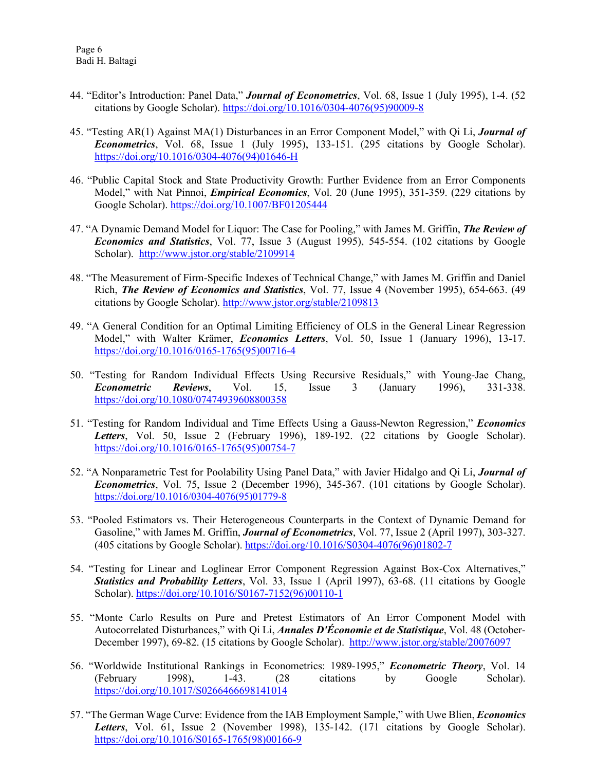44. "Editor's Introduction: Panel Data," ***Journal of Econometrics***, Vol. 68, Issue 1 (July 1995), 1-4. (52 citations by Google Scholar). https://doi.org/10.1016/0304-4076(95)90009-8

45. "Testing AR(1) Against MA(1) Disturbances in an Error Component Model," with Qi Li, ***Journal of Econometrics***, Vol. 68, Issue 1 (July 1995), 133-151. (295 citations by Google Scholar). https://doi.org/10.1016/0304-4076(94)01646-H

46. "Public Capital Stock and State Productivity Growth: Further Evidence from an Error Components Model," with Nat Pinnoi, ***Empirical Economics***, Vol. 20 (June 1995), 351-359. (229 citations by Google Scholar). https://doi.org/10.1007/BF01205444

47. "A Dynamic Demand Model for Liquor: The Case for Pooling," with James M. Griffin, ***The Review of Economics and Statistics***, Vol. 77, Issue 3 (August 1995), 545-554. (102 citations by Google Scholar). http://www.jstor.org/stable/2109914

48. "The Measurement of Firm-Specific Indexes of Technical Change," with James M. Griffin and Daniel Rich, ***The Review of Economics and Statistics***, Vol. 77, Issue 4 (November 1995), 654-663. (49 citations by Google Scholar). http://www.jstor.org/stable/2109813

49. "A General Condition for an Optimal Limiting Efficiency of OLS in the General Linear Regression Model," with Walter Krämer, ***Economics Letters***, Vol. 50, Issue 1 (January 1996), 13-17. https://doi.org/10.1016/0165-1765(95)00716-4

50. "Testing for Random Individual Effects Using Recursive Residuals," with Young-Jae Chang, ***Econometric Reviews***, Vol. 15, Issue 3 (January 1996), 331-338. https://doi.org/10.1080/07474939608800358

51. "Testing for Random Individual and Time Effects Using a Gauss-Newton Regression," ***Economics Letters***, Vol. 50, Issue 2 (February 1996), 189-192. (22 citations by Google Scholar). https://doi.org/10.1016/0165-1765(95)00754-7

52. "A Nonparametric Test for Poolability Using Panel Data," with Javier Hidalgo and Qi Li, ***Journal of Econometrics***, Vol. 75, Issue 2 (December 1996), 345-367. (101 citations by Google Scholar). https://doi.org/10.1016/0304-4076(95)01779-8

53. "Pooled Estimators vs. Their Heterogeneous Counterparts in the Context of Dynamic Demand for Gasoline," with James M. Griffin, ***Journal of Econometrics***, Vol. 77, Issue 2 (April 1997), 303-327. (405 citations by Google Scholar). https://doi.org/10.1016/S0304-4076(96)01802-7

54. "Testing for Linear and Loglinear Error Component Regression Against Box-Cox Alternatives," ***Statistics and Probability Letters***, Vol. 33, Issue 1 (April 1997), 63-68. (11 citations by Google Scholar). https://doi.org/10.1016/S0167-7152(96)00110-1

55. "Monte Carlo Results on Pure and Pretest Estimators of An Error Component Model with Autocorrelated Disturbances," with Qi Li, ***Annales D'Économie et de Statistique***, Vol. 48 (October-December 1997), 69-82. (15 citations by Google Scholar). http://www.jstor.org/stable/20076097

56. "Worldwide Institutional Rankings in Econometrics: 1989-1995," ***Econometric Theory***, Vol. 14 (February 1998), 1-43. (28 citations by Google Scholar). https://doi.org/10.1017/S0266466698141014

57. "The German Wage Curve: Evidence from the IAB Employment Sample," with Uwe Blien, ***Economics Letters***, Vol. 61, Issue 2 (November 1998), 135-142. (171 citations by Google Scholar). https://doi.org/10.1016/S0165-1765(98)00166-9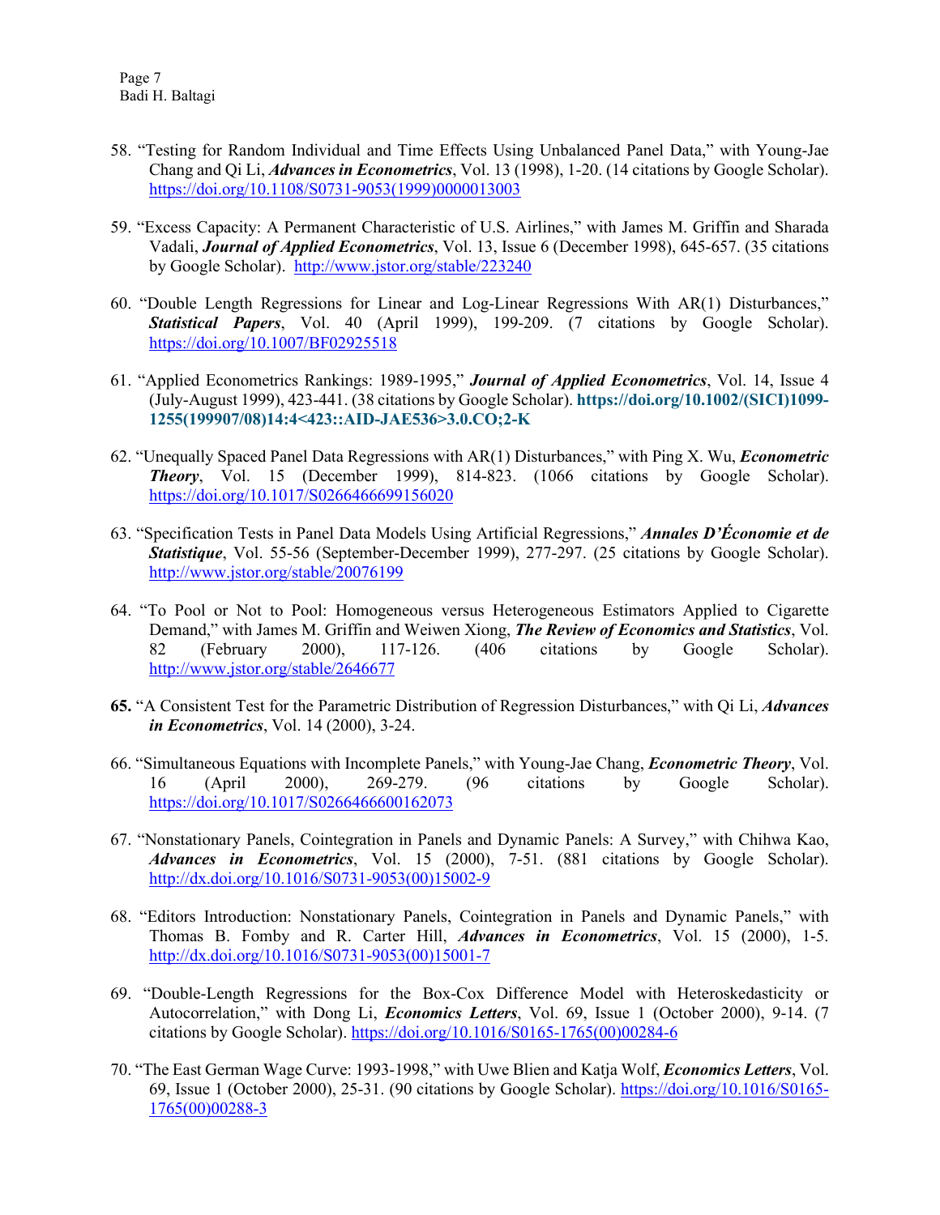58. "Testing for Random Individual and Time Effects Using Unbalanced Panel Data," with Young-Jae Chang and Qi Li, ***Advances in Econometrics***, Vol. 13 (1998), 1-20. (14 citations by Google Scholar). https://doi.org/10.1108/S0731-9053(1999)0000013003

59. "Excess Capacity: A Permanent Characteristic of U.S. Airlines," with James M. Griffin and Sharada Vadali, ***Journal of Applied Econometrics***, Vol. 13, Issue 6 (December 1998), 645-657. (35 citations by Google Scholar). http://www.jstor.org/stable/223240

60. "Double Length Regressions for Linear and Log-Linear Regressions With AR(1) Disturbances," ***Statistical Papers***, Vol. 40 (April 1999), 199-209. (7 citations by Google Scholar). https://doi.org/10.1007/BF02925518

61. "Applied Econometrics Rankings: 1989-1995," ***Journal of Applied Econometrics***, Vol. 14, Issue 4 (July-August 1999), 423-441. (38 citations by Google Scholar). **https://doi.org/10.1002/(SICI)1099-1255(199907/08)14:4<423::AID-JAE536>3.0.CO;2-K**

62. "Unequally Spaced Panel Data Regressions with AR(1) Disturbances," with Ping X. Wu, ***Econometric Theory***, Vol. 15 (December 1999), 814-823. (1066 citations by Google Scholar). https://doi.org/10.1017/S0266466699156020

63. "Specification Tests in Panel Data Models Using Artificial Regressions," ***Annales D'Économie et de Statistique***, Vol. 55-56 (September-December 1999), 277-297. (25 citations by Google Scholar). http://www.jstor.org/stable/20076199

64. "To Pool or Not to Pool: Homogeneous versus Heterogeneous Estimators Applied to Cigarette Demand," with James M. Griffin and Weiwen Xiong, ***The Review of Economics and Statistics***, Vol. 82 (February 2000), 117-126. (406 citations by Google Scholar). http://www.jstor.org/stable/2646677

65. "A Consistent Test for the Parametric Distribution of Regression Disturbances," with Qi Li, ***Advances in Econometrics***, Vol. 14 (2000), 3-24.

66. "Simultaneous Equations with Incomplete Panels," with Young-Jae Chang, ***Econometric Theory***, Vol. 16 (April 2000), 269-279. (96 citations by Google Scholar). https://doi.org/10.1017/S0266466600162073

67. "Nonstationary Panels, Cointegration in Panels and Dynamic Panels: A Survey," with Chihwa Kao, ***Advances in Econometrics***, Vol. 15 (2000), 7-51. (881 citations by Google Scholar). http://dx.doi.org/10.1016/S0731-9053(00)15002-9

68. "Editors Introduction: Nonstationary Panels, Cointegration in Panels and Dynamic Panels," with Thomas B. Fomby and R. Carter Hill, ***Advances in Econometrics***, Vol. 15 (2000), 1-5. http://dx.doi.org/10.1016/S0731-9053(00)15001-7

69. "Double-Length Regressions for the Box-Cox Difference Model with Heteroskedasticity or Autocorrelation," with Dong Li, ***Economics Letters***, Vol. 69, Issue 1 (October 2000), 9-14. (7 citations by Google Scholar). https://doi.org/10.1016/S0165-1765(00)00284-6

70. "The East German Wage Curve: 1993-1998," with Uwe Blien and Katja Wolf, ***Economics Letters***, Vol. 69, Issue 1 (October 2000), 25-31. (90 citations by Google Scholar). https://doi.org/10.1016/S0165-1765(00)00288-3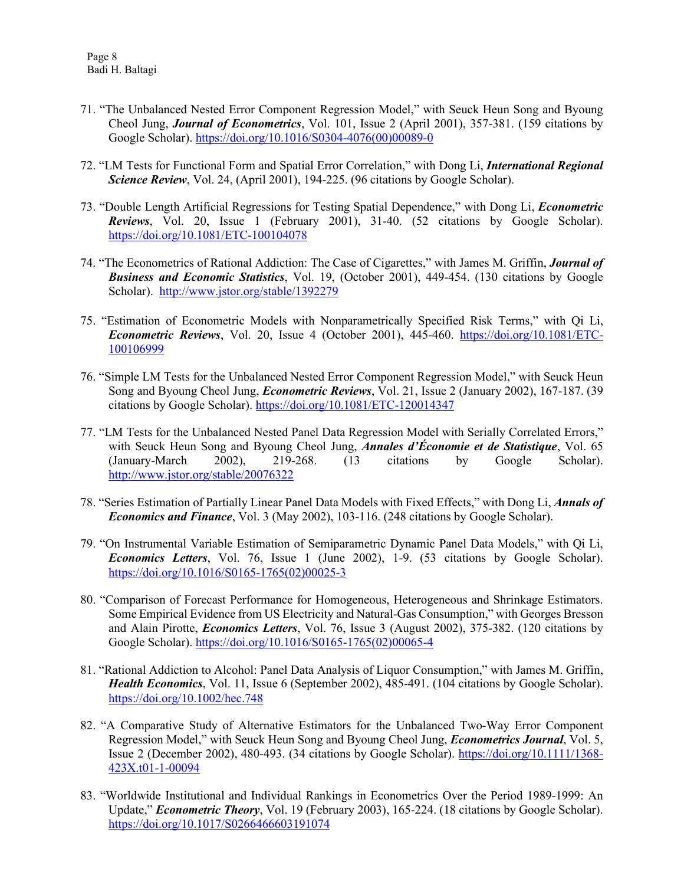71. "The Unbalanced Nested Error Component Regression Model," with Seuck Heun Song and Byoung Cheol Jung, ***Journal of Econometrics***, Vol. 101, Issue 2 (April 2001), 357-381. (159 citations by Google Scholar). https://doi.org/10.1016/S0304-4076(00)00089-0

72. "LM Tests for Functional Form and Spatial Error Correlation," with Dong Li, ***International Regional Science Review***, Vol. 24, (April 2001), 194-225. (96 citations by Google Scholar).

73. "Double Length Artificial Regressions for Testing Spatial Dependence," with Dong Li, ***Econometric Reviews***, Vol. 20, Issue 1 (February 2001), 31-40. (52 citations by Google Scholar). https://doi.org/10.1081/ETC-100104078

74. "The Econometrics of Rational Addiction: The Case of Cigarettes," with James M. Griffin, ***Journal of Business and Economic Statistics***, Vol. 19, (October 2001), 449-454. (130 citations by Google Scholar). http://www.jstor.org/stable/1392279

75. "Estimation of Econometric Models with Nonparametrically Specified Risk Terms," with Qi Li, ***Econometric Reviews***, Vol. 20, Issue 4 (October 2001), 445-460. https://doi.org/10.1081/ETC-100106999

76. "Simple LM Tests for the Unbalanced Nested Error Component Regression Model," with Seuck Heun Song and Byoung Cheol Jung, ***Econometric Reviews***, Vol. 21, Issue 2 (January 2002), 167-187. (39 citations by Google Scholar). https://doi.org/10.1081/ETC-120014347

77. "LM Tests for the Unbalanced Nested Panel Data Regression Model with Serially Correlated Errors," with Seuck Heun Song and Byoung Cheol Jung, ***Annales d'Économie et de Statistique***, Vol. 65 (January-March 2002), 219-268. (13 citations by Google Scholar). http://www.jstor.org/stable/20076322

78. "Series Estimation of Partially Linear Panel Data Models with Fixed Effects," with Dong Li, ***Annals of Economics and Finance***, Vol. 3 (May 2002), 103-116. (248 citations by Google Scholar).

79. "On Instrumental Variable Estimation of Semiparametric Dynamic Panel Data Models," with Qi Li, ***Economics Letters***, Vol. 76, Issue 1 (June 2002), 1-9. (53 citations by Google Scholar). https://doi.org/10.1016/S0165-1765(02)00025-3

80. "Comparison of Forecast Performance for Homogeneous, Heterogeneous and Shrinkage Estimators. Some Empirical Evidence from US Electricity and Natural-Gas Consumption," with Georges Bresson and Alain Pirotte, ***Economics Letters***, Vol. 76, Issue 3 (August 2002), 375-382. (120 citations by Google Scholar). https://doi.org/10.1016/S0165-1765(02)00065-4

81. "Rational Addiction to Alcohol: Panel Data Analysis of Liquor Consumption," with James M. Griffin, ***Health Economics***, Vol. 11, Issue 6 (September 2002), 485-491. (104 citations by Google Scholar). https://doi.org/10.1002/hec.748

82. "A Comparative Study of Alternative Estimators for the Unbalanced Two-Way Error Component Regression Model," with Seuck Heun Song and Byoung Cheol Jung, ***Econometrics Journal***, Vol. 5, Issue 2 (December 2002), 480-493. (34 citations by Google Scholar). https://doi.org/10.1111/1368-423X.t01-1-00094

83. "Worldwide Institutional and Individual Rankings in Econometrics Over the Period 1989-1999: An Update," ***Econometric Theory***, Vol. 19 (February 2003), 165-224. (18 citations by Google Scholar). https://doi.org/10.1017/S0266466603191074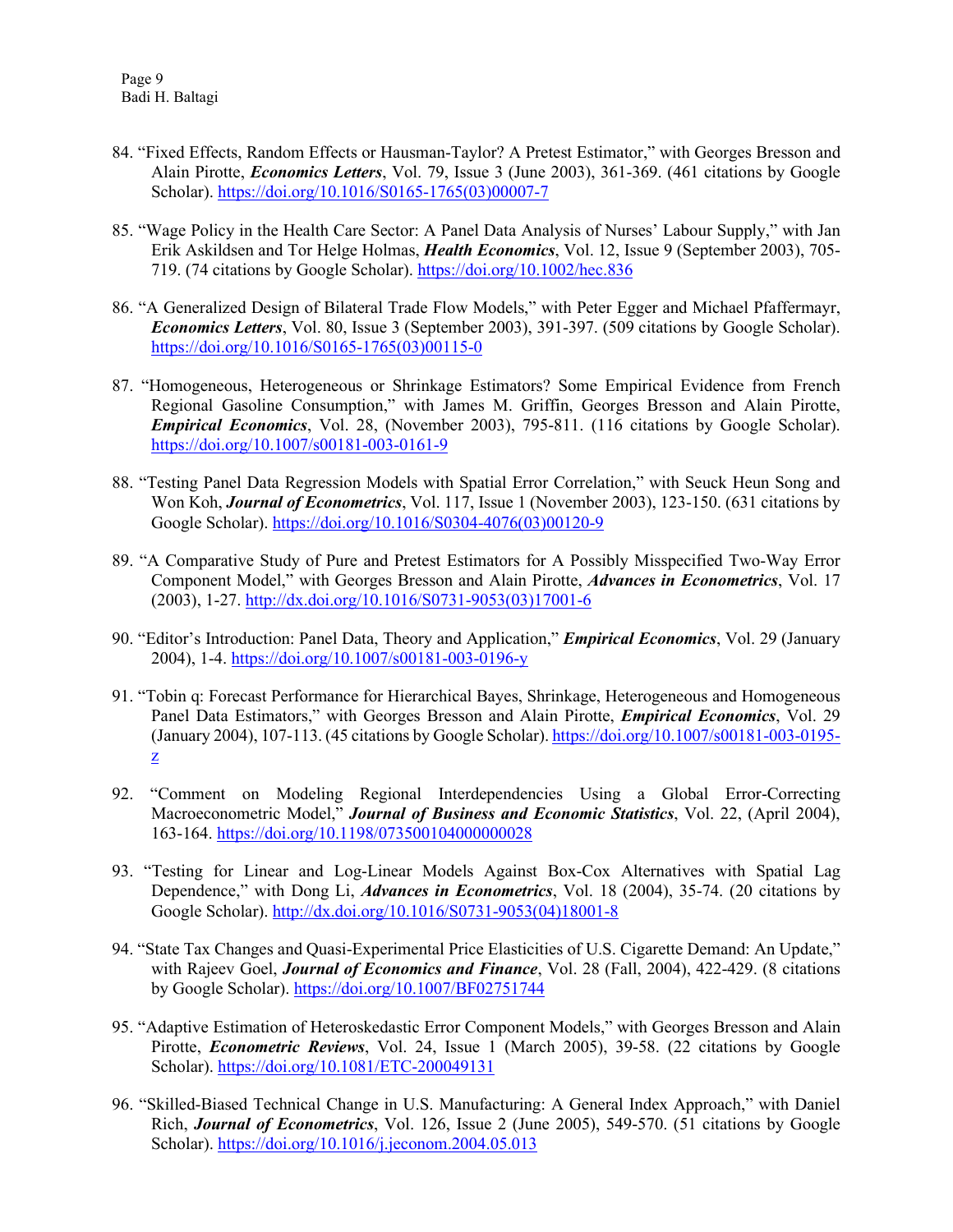84. "Fixed Effects, Random Effects or Hausman-Taylor? A Pretest Estimator," with Georges Bresson and Alain Pirotte, ***Economics Letters***, Vol. 79, Issue 3 (June 2003), 361-369. (461 citations by Google Scholar). https://doi.org/10.1016/S0165-1765(03)00007-7

85. "Wage Policy in the Health Care Sector: A Panel Data Analysis of Nurses' Labour Supply," with Jan Erik Askildsen and Tor Helge Holmas, ***Health Economics***, Vol. 12, Issue 9 (September 2003), 705-719. (74 citations by Google Scholar). https://doi.org/10.1002/hec.836

86. "A Generalized Design of Bilateral Trade Flow Models," with Peter Egger and Michael Pfaffermayr, ***Economics Letters***, Vol. 80, Issue 3 (September 2003), 391-397. (509 citations by Google Scholar). https://doi.org/10.1016/S0165-1765(03)00115-0

87. "Homogeneous, Heterogeneous or Shrinkage Estimators? Some Empirical Evidence from French Regional Gasoline Consumption," with James M. Griffin, Georges Bresson and Alain Pirotte, ***Empirical Economics***, Vol. 28, (November 2003), 795-811. (116 citations by Google Scholar). https://doi.org/10.1007/s00181-003-0161-9

88. "Testing Panel Data Regression Models with Spatial Error Correlation," with Seuck Heun Song and Won Koh, ***Journal of Econometrics***, Vol. 117, Issue 1 (November 2003), 123-150. (631 citations by Google Scholar). https://doi.org/10.1016/S0304-4076(03)00120-9

89. "A Comparative Study of Pure and Pretest Estimators for A Possibly Misspecified Two-Way Error Component Model," with Georges Bresson and Alain Pirotte, ***Advances in Econometrics***, Vol. 17 (2003), 1-27. http://dx.doi.org/10.1016/S0731-9053(03)17001-6

90. "Editor's Introduction: Panel Data, Theory and Application," ***Empirical Economics***, Vol. 29 (January 2004), 1-4. https://doi.org/10.1007/s00181-003-0196-y

91. "Tobin q: Forecast Performance for Hierarchical Bayes, Shrinkage, Heterogeneous and Homogeneous Panel Data Estimators," with Georges Bresson and Alain Pirotte, ***Empirical Economics***, Vol. 29 (January 2004), 107-113. (45 citations by Google Scholar). https://doi.org/10.1007/s00181-003-0195-z

92. "Comment on Modeling Regional Interdependencies Using a Global Error-Correcting Macroeconometric Model," ***Journal of Business and Economic Statistics***, Vol. 22, (April 2004), 163-164. https://doi.org/10.1198/073500104000000028

93. "Testing for Linear and Log-Linear Models Against Box-Cox Alternatives with Spatial Lag Dependence," with Dong Li, ***Advances in Econometrics***, Vol. 18 (2004), 35-74. (20 citations by Google Scholar). http://dx.doi.org/10.1016/S0731-9053(04)18001-8

94. "State Tax Changes and Quasi-Experimental Price Elasticities of U.S. Cigarette Demand: An Update," with Rajeev Goel, ***Journal of Economics and Finance***, Vol. 28 (Fall, 2004), 422-429. (8 citations by Google Scholar). https://doi.org/10.1007/BF02751744

95. "Adaptive Estimation of Heteroskedastic Error Component Models," with Georges Bresson and Alain Pirotte, ***Econometric Reviews***, Vol. 24, Issue 1 (March 2005), 39-58. (22 citations by Google Scholar). https://doi.org/10.1081/ETC-200049131

96. "Skilled-Biased Technical Change in U.S. Manufacturing: A General Index Approach," with Daniel Rich, ***Journal of Econometrics***, Vol. 126, Issue 2 (June 2005), 549-570. (51 citations by Google Scholar). https://doi.org/10.1016/j.jeconom.2004.05.013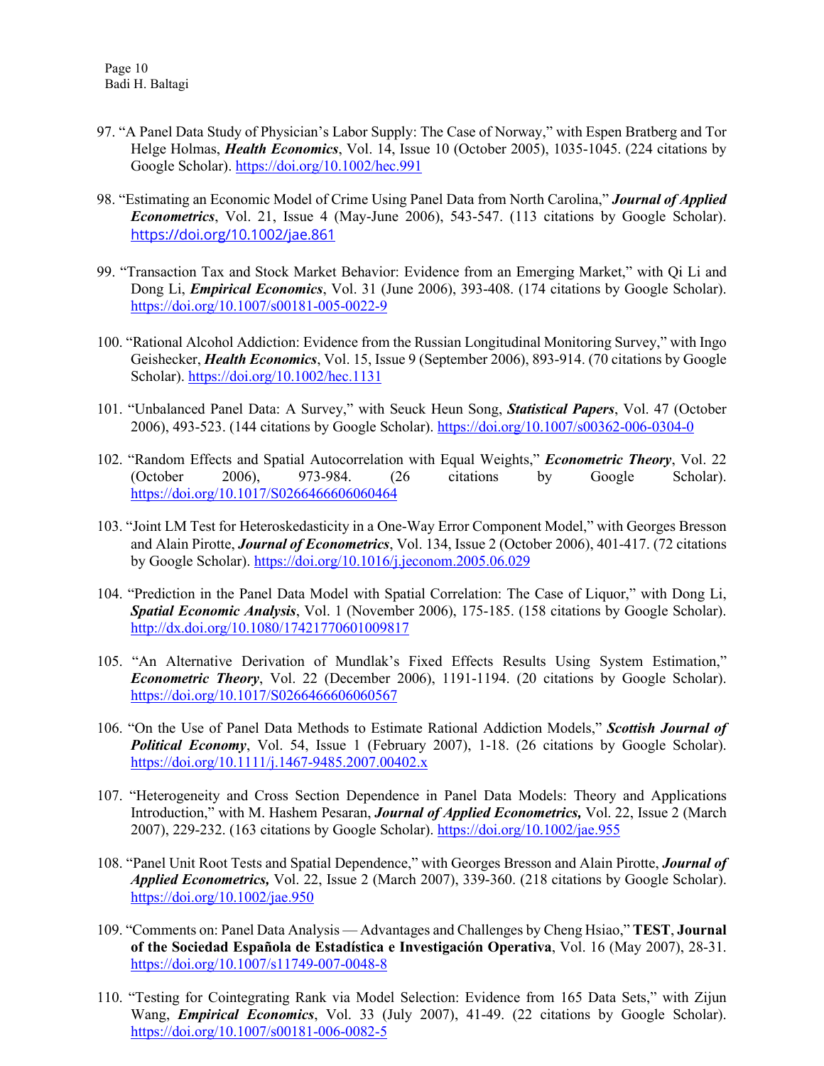97. "A Panel Data Study of Physician's Labor Supply: The Case of Norway," with Espen Bratberg and Tor Helge Holmas, ***Health Economics***, Vol. 14, Issue 10 (October 2005), 1035-1045. (224 citations by Google Scholar). https://doi.org/10.1002/hec.991

98. "Estimating an Economic Model of Crime Using Panel Data from North Carolina," ***Journal of Applied Econometrics***, Vol. 21, Issue 4 (May-June 2006), 543-547. (113 citations by Google Scholar). https://doi.org/10.1002/jae.861

99. "Transaction Tax and Stock Market Behavior: Evidence from an Emerging Market," with Qi Li and Dong Li, ***Empirical Economics***, Vol. 31 (June 2006), 393-408. (174 citations by Google Scholar). https://doi.org/10.1007/s00181-005-0022-9

100. "Rational Alcohol Addiction: Evidence from the Russian Longitudinal Monitoring Survey," with Ingo Geishecker, ***Health Economics***, Vol. 15, Issue 9 (September 2006), 893-914. (70 citations by Google Scholar). https://doi.org/10.1002/hec.1131

101. "Unbalanced Panel Data: A Survey," with Seuck Heun Song, ***Statistical Papers***, Vol. 47 (October 2006), 493-523. (144 citations by Google Scholar). https://doi.org/10.1007/s00362-006-0304-0

102. "Random Effects and Spatial Autocorrelation with Equal Weights," ***Econometric Theory***, Vol. 22 (October 2006), 973-984. (26 citations by Google Scholar). https://doi.org/10.1017/S0266466606060464

103. "Joint LM Test for Heteroskedasticity in a One-Way Error Component Model," with Georges Bresson and Alain Pirotte, ***Journal of Econometrics***, Vol. 134, Issue 2 (October 2006), 401-417. (72 citations by Google Scholar). https://doi.org/10.1016/j.jeconom.2005.06.029

104. "Prediction in the Panel Data Model with Spatial Correlation: The Case of Liquor," with Dong Li, ***Spatial Economic Analysis***, Vol. 1 (November 2006), 175-185. (158 citations by Google Scholar). http://dx.doi.org/10.1080/17421770601009817

105. "An Alternative Derivation of Mundlak's Fixed Effects Results Using System Estimation," ***Econometric Theory***, Vol. 22 (December 2006), 1191-1194. (20 citations by Google Scholar). https://doi.org/10.1017/S0266466606060567

106. "On the Use of Panel Data Methods to Estimate Rational Addiction Models," ***Scottish Journal of Political Economy***, Vol. 54, Issue 1 (February 2007), 1-18. (26 citations by Google Scholar). https://doi.org/10.1111/j.1467-9485.2007.00402.x

107. "Heterogeneity and Cross Section Dependence in Panel Data Models: Theory and Applications Introduction," with M. Hashem Pesaran, ***Journal of Applied Econometrics,*** Vol. 22, Issue 2 (March 2007), 229-232. (163 citations by Google Scholar). https://doi.org/10.1002/jae.955

108. "Panel Unit Root Tests and Spatial Dependence," with Georges Bresson and Alain Pirotte, ***Journal of Applied Econometrics,*** Vol. 22, Issue 2 (March 2007), 339-360. (218 citations by Google Scholar). https://doi.org/10.1002/jae.950

109. "Comments on: Panel Data Analysis — Advantages and Challenges by Cheng Hsiao," **TEST**, **Journal of the Sociedad Española de Estadística e Investigación Operativa**, Vol. 16 (May 2007), 28-31. https://doi.org/10.1007/s11749-007-0048-8

110. "Testing for Cointegrating Rank via Model Selection: Evidence from 165 Data Sets," with Zijun Wang, ***Empirical Economics***, Vol. 33 (July 2007), 41-49. (22 citations by Google Scholar). https://doi.org/10.1007/s00181-006-0082-5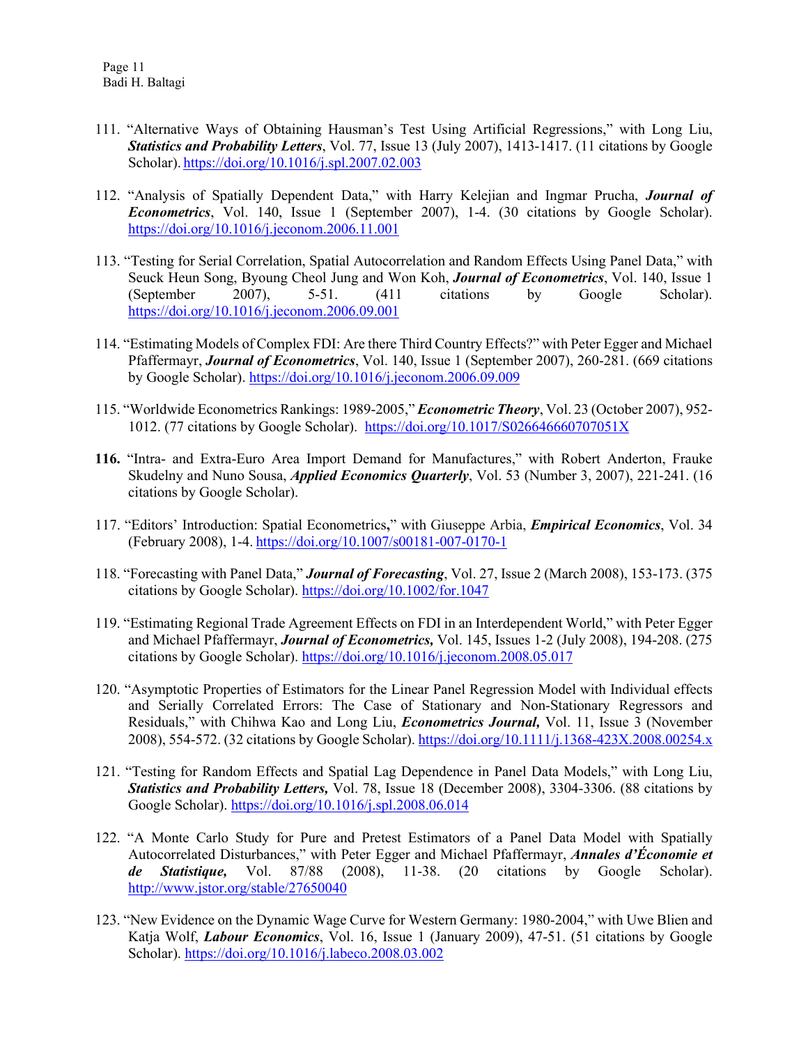111. "Alternative Ways of Obtaining Hausman's Test Using Artificial Regressions," with Long Liu, ***Statistics and Probability Letters***, Vol. 77, Issue 13 (July 2007), 1413-1417. (11 citations by Google Scholar). https://doi.org/10.1016/j.spl.2007.02.003

112. "Analysis of Spatially Dependent Data," with Harry Kelejian and Ingmar Prucha, ***Journal of Econometrics***, Vol. 140, Issue 1 (September 2007), 1-4. (30 citations by Google Scholar). https://doi.org/10.1016/j.jeconom.2006.11.001

113. "Testing for Serial Correlation, Spatial Autocorrelation and Random Effects Using Panel Data," with Seuck Heun Song, Byoung Cheol Jung and Won Koh, ***Journal of Econometrics***, Vol. 140, Issue 1 (September 2007), 5-51. (411 citations by Google Scholar). https://doi.org/10.1016/j.jeconom.2006.09.001

114. "Estimating Models of Complex FDI: Are there Third Country Effects?" with Peter Egger and Michael Pfaffermayr, ***Journal of Econometrics***, Vol. 140, Issue 1 (September 2007), 260-281. (669 citations by Google Scholar). https://doi.org/10.1016/j.jeconom.2006.09.009

115. "Worldwide Econometrics Rankings: 1989-2005," ***Econometric Theory***, Vol. 23 (October 2007), 952-1012. (77 citations by Google Scholar). https://doi.org/10.1017/S026646660707051X

116. "Intra- and Extra-Euro Area Import Demand for Manufactures," with Robert Anderton, Frauke Skudelny and Nuno Sousa, ***Applied Economics Quarterly***, Vol. 53 (Number 3, 2007), 221-241. (16 citations by Google Scholar).

117. "Editors' Introduction: Spatial Econometrics," with Giuseppe Arbia, ***Empirical Economics***, Vol. 34 (February 2008), 1-4. https://doi.org/10.1007/s00181-007-0170-1

118. "Forecasting with Panel Data," ***Journal of Forecasting***, Vol. 27, Issue 2 (March 2008), 153-173. (375 citations by Google Scholar). https://doi.org/10.1002/for.1047

119. "Estimating Regional Trade Agreement Effects on FDI in an Interdependent World," with Peter Egger and Michael Pfaffermayr, ***Journal of Econometrics,*** Vol. 145, Issues 1-2 (July 2008), 194-208. (275 citations by Google Scholar). https://doi.org/10.1016/j.jeconom.2008.05.017

120. "Asymptotic Properties of Estimators for the Linear Panel Regression Model with Individual effects and Serially Correlated Errors: The Case of Stationary and Non-Stationary Regressors and Residuals," with Chihwa Kao and Long Liu, ***Econometrics Journal,*** Vol. 11, Issue 3 (November 2008), 554-572. (32 citations by Google Scholar). https://doi.org/10.1111/j.1368-423X.2008.00254.x

121. "Testing for Random Effects and Spatial Lag Dependence in Panel Data Models," with Long Liu, ***Statistics and Probability Letters,*** Vol. 78, Issue 18 (December 2008), 3304-3306. (88 citations by Google Scholar). https://doi.org/10.1016/j.spl.2008.06.014

122. "A Monte Carlo Study for Pure and Pretest Estimators of a Panel Data Model with Spatially Autocorrelated Disturbances," with Peter Egger and Michael Pfaffermayr, ***Annales d'Économie et de Statistique,*** Vol. 87/88 (2008), 11-38. (20 citations by Google Scholar). http://www.jstor.org/stable/27650040

123. "New Evidence on the Dynamic Wage Curve for Western Germany: 1980-2004," with Uwe Blien and Katja Wolf, ***Labour Economics***, Vol. 16, Issue 1 (January 2009), 47-51. (51 citations by Google Scholar). https://doi.org/10.1016/j.labeco.2008.03.002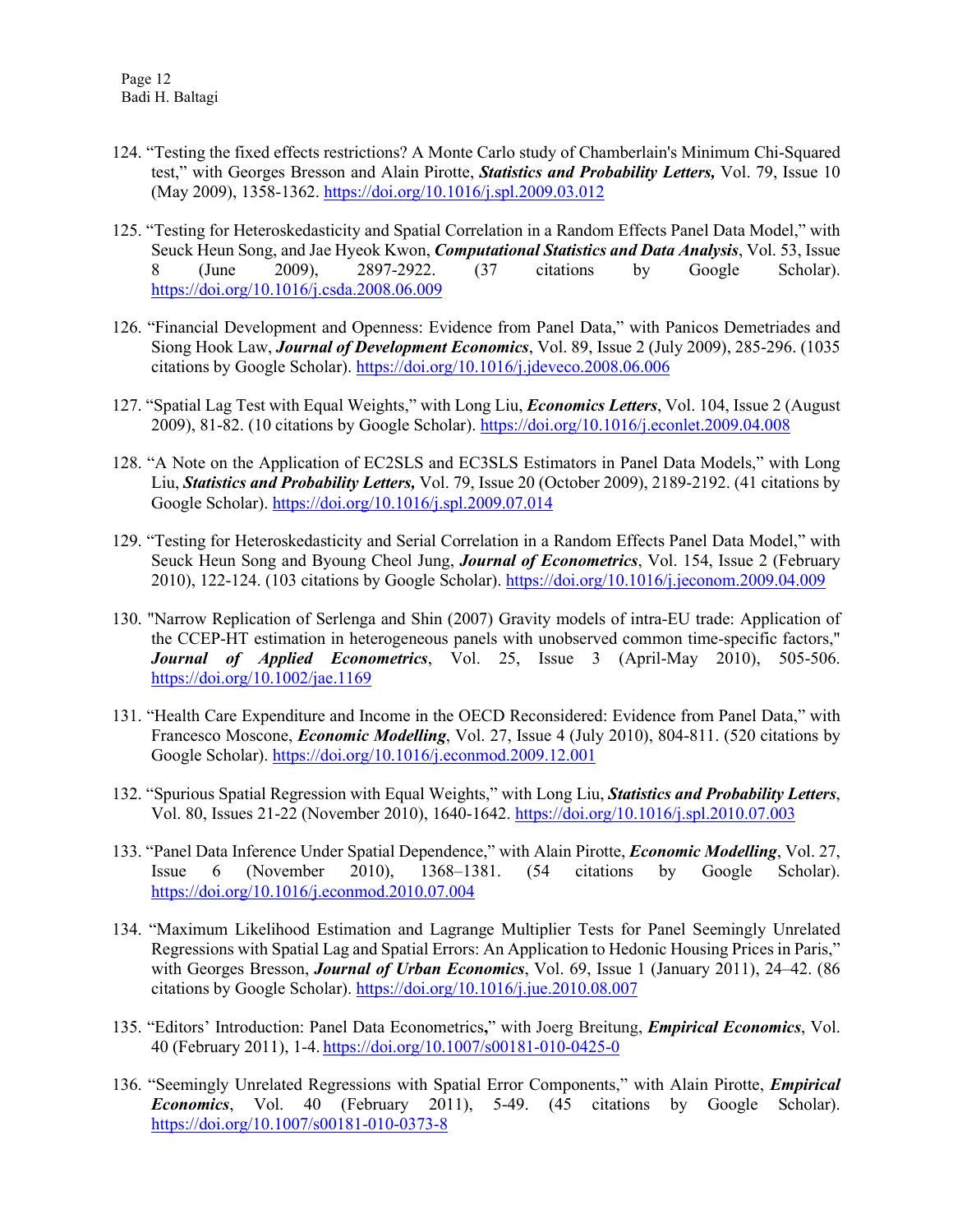124. "Testing the fixed effects restrictions? A Monte Carlo study of Chamberlain's Minimum Chi-Squared test," with Georges Bresson and Alain Pirotte, ***Statistics and Probability Letters,*** Vol. 79, Issue 10 (May 2009), 1358-1362. https://doi.org/10.1016/j.spl.2009.03.012

125. "Testing for Heteroskedasticity and Spatial Correlation in a Random Effects Panel Data Model," with Seuck Heun Song, and Jae Hyeok Kwon, ***Computational Statistics and Data Analysis***, Vol. 53, Issue 8 (June 2009), 2897-2922. (37 citations by Google Scholar). https://doi.org/10.1016/j.csda.2008.06.009

126. "Financial Development and Openness: Evidence from Panel Data," with Panicos Demetriades and Siong Hook Law, ***Journal of Development Economics***, Vol. 89, Issue 2 (July 2009), 285-296. (1035 citations by Google Scholar). https://doi.org/10.1016/j.jdeveco.2008.06.006

127. "Spatial Lag Test with Equal Weights," with Long Liu, ***Economics Letters***, Vol. 104, Issue 2 (August 2009), 81-82. (10 citations by Google Scholar). https://doi.org/10.1016/j.econlet.2009.04.008

128. "A Note on the Application of EC2SLS and EC3SLS Estimators in Panel Data Models," with Long Liu, ***Statistics and Probability Letters,*** Vol. 79, Issue 20 (October 2009), 2189-2192. (41 citations by Google Scholar). https://doi.org/10.1016/j.spl.2009.07.014

129. "Testing for Heteroskedasticity and Serial Correlation in a Random Effects Panel Data Model," with Seuck Heun Song and Byoung Cheol Jung, ***Journal of Econometrics***, Vol. 154, Issue 2 (February 2010), 122-124. (103 citations by Google Scholar). https://doi.org/10.1016/j.jeconom.2009.04.009

130. "Narrow Replication of Serlenga and Shin (2007) Gravity models of intra-EU trade: Application of the CCEP-HT estimation in heterogeneous panels with unobserved common time-specific factors," ***Journal of Applied Econometrics***, Vol. 25, Issue 3 (April-May 2010), 505-506. https://doi.org/10.1002/jae.1169

131. "Health Care Expenditure and Income in the OECD Reconsidered: Evidence from Panel Data," with Francesco Moscone, ***Economic Modelling***, Vol. 27, Issue 4 (July 2010), 804-811. (520 citations by Google Scholar). https://doi.org/10.1016/j.econmod.2009.12.001

132. "Spurious Spatial Regression with Equal Weights," with Long Liu, ***Statistics and Probability Letters***, Vol. 80, Issues 21-22 (November 2010), 1640-1642. https://doi.org/10.1016/j.spl.2010.07.003

133. "Panel Data Inference Under Spatial Dependence," with Alain Pirotte, ***Economic Modelling***, Vol. 27, Issue 6 (November 2010), 1368–1381. (54 citations by Google Scholar). https://doi.org/10.1016/j.econmod.2010.07.004

134. "Maximum Likelihood Estimation and Lagrange Multiplier Tests for Panel Seemingly Unrelated Regressions with Spatial Lag and Spatial Errors: An Application to Hedonic Housing Prices in Paris," with Georges Bresson, ***Journal of Urban Economics***, Vol. 69, Issue 1 (January 2011), 24–42. (86 citations by Google Scholar). https://doi.org/10.1016/j.jue.2010.08.007

135. "Editors' Introduction: Panel Data Econometrics," with Joerg Breitung, ***Empirical Economics***, Vol. 40 (February 2011), 1-4. https://doi.org/10.1007/s00181-010-0425-0

136. "Seemingly Unrelated Regressions with Spatial Error Components," with Alain Pirotte, ***Empirical Economics***, Vol. 40 (February 2011), 5-49. (45 citations by Google Scholar). https://doi.org/10.1007/s00181-010-0373-8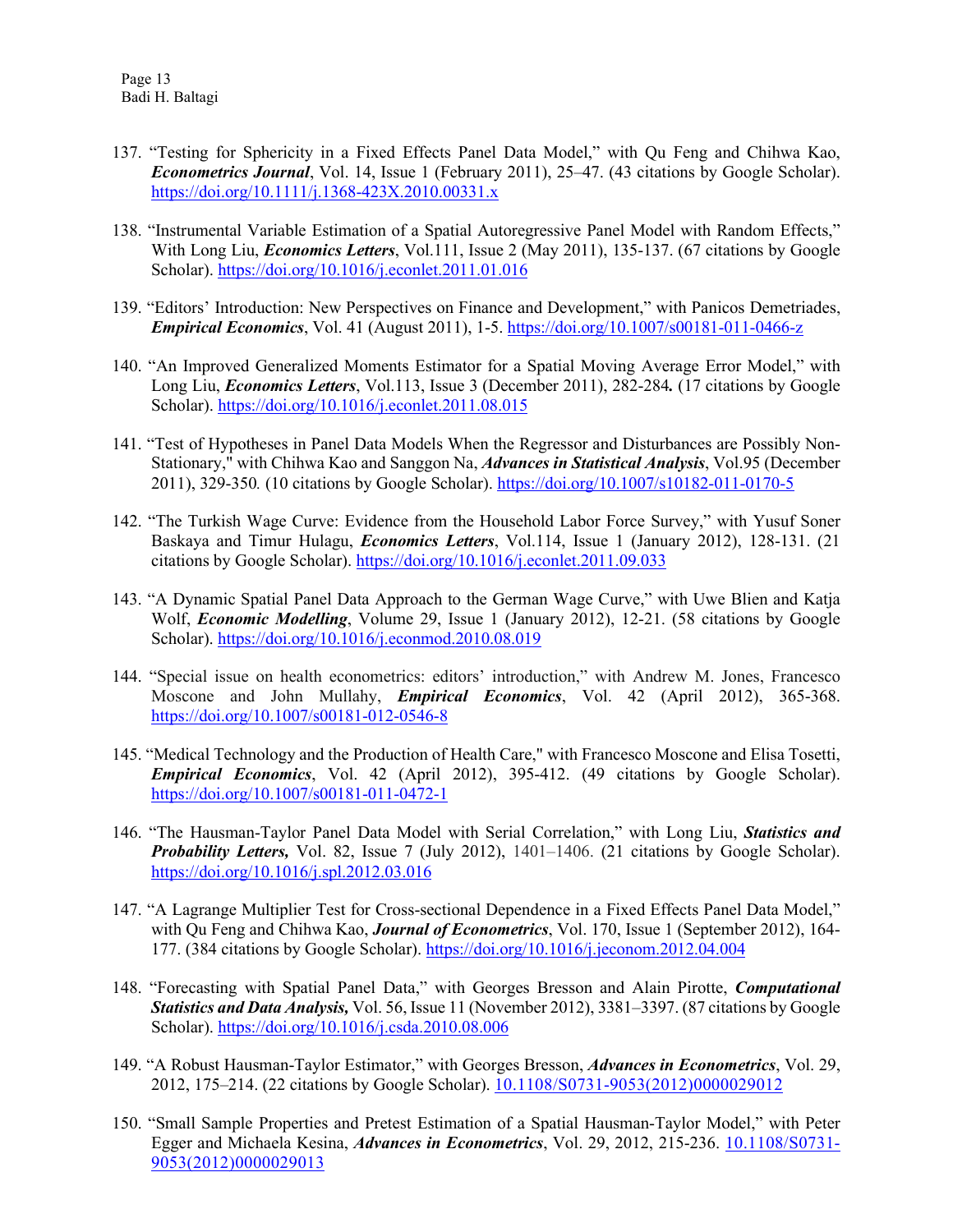137. "Testing for Sphericity in a Fixed Effects Panel Data Model," with Qu Feng and Chihwa Kao, ***Econometrics Journal***, Vol. 14, Issue 1 (February 2011), 25–47. (43 citations by Google Scholar). https://doi.org/10.1111/j.1368-423X.2010.00331.x

138. "Instrumental Variable Estimation of a Spatial Autoregressive Panel Model with Random Effects," With Long Liu, ***Economics Letters***, Vol.111, Issue 2 (May 2011), 135-137. (67 citations by Google Scholar). https://doi.org/10.1016/j.econlet.2011.01.016

139. "Editors' Introduction: New Perspectives on Finance and Development," with Panicos Demetriades, ***Empirical Economics***, Vol. 41 (August 2011), 1-5. https://doi.org/10.1007/s00181-011-0466-z

140. "An Improved Generalized Moments Estimator for a Spatial Moving Average Error Model," with Long Liu, ***Economics Letters***, Vol.113, Issue 3 (December 2011), 282-284**.** (17 citations by Google Scholar). https://doi.org/10.1016/j.econlet.2011.08.015

141. "Test of Hypotheses in Panel Data Models When the Regressor and Disturbances are Possibly Non-Stationary," with Chihwa Kao and Sanggon Na, ***Advances in Statistical Analysis***, Vol.95 (December 2011), 329-350*.* (10 citations by Google Scholar). https://doi.org/10.1007/s10182-011-0170-5

142. "The Turkish Wage Curve: Evidence from the Household Labor Force Survey," with Yusuf Soner Baskaya and Timur Hulagu, ***Economics Letters***, Vol.114, Issue 1 (January 2012), 128-131. (21 citations by Google Scholar). https://doi.org/10.1016/j.econlet.2011.09.033

143. "A Dynamic Spatial Panel Data Approach to the German Wage Curve," with Uwe Blien and Katja Wolf, ***Economic Modelling***, Volume 29, Issue 1 (January 2012), 12-21. (58 citations by Google Scholar). https://doi.org/10.1016/j.econmod.2010.08.019

144. "Special issue on health econometrics: editors' introduction," with Andrew M. Jones, Francesco Moscone and John Mullahy, ***Empirical Economics***, Vol. 42 (April 2012), 365-368. https://doi.org/10.1007/s00181-012-0546-8

145. "Medical Technology and the Production of Health Care," with Francesco Moscone and Elisa Tosetti, ***Empirical Economics***, Vol. 42 (April 2012), 395-412. (49 citations by Google Scholar). https://doi.org/10.1007/s00181-011-0472-1

146. "The Hausman-Taylor Panel Data Model with Serial Correlation," with Long Liu, ***Statistics and Probability Letters,*** Vol. 82, Issue 7 (July 2012), 1401–1406. (21 citations by Google Scholar). https://doi.org/10.1016/j.spl.2012.03.016

147. "A Lagrange Multiplier Test for Cross-sectional Dependence in a Fixed Effects Panel Data Model," with Qu Feng and Chihwa Kao, ***Journal of Econometrics***, Vol. 170, Issue 1 (September 2012), 164-177. (384 citations by Google Scholar). https://doi.org/10.1016/j.jeconom.2012.04.004

148. "Forecasting with Spatial Panel Data," with Georges Bresson and Alain Pirotte, ***Computational Statistics and Data Analysis,*** Vol. 56, Issue 11 (November 2012), 3381–3397. (87 citations by Google Scholar). https://doi.org/10.1016/j.csda.2010.08.006

149. "A Robust Hausman-Taylor Estimator," with Georges Bresson, ***Advances in Econometrics***, Vol. 29, 2012, 175–214. (22 citations by Google Scholar). 10.1108/S0731-9053(2012)0000029012

150. "Small Sample Properties and Pretest Estimation of a Spatial Hausman-Taylor Model," with Peter Egger and Michaela Kesina, ***Advances in Econometrics***, Vol. 29, 2012, 215-236. 10.1108/S0731-9053(2012)0000029013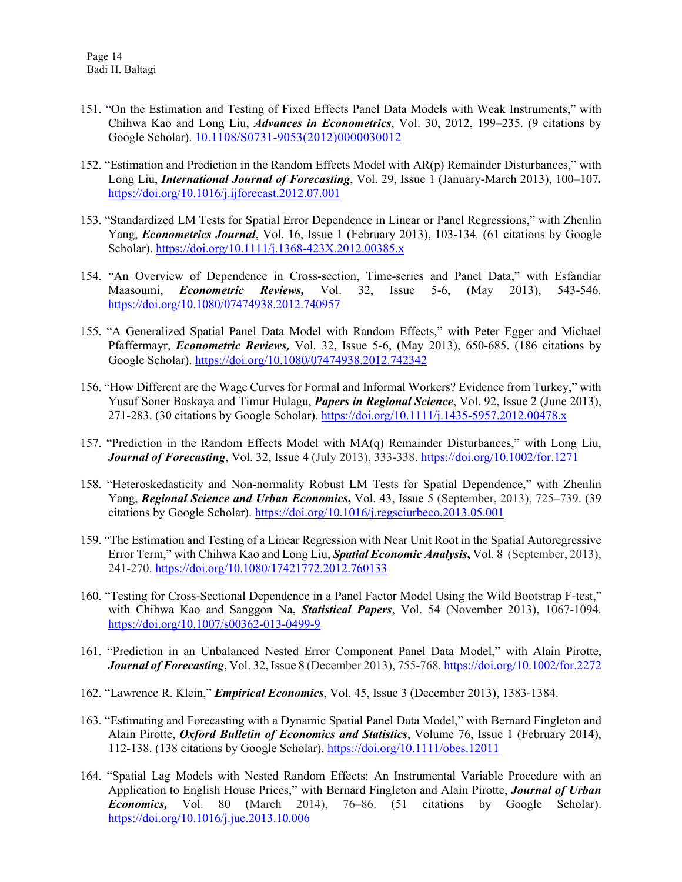151. "On the Estimation and Testing of Fixed Effects Panel Data Models with Weak Instruments," with Chihwa Kao and Long Liu, ***Advances in Econometrics***, Vol. 30, 2012, 199–235. (9 citations by Google Scholar). 10.1108/S0731-9053(2012)0000030012

152. "Estimation and Prediction in the Random Effects Model with AR(p) Remainder Disturbances," with Long Liu, ***International Journal of Forecasting***, Vol. 29, Issue 1 (January-March 2013), 100–107**.** https://doi.org/10.1016/j.ijforecast.2012.07.001

153. "Standardized LM Tests for Spatial Error Dependence in Linear or Panel Regressions," with Zhenlin Yang, ***Econometrics Journal***, Vol. 16, Issue 1 (February 2013), 103-134. (61 citations by Google Scholar). https://doi.org/10.1111/j.1368-423X.2012.00385.x

154. "An Overview of Dependence in Cross-section, Time-series and Panel Data," with Esfandiar Maasoumi, ***Econometric Reviews,*** Vol. 32, Issue 5-6, (May 2013), 543-546. https://doi.org/10.1080/07474938.2012.740957

155. "A Generalized Spatial Panel Data Model with Random Effects," with Peter Egger and Michael Pfaffermayr, ***Econometric Reviews,*** Vol. 32, Issue 5-6, (May 2013), 650-685. (186 citations by Google Scholar). https://doi.org/10.1080/07474938.2012.742342

156. "How Different are the Wage Curves for Formal and Informal Workers? Evidence from Turkey," with Yusuf Soner Baskaya and Timur Hulagu, ***Papers in Regional Science***, Vol. 92, Issue 2 (June 2013), 271-283. (30 citations by Google Scholar). https://doi.org/10.1111/j.1435-5957.2012.00478.x

157. "Prediction in the Random Effects Model with MA(q) Remainder Disturbances," with Long Liu, ***Journal of Forecasting***, Vol. 32, Issue 4 (July 2013), 333-338. https://doi.org/10.1002/for.1271

158. "Heteroskedasticity and Non-normality Robust LM Tests for Spatial Dependence," with Zhenlin Yang, ***Regional Science and Urban Economics*****,** Vol. 43, Issue 5 (September, 2013), 725–739. (39 citations by Google Scholar). https://doi.org/10.1016/j.regsciurbeco.2013.05.001

159. "The Estimation and Testing of a Linear Regression with Near Unit Root in the Spatial Autoregressive Error Term," with Chihwa Kao and Long Liu, ***Spatial Economic Analysis*****,** Vol. 8 (September, 2013), 241-270. https://doi.org/10.1080/17421772.2012.760133

160. "Testing for Cross-Sectional Dependence in a Panel Factor Model Using the Wild Bootstrap F-test," with Chihwa Kao and Sanggon Na, ***Statistical Papers***, Vol. 54 (November 2013), 1067-1094. https://doi.org/10.1007/s00362-013-0499-9

161. "Prediction in an Unbalanced Nested Error Component Panel Data Model," with Alain Pirotte, ***Journal of Forecasting***, Vol. 32, Issue 8 (December 2013), 755-768. https://doi.org/10.1002/for.2272

162. "Lawrence R. Klein," ***Empirical Economics***, Vol. 45, Issue 3 (December 2013), 1383-1384.

163. "Estimating and Forecasting with a Dynamic Spatial Panel Data Model," with Bernard Fingleton and Alain Pirotte, ***Oxford Bulletin of Economics and Statistics***, Volume 76, Issue 1 (February 2014), 112-138. (138 citations by Google Scholar). https://doi.org/10.1111/obes.12011

164. "Spatial Lag Models with Nested Random Effects: An Instrumental Variable Procedure with an Application to English House Prices," with Bernard Fingleton and Alain Pirotte, ***Journal of Urban Economics,*** Vol. 80 (March 2014), 76–86. (51 citations by Google Scholar). https://doi.org/10.1016/j.jue.2013.10.006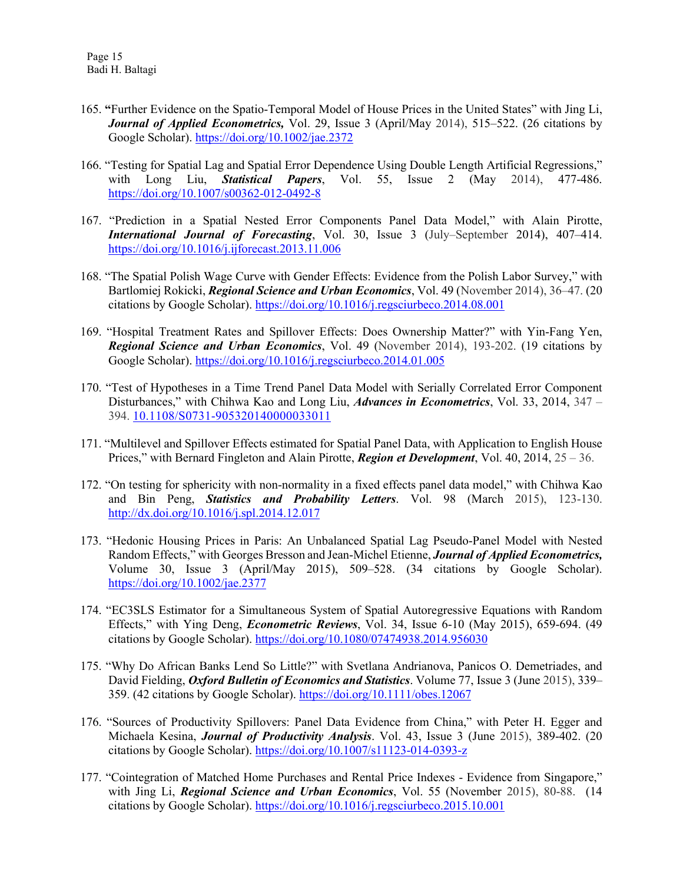165. **"**Further Evidence on the Spatio-Temporal Model of House Prices in the United States" with Jing Li, ***Journal of Applied Econometrics,*** Vol. 29, Issue 3 (April/May 2014), 515–522. (26 citations by Google Scholar). https://doi.org/10.1002/jae.2372

166. "Testing for Spatial Lag and Spatial Error Dependence Using Double Length Artificial Regressions," with Long Liu, ***Statistical Papers***, Vol. 55, Issue 2 (May 2014), 477-486. https://doi.org/10.1007/s00362-012-0492-8

167. "Prediction in a Spatial Nested Error Components Panel Data Model," with Alain Pirotte, ***International Journal of Forecasting***, Vol. 30, Issue 3 (July–September 2014), 407–414. https://doi.org/10.1016/j.ijforecast.2013.11.006

168. "The Spatial Polish Wage Curve with Gender Effects: Evidence from the Polish Labor Survey," with Bartlomiej Rokicki, ***Regional Science and Urban Economics***, Vol. 49 (November 2014), 36–47. (20 citations by Google Scholar). https://doi.org/10.1016/j.regsciurbeco.2014.08.001

169. "Hospital Treatment Rates and Spillover Effects: Does Ownership Matter?" with Yin-Fang Yen, ***Regional Science and Urban Economics***, Vol. 49 (November 2014), 193-202. (19 citations by Google Scholar). https://doi.org/10.1016/j.regsciurbeco.2014.01.005

170. "Test of Hypotheses in a Time Trend Panel Data Model with Serially Correlated Error Component Disturbances," with Chihwa Kao and Long Liu, ***Advances in Econometrics***, Vol. 33, 2014, 347 – 394. 10.1108/S0731-905320140000033011

171. "Multilevel and Spillover Effects estimated for Spatial Panel Data, with Application to English House Prices," with Bernard Fingleton and Alain Pirotte, ***Region et Development***, Vol. 40, 2014, 25 – 36.

172. "On testing for sphericity with non-normality in a fixed effects panel data model," with Chihwa Kao and Bin Peng, ***Statistics and Probability Letters***. Vol. 98 (March 2015), 123-130. http://dx.doi.org/10.1016/j.spl.2014.12.017

173. "Hedonic Housing Prices in Paris: An Unbalanced Spatial Lag Pseudo-Panel Model with Nested Random Effects," with Georges Bresson and Jean-Michel Etienne, ***Journal of Applied Econometrics,*** Volume 30, Issue 3 (April/May 2015), 509–528. (34 citations by Google Scholar). https://doi.org/10.1002/jae.2377

174. "EC3SLS Estimator for a Simultaneous System of Spatial Autoregressive Equations with Random Effects," with Ying Deng, ***Econometric Reviews***, Vol. 34, Issue 6-10 (May 2015), 659-694. (49 citations by Google Scholar). https://doi.org/10.1080/07474938.2014.956030

175. "Why Do African Banks Lend So Little?" with Svetlana Andrianova, Panicos O. Demetriades, and David Fielding, ***Oxford Bulletin of Economics and Statistics***. Volume 77, Issue 3 (June 2015), 339–359. (42 citations by Google Scholar). https://doi.org/10.1111/obes.12067

176. "Sources of Productivity Spillovers: Panel Data Evidence from China," with Peter H. Egger and Michaela Kesina, ***Journal of Productivity Analysis***. Vol. 43, Issue 3 (June 2015), 389-402. (20 citations by Google Scholar). https://doi.org/10.1007/s11123-014-0393-z

177. "Cointegration of Matched Home Purchases and Rental Price Indexes - Evidence from Singapore," with Jing Li, ***Regional Science and Urban Economics***, Vol. 55 (November 2015), 80-88. (14 citations by Google Scholar). https://doi.org/10.1016/j.regsciurbeco.2015.10.001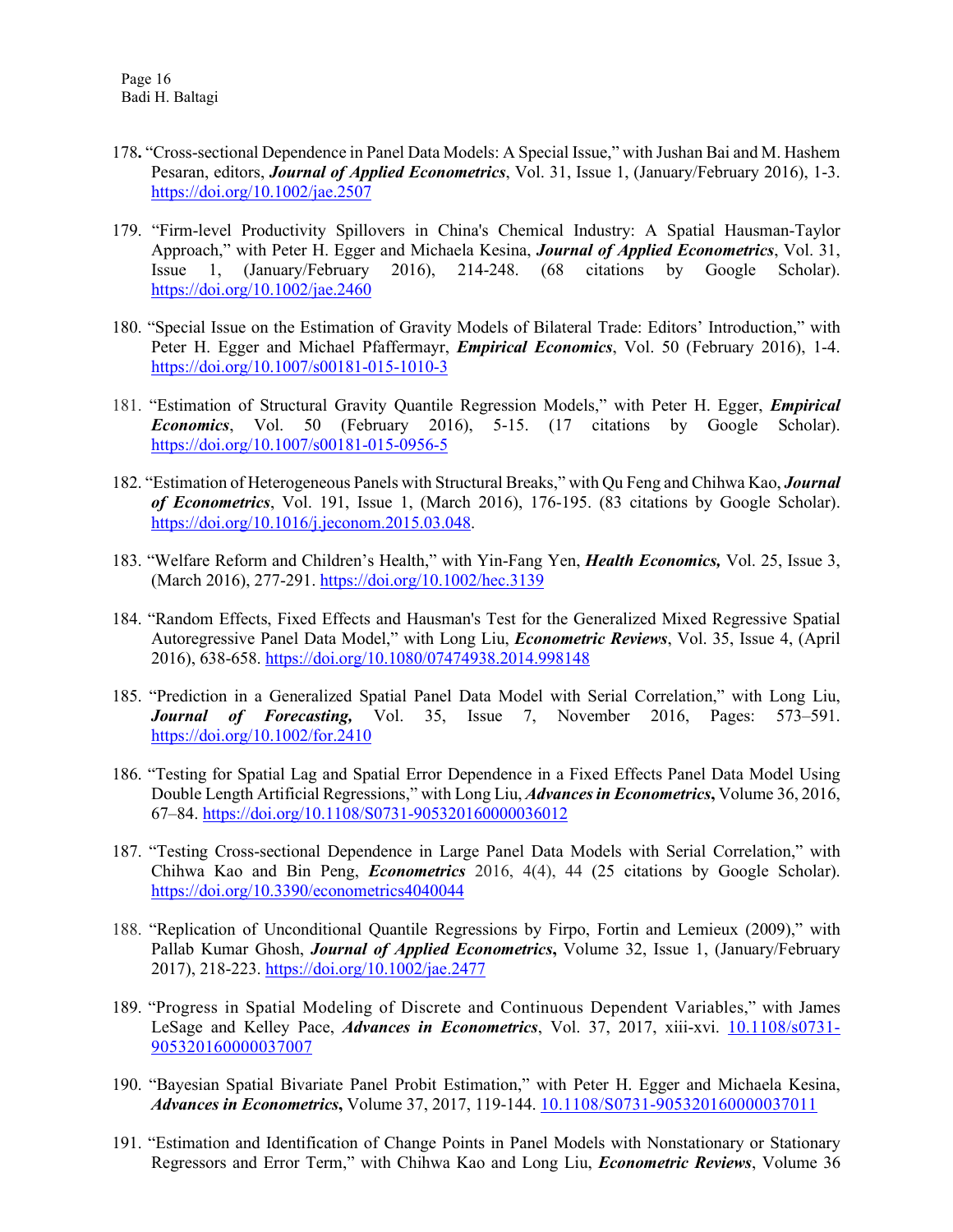178. "Cross-sectional Dependence in Panel Data Models: A Special Issue," with Jushan Bai and M. Hashem Pesaran, editors, ***Journal of Applied Econometrics***, Vol. 31, Issue 1, (January/February 2016), 1-3. https://doi.org/10.1002/jae.2507

179. "Firm-level Productivity Spillovers in China's Chemical Industry: A Spatial Hausman-Taylor Approach," with Peter H. Egger and Michaela Kesina, ***Journal of Applied Econometrics***, Vol. 31, Issue 1, (January/February 2016), 214-248. (68 citations by Google Scholar). https://doi.org/10.1002/jae.2460

180. "Special Issue on the Estimation of Gravity Models of Bilateral Trade: Editors' Introduction," with Peter H. Egger and Michael Pfaffermayr, ***Empirical Economics***, Vol. 50 (February 2016), 1-4. https://doi.org/10.1007/s00181-015-1010-3

181. "Estimation of Structural Gravity Quantile Regression Models," with Peter H. Egger, ***Empirical Economics***, Vol. 50 (February 2016), 5-15. (17 citations by Google Scholar). https://doi.org/10.1007/s00181-015-0956-5

182. "Estimation of Heterogeneous Panels with Structural Breaks," with Qu Feng and Chihwa Kao, ***Journal of Econometrics***, Vol. 191, Issue 1, (March 2016), 176-195. (83 citations by Google Scholar). https://doi.org/10.1016/j.jeconom.2015.03.048.

183. "Welfare Reform and Children's Health," with Yin-Fang Yen, ***Health Economics,*** Vol. 25, Issue 3, (March 2016), 277-291. https://doi.org/10.1002/hec.3139

184. "Random Effects, Fixed Effects and Hausman's Test for the Generalized Mixed Regressive Spatial Autoregressive Panel Data Model," with Long Liu, ***Econometric Reviews***, Vol. 35, Issue 4, (April 2016), 638-658. https://doi.org/10.1080/07474938.2014.998148

185. "Prediction in a Generalized Spatial Panel Data Model with Serial Correlation," with Long Liu, ***Journal of Forecasting,*** Vol. 35, Issue 7, November 2016, Pages: 573–591. https://doi.org/10.1002/for.2410

186. "Testing for Spatial Lag and Spatial Error Dependence in a Fixed Effects Panel Data Model Using Double Length Artificial Regressions," with Long Liu, ***Advances in Econometrics*****,** Volume 36, 2016, 67–84. https://doi.org/10.1108/S0731-905320160000036012

187. "Testing Cross-sectional Dependence in Large Panel Data Models with Serial Correlation," with Chihwa Kao and Bin Peng, ***Econometrics*** 2016, 4(4), 44 (25 citations by Google Scholar). https://doi.org/10.3390/econometrics4040044

188. "Replication of Unconditional Quantile Regressions by Firpo, Fortin and Lemieux (2009)," with Pallab Kumar Ghosh, ***Journal of Applied Econometrics*****,** Volume 32, Issue 1, (January/February 2017), 218-223. https://doi.org/10.1002/jae.2477

189. "Progress in Spatial Modeling of Discrete and Continuous Dependent Variables," with James LeSage and Kelley Pace, ***Advances in Econometrics***, Vol. 37, 2017, xiii-xvi. 10.1108/s0731-905320160000037007

190. "Bayesian Spatial Bivariate Panel Probit Estimation," with Peter H. Egger and Michaela Kesina, ***Advances in Econometrics*****,** Volume 37, 2017, 119-144. 10.1108/S0731-905320160000037011

191. "Estimation and Identification of Change Points in Panel Models with Nonstationary or Stationary Regressors and Error Term," with Chihwa Kao and Long Liu, ***Econometric Reviews***, Volume 36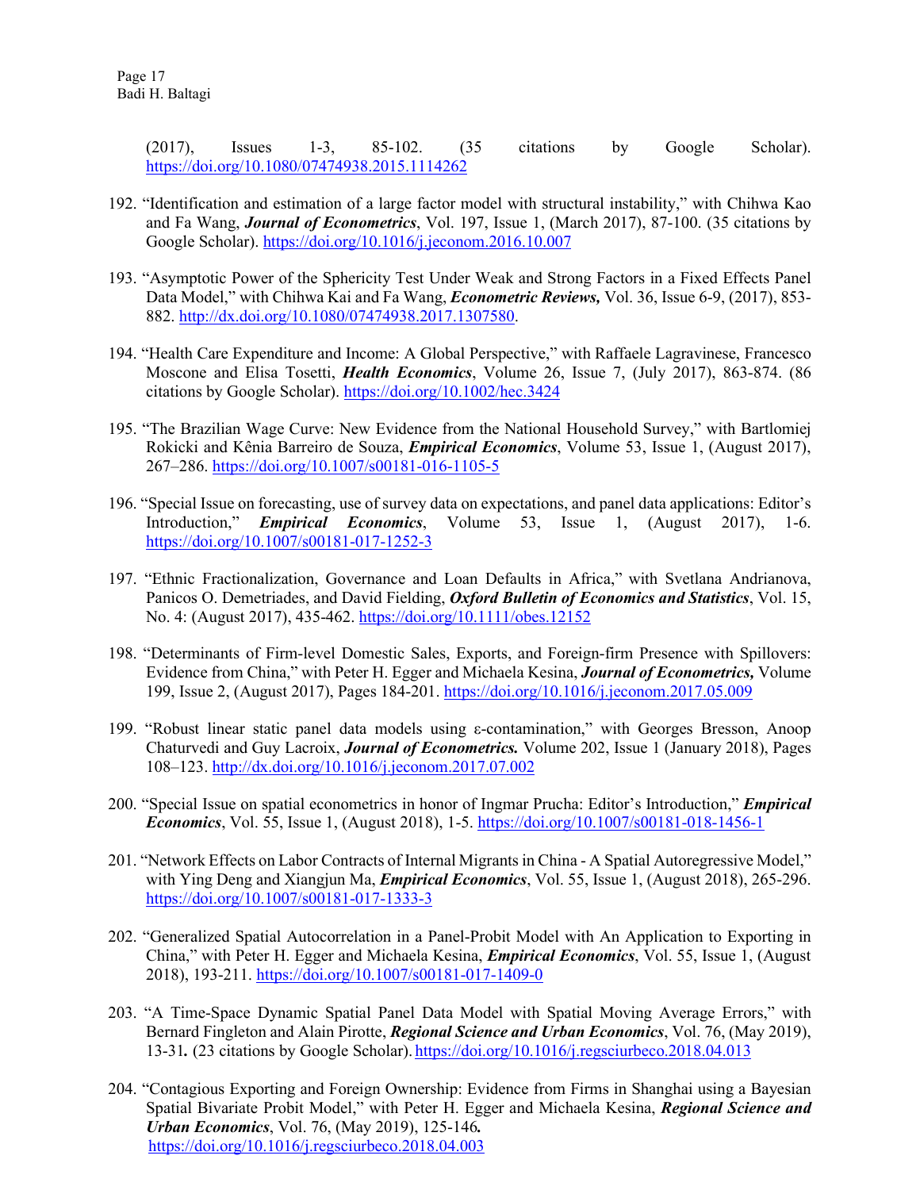(2017), Issues 1-3, 85-102. (35 citations by Google Scholar). https://doi.org/10.1080/07474938.2015.1114262

192. "Identification and estimation of a large factor model with structural instability," with Chihwa Kao and Fa Wang, ***Journal of Econometrics***, Vol. 197, Issue 1, (March 2017), 87-100. (35 citations by Google Scholar). https://doi.org/10.1016/j.jeconom.2016.10.007

193. "Asymptotic Power of the Sphericity Test Under Weak and Strong Factors in a Fixed Effects Panel Data Model," with Chihwa Kai and Fa Wang, ***Econometric Reviews,*** Vol. 36, Issue 6-9, (2017), 853-882. http://dx.doi.org/10.1080/07474938.2017.1307580.

194. "Health Care Expenditure and Income: A Global Perspective," with Raffaele Lagravinese, Francesco Moscone and Elisa Tosetti, ***Health Economics***, Volume 26, Issue 7, (July 2017), 863-874. (86 citations by Google Scholar). https://doi.org/10.1002/hec.3424

195. "The Brazilian Wage Curve: New Evidence from the National Household Survey," with Bartlomiej Rokicki and Kênia Barreiro de Souza, ***Empirical Economics***, Volume 53, Issue 1, (August 2017), 267–286. https://doi.org/10.1007/s00181-016-1105-5

196. "Special Issue on forecasting, use of survey data on expectations, and panel data applications: Editor's Introduction," ***Empirical Economics***, Volume 53, Issue 1, (August 2017), 1-6. https://doi.org/10.1007/s00181-017-1252-3

197. "Ethnic Fractionalization, Governance and Loan Defaults in Africa," with Svetlana Andrianova, Panicos O. Demetriades, and David Fielding, ***Oxford Bulletin of Economics and Statistics***, Vol. 15, No. 4: (August 2017), 435-462. https://doi.org/10.1111/obes.12152

198. "Determinants of Firm-level Domestic Sales, Exports, and Foreign-firm Presence with Spillovers: Evidence from China," with Peter H. Egger and Michaela Kesina, ***Journal of Econometrics,*** Volume 199, Issue 2, (August 2017), Pages 184-201. https://doi.org/10.1016/j.jeconom.2017.05.009

199. "Robust linear static panel data models using ε-contamination," with Georges Bresson, Anoop Chaturvedi and Guy Lacroix, ***Journal of Econometrics.*** Volume 202, Issue 1 (January 2018), Pages 108–123. http://dx.doi.org/10.1016/j.jeconom.2017.07.002

200. "Special Issue on spatial econometrics in honor of Ingmar Prucha: Editor's Introduction," ***Empirical Economics***, Vol. 55, Issue 1, (August 2018), 1-5. https://doi.org/10.1007/s00181-018-1456-1

201. "Network Effects on Labor Contracts of Internal Migrants in China - A Spatial Autoregressive Model," with Ying Deng and Xiangjun Ma, ***Empirical Economics***, Vol. 55, Issue 1, (August 2018), 265-296. https://doi.org/10.1007/s00181-017-1333-3

202. "Generalized Spatial Autocorrelation in a Panel-Probit Model with An Application to Exporting in China," with Peter H. Egger and Michaela Kesina, ***Empirical Economics***, Vol. 55, Issue 1, (August 2018), 193-211. https://doi.org/10.1007/s00181-017-1409-0

203. "A Time-Space Dynamic Spatial Panel Data Model with Spatial Moving Average Errors," with Bernard Fingleton and Alain Pirotte, ***Regional Science and Urban Economics***, Vol. 76, (May 2019), 13-31**.** (23 citations by Google Scholar). https://doi.org/10.1016/j.regsciurbeco.2018.04.013

204. "Contagious Exporting and Foreign Ownership: Evidence from Firms in Shanghai using a Bayesian Spatial Bivariate Probit Model," with Peter H. Egger and Michaela Kesina, ***Regional Science and Urban Economics***, Vol. 76, (May 2019), 125-146***.*** https://doi.org/10.1016/j.regsciurbeco.2018.04.003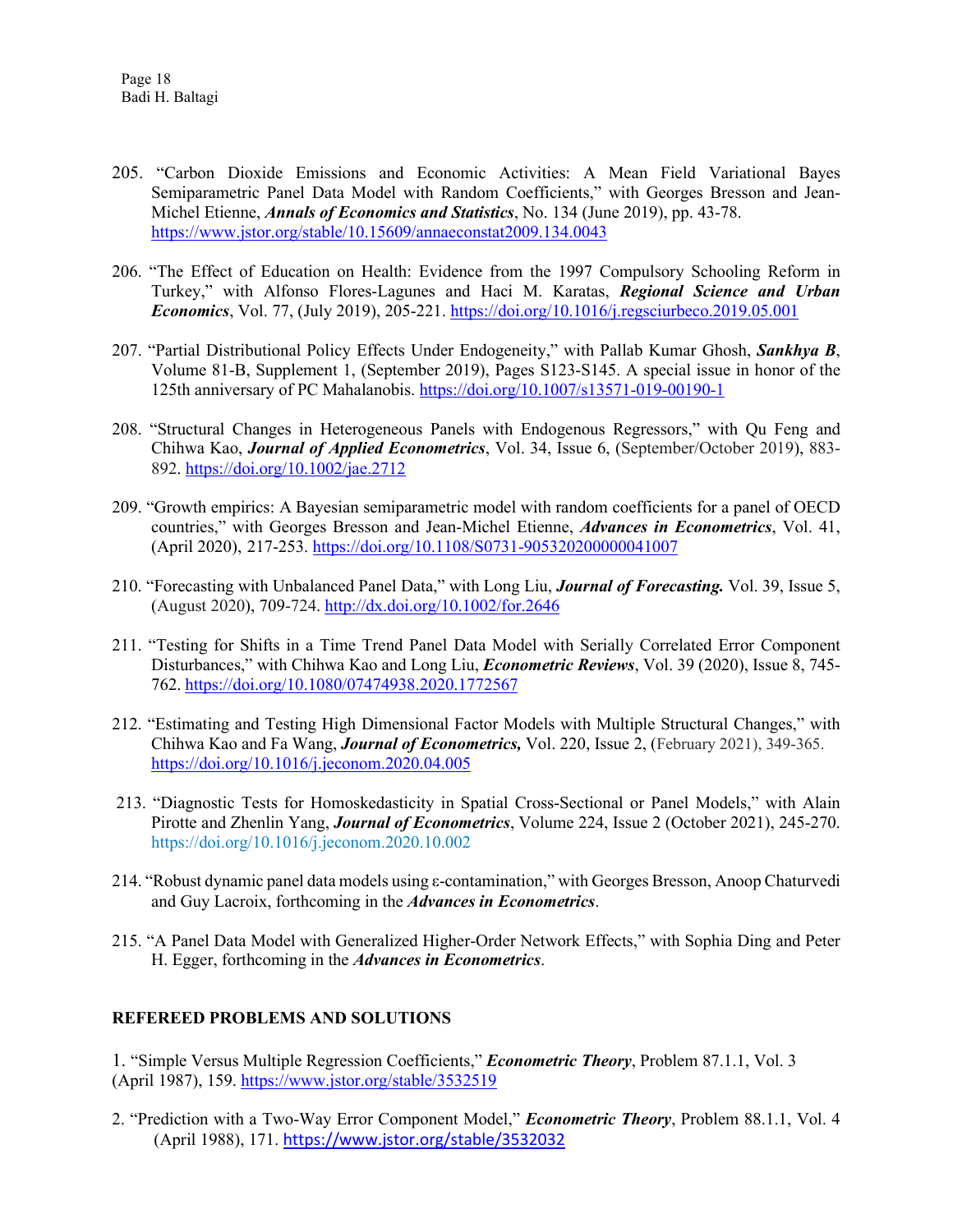205. "Carbon Dioxide Emissions and Economic Activities: A Mean Field Variational Bayes Semiparametric Panel Data Model with Random Coefficients," with Georges Bresson and Jean-Michel Etienne, ***Annals of Economics and Statistics***, No. 134 (June 2019), pp. 43-78. https://www.jstor.org/stable/10.15609/annaeconstat2009.134.0043

206. "The Effect of Education on Health: Evidence from the 1997 Compulsory Schooling Reform in Turkey," with Alfonso Flores-Lagunes and Haci M. Karatas, ***Regional Science and Urban Economics***, Vol. 77, (July 2019), 205-221. https://doi.org/10.1016/j.regsciurbeco.2019.05.001

207. "Partial Distributional Policy Effects Under Endogeneity," with Pallab Kumar Ghosh, ***Sankhya B***, Volume 81-B, Supplement 1, (September 2019), Pages S123-S145. A special issue in honor of the 125th anniversary of PC Mahalanobis. https://doi.org/10.1007/s13571-019-00190-1

208. "Structural Changes in Heterogeneous Panels with Endogenous Regressors," with Qu Feng and Chihwa Kao, ***Journal of Applied Econometrics***, Vol. 34, Issue 6, (September/October 2019), 883-892. https://doi.org/10.1002/jae.2712

209. "Growth empirics: A Bayesian semiparametric model with random coefficients for a panel of OECD countries," with Georges Bresson and Jean-Michel Etienne, ***Advances in Econometrics***, Vol. 41, (April 2020), 217-253. https://doi.org/10.1108/S0731-905320200000041007

210. "Forecasting with Unbalanced Panel Data," with Long Liu, ***Journal of Forecasting.*** Vol. 39, Issue 5, (August 2020), 709-724. http://dx.doi.org/10.1002/for.2646

211. "Testing for Shifts in a Time Trend Panel Data Model with Serially Correlated Error Component Disturbances," with Chihwa Kao and Long Liu, ***Econometric Reviews***, Vol. 39 (2020), Issue 8, 745-762. https://doi.org/10.1080/07474938.2020.1772567

212. "Estimating and Testing High Dimensional Factor Models with Multiple Structural Changes," with Chihwa Kao and Fa Wang, ***Journal of Econometrics,*** Vol. 220, Issue 2, (February 2021), 349-365. https://doi.org/10.1016/j.jeconom.2020.04.005

213. "Diagnostic Tests for Homoskedasticity in Spatial Cross-Sectional or Panel Models," with Alain Pirotte and Zhenlin Yang, ***Journal of Econometrics***, Volume 224, Issue 2 (October 2021), 245-270. https://doi.org/10.1016/j.jeconom.2020.10.002

214. "Robust dynamic panel data models using ε-contamination," with Georges Bresson, Anoop Chaturvedi and Guy Lacroix, forthcoming in the ***Advances in Econometrics***.

215. "A Panel Data Model with Generalized Higher-Order Network Effects," with Sophia Ding and Peter H. Egger, forthcoming in the ***Advances in Econometrics***.

## REFEREED PROBLEMS AND SOLUTIONS

1. "Simple Versus Multiple Regression Coefficients," ***Econometric Theory***, Problem 87.1.1, Vol. 3 (April 1987), 159. https://www.jstor.org/stable/3532519

2. "Prediction with a Two-Way Error Component Model," ***Econometric Theory***, Problem 88.1.1, Vol. 4 (April 1988), 171. https://www.jstor.org/stable/3532032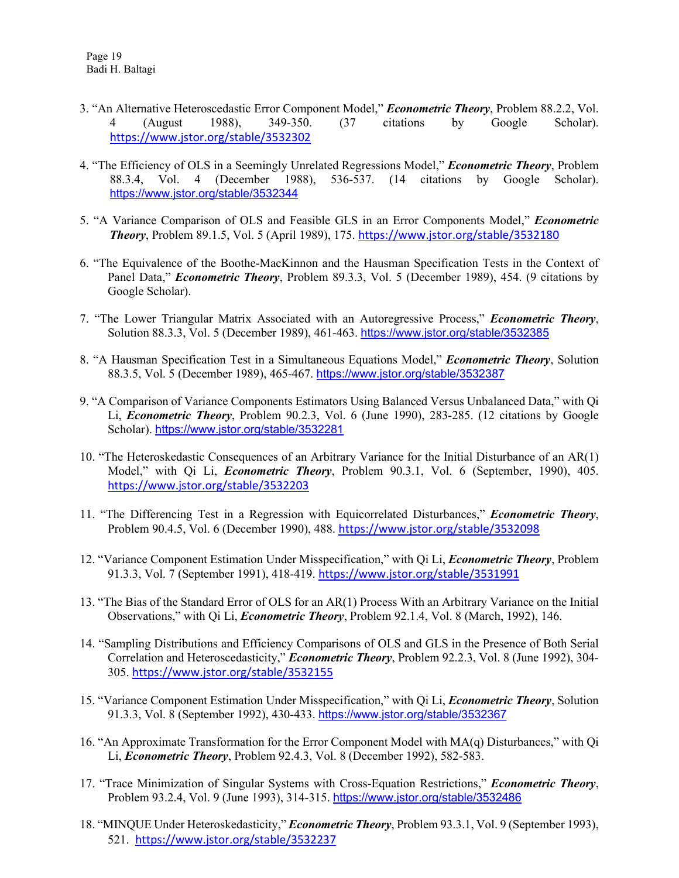3. "An Alternative Heteroscedastic Error Component Model," ***Econometric Theory***, Problem 88.2.2, Vol. 4 (August 1988), 349-350. (37 citations by Google Scholar). https://www.jstor.org/stable/3532302

4. "The Efficiency of OLS in a Seemingly Unrelated Regressions Model," ***Econometric Theory***, Problem 88.3.4, Vol. 4 (December 1988), 536-537. (14 citations by Google Scholar). https://www.jstor.org/stable/3532344

5. "A Variance Comparison of OLS and Feasible GLS in an Error Components Model," ***Econometric Theory***, Problem 89.1.5, Vol. 5 (April 1989), 175. https://www.jstor.org/stable/3532180

6. "The Equivalence of the Boothe-MacKinnon and the Hausman Specification Tests in the Context of Panel Data," ***Econometric Theory***, Problem 89.3.3, Vol. 5 (December 1989), 454. (9 citations by Google Scholar).

7. "The Lower Triangular Matrix Associated with an Autoregressive Process," ***Econometric Theory***, Solution 88.3.3, Vol. 5 (December 1989), 461-463. https://www.jstor.org/stable/3532385

8. "A Hausman Specification Test in a Simultaneous Equations Model," ***Econometric Theory***, Solution 88.3.5, Vol. 5 (December 1989), 465-467. https://www.jstor.org/stable/3532387

9. "A Comparison of Variance Components Estimators Using Balanced Versus Unbalanced Data," with Qi Li, ***Econometric Theory***, Problem 90.2.3, Vol. 6 (June 1990), 283-285. (12 citations by Google Scholar). https://www.jstor.org/stable/3532281

10. "The Heteroskedastic Consequences of an Arbitrary Variance for the Initial Disturbance of an AR(1) Model," with Qi Li, ***Econometric Theory***, Problem 90.3.1, Vol. 6 (September, 1990), 405. https://www.jstor.org/stable/3532203

11. "The Differencing Test in a Regression with Equicorrelated Disturbances," ***Econometric Theory***, Problem 90.4.5, Vol. 6 (December 1990), 488. https://www.jstor.org/stable/3532098

12. "Variance Component Estimation Under Misspecification," with Qi Li, ***Econometric Theory***, Problem 91.3.3, Vol. 7 (September 1991), 418-419. https://www.jstor.org/stable/3531991

13. "The Bias of the Standard Error of OLS for an AR(1) Process With an Arbitrary Variance on the Initial Observations," with Qi Li, ***Econometric Theory***, Problem 92.1.4, Vol. 8 (March, 1992), 146.

14. "Sampling Distributions and Efficiency Comparisons of OLS and GLS in the Presence of Both Serial Correlation and Heteroscedasticity," ***Econometric Theory***, Problem 92.2.3, Vol. 8 (June 1992), 304-305. https://www.jstor.org/stable/3532155

15. "Variance Component Estimation Under Misspecification," with Qi Li, ***Econometric Theory***, Solution 91.3.3, Vol. 8 (September 1992), 430-433. https://www.jstor.org/stable/3532367

16. "An Approximate Transformation for the Error Component Model with MA(q) Disturbances," with Qi Li, ***Econometric Theory***, Problem 92.4.3, Vol. 8 (December 1992), 582-583.

17. "Trace Minimization of Singular Systems with Cross-Equation Restrictions," ***Econometric Theory***, Problem 93.2.4, Vol. 9 (June 1993), 314-315. https://www.jstor.org/stable/3532486

18. "MINQUE Under Heteroskedasticity," ***Econometric Theory***, Problem 93.3.1, Vol. 9 (September 1993), 521. https://www.jstor.org/stable/3532237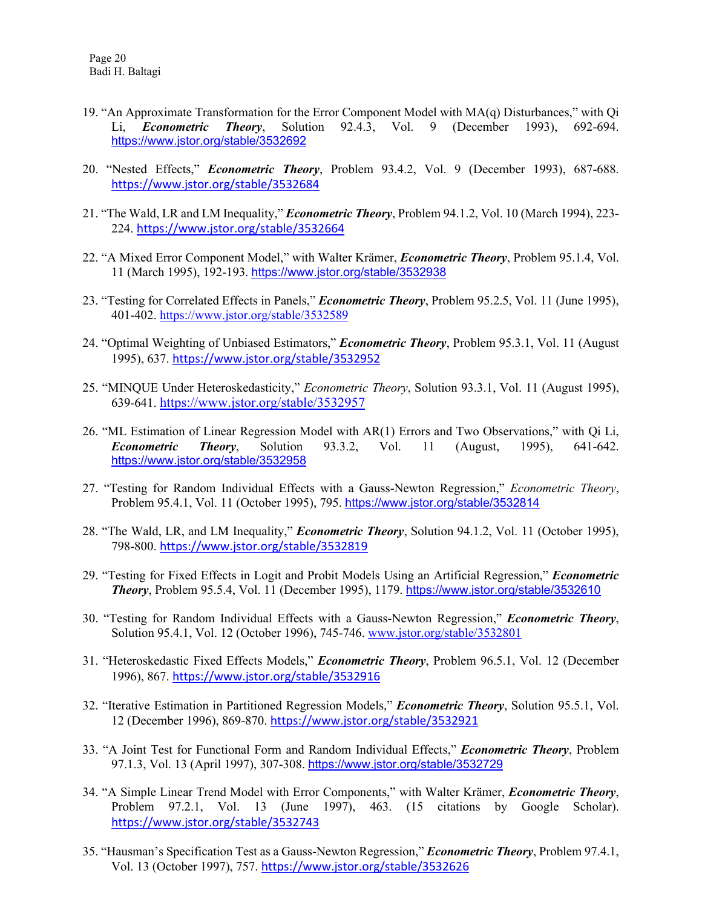19. "An Approximate Transformation for the Error Component Model with MA(q) Disturbances," with Qi Li, ***Econometric Theory***, Solution 92.4.3, Vol. 9 (December 1993), 692-694. https://www.jstor.org/stable/3532692

20. "Nested Effects," ***Econometric Theory***, Problem 93.4.2, Vol. 9 (December 1993), 687-688. https://www.jstor.org/stable/3532684

21. "The Wald, LR and LM Inequality," ***Econometric Theory***, Problem 94.1.2, Vol. 10 (March 1994), 223-224. https://www.jstor.org/stable/3532664

22. "A Mixed Error Component Model," with Walter Krämer, ***Econometric Theory***, Problem 95.1.4, Vol. 11 (March 1995), 192-193. https://www.jstor.org/stable/3532938

23. "Testing for Correlated Effects in Panels," ***Econometric Theory***, Problem 95.2.5, Vol. 11 (June 1995), 401-402. https://www.jstor.org/stable/3532589

24. "Optimal Weighting of Unbiased Estimators," ***Econometric Theory***, Problem 95.3.1, Vol. 11 (August 1995), 637. https://www.jstor.org/stable/3532952

25. "MINQUE Under Heteroskedasticity," *Econometric Theory*, Solution 93.3.1, Vol. 11 (August 1995), 639-641. https://www.jstor.org/stable/3532957

26. "ML Estimation of Linear Regression Model with AR(1) Errors and Two Observations," with Qi Li, ***Econometric Theory***, Solution 93.3.2, Vol. 11 (August, 1995), 641-642. https://www.jstor.org/stable/3532958

27. "Testing for Random Individual Effects with a Gauss-Newton Regression," *Econometric Theory*, Problem 95.4.1, Vol. 11 (October 1995), 795. https://www.jstor.org/stable/3532814

28. "The Wald, LR, and LM Inequality," ***Econometric Theory***, Solution 94.1.2, Vol. 11 (October 1995), 798-800. https://www.jstor.org/stable/3532819

29. "Testing for Fixed Effects in Logit and Probit Models Using an Artificial Regression," ***Econometric Theory***, Problem 95.5.4, Vol. 11 (December 1995), 1179. https://www.jstor.org/stable/3532610

30. "Testing for Random Individual Effects with a Gauss-Newton Regression," ***Econometric Theory***, Solution 95.4.1, Vol. 12 (October 1996), 745-746. www.jstor.org/stable/3532801

31. "Heteroskedastic Fixed Effects Models," ***Econometric Theory***, Problem 96.5.1, Vol. 12 (December 1996), 867. https://www.jstor.org/stable/3532916

32. "Iterative Estimation in Partitioned Regression Models," ***Econometric Theory***, Solution 95.5.1, Vol. 12 (December 1996), 869-870. https://www.jstor.org/stable/3532921

33. "A Joint Test for Functional Form and Random Individual Effects," ***Econometric Theory***, Problem 97.1.3, Vol. 13 (April 1997), 307-308. https://www.jstor.org/stable/3532729

34. "A Simple Linear Trend Model with Error Components," with Walter Krämer, ***Econometric Theory***, Problem 97.2.1, Vol. 13 (June 1997), 463. (15 citations by Google Scholar). https://www.jstor.org/stable/3532743

35. "Hausman's Specification Test as a Gauss-Newton Regression," ***Econometric Theory***, Problem 97.4.1, Vol. 13 (October 1997), 757. https://www.jstor.org/stable/3532626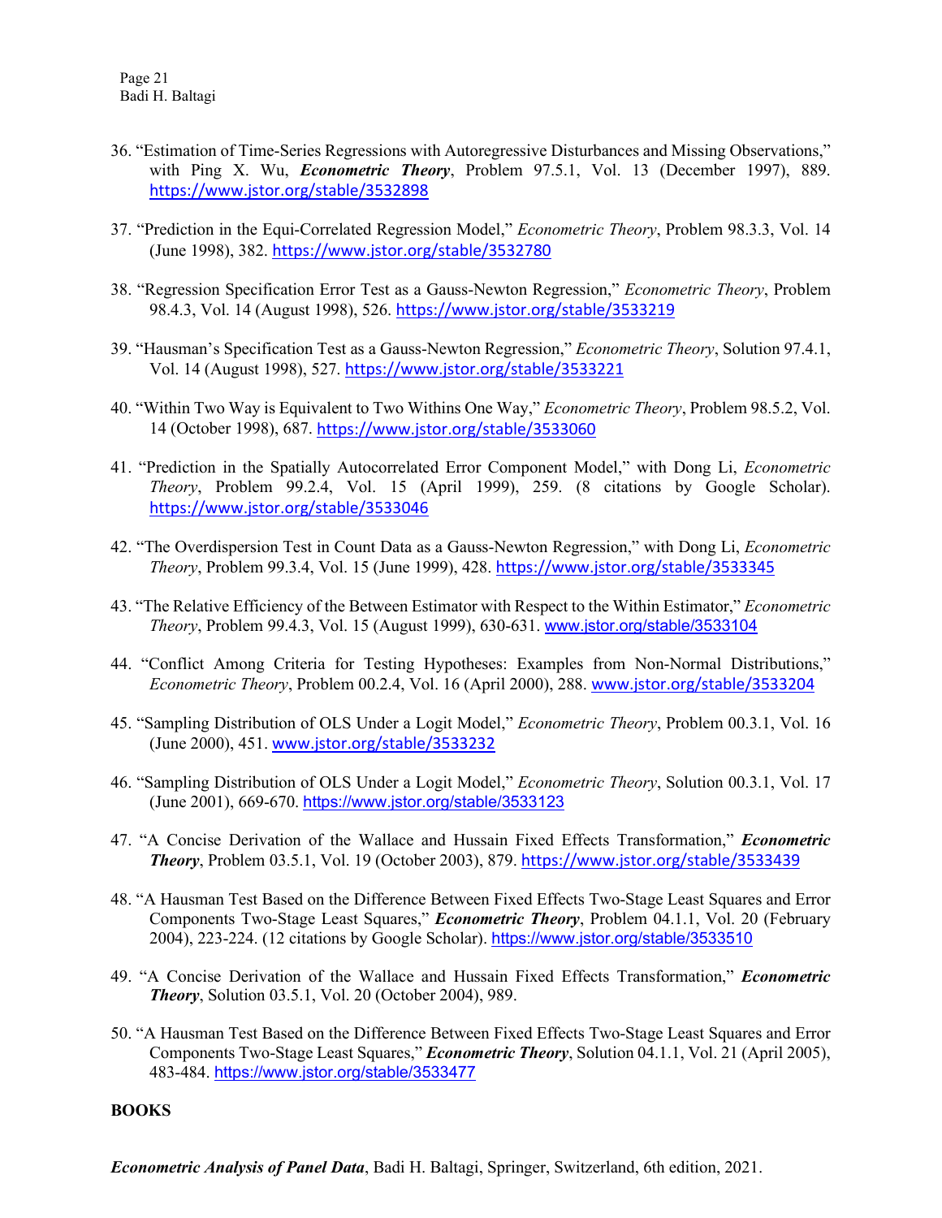36. "Estimation of Time-Series Regressions with Autoregressive Disturbances and Missing Observations," with Ping X. Wu, ***Econometric Theory***, Problem 97.5.1, Vol. 13 (December 1997), 889. https://www.jstor.org/stable/3532898

37. "Prediction in the Equi-Correlated Regression Model," *Econometric Theory*, Problem 98.3.3, Vol. 14 (June 1998), 382. https://www.jstor.org/stable/3532780

38. "Regression Specification Error Test as a Gauss-Newton Regression," *Econometric Theory*, Problem 98.4.3, Vol. 14 (August 1998), 526. https://www.jstor.org/stable/3533219

39. "Hausman's Specification Test as a Gauss-Newton Regression," *Econometric Theory*, Solution 97.4.1, Vol. 14 (August 1998), 527. https://www.jstor.org/stable/3533221

40. "Within Two Way is Equivalent to Two Withins One Way," *Econometric Theory*, Problem 98.5.2, Vol. 14 (October 1998), 687. https://www.jstor.org/stable/3533060

41. "Prediction in the Spatially Autocorrelated Error Component Model," with Dong Li, *Econometric Theory*, Problem 99.2.4, Vol. 15 (April 1999), 259. (8 citations by Google Scholar). https://www.jstor.org/stable/3533046

42. "The Overdispersion Test in Count Data as a Gauss-Newton Regression," with Dong Li, *Econometric Theory*, Problem 99.3.4, Vol. 15 (June 1999), 428. https://www.jstor.org/stable/3533345

43. "The Relative Efficiency of the Between Estimator with Respect to the Within Estimator," *Econometric Theory*, Problem 99.4.3, Vol. 15 (August 1999), 630-631. www.jstor.org/stable/3533104

44. "Conflict Among Criteria for Testing Hypotheses: Examples from Non-Normal Distributions," *Econometric Theory*, Problem 00.2.4, Vol. 16 (April 2000), 288. www.jstor.org/stable/3533204

45. "Sampling Distribution of OLS Under a Logit Model," *Econometric Theory*, Problem 00.3.1, Vol. 16 (June 2000), 451. www.jstor.org/stable/3533232

46. "Sampling Distribution of OLS Under a Logit Model," *Econometric Theory*, Solution 00.3.1, Vol. 17 (June 2001), 669-670. https://www.jstor.org/stable/3533123

47. "A Concise Derivation of the Wallace and Hussain Fixed Effects Transformation," ***Econometric Theory***, Problem 03.5.1, Vol. 19 (October 2003), 879. https://www.jstor.org/stable/3533439

48. "A Hausman Test Based on the Difference Between Fixed Effects Two-Stage Least Squares and Error Components Two-Stage Least Squares," ***Econometric Theory***, Problem 04.1.1, Vol. 20 (February 2004), 223-224. (12 citations by Google Scholar). https://www.jstor.org/stable/3533510

49. "A Concise Derivation of the Wallace and Hussain Fixed Effects Transformation," ***Econometric Theory***, Solution 03.5.1, Vol. 20 (October 2004), 989.

50. "A Hausman Test Based on the Difference Between Fixed Effects Two-Stage Least Squares and Error Components Two-Stage Least Squares," ***Econometric Theory***, Solution 04.1.1, Vol. 21 (April 2005), 483-484. https://www.jstor.org/stable/3533477

## BOOKS

***Econometric Analysis of Panel Data***, Badi H. Baltagi, Springer, Switzerland, 6th edition, 2021.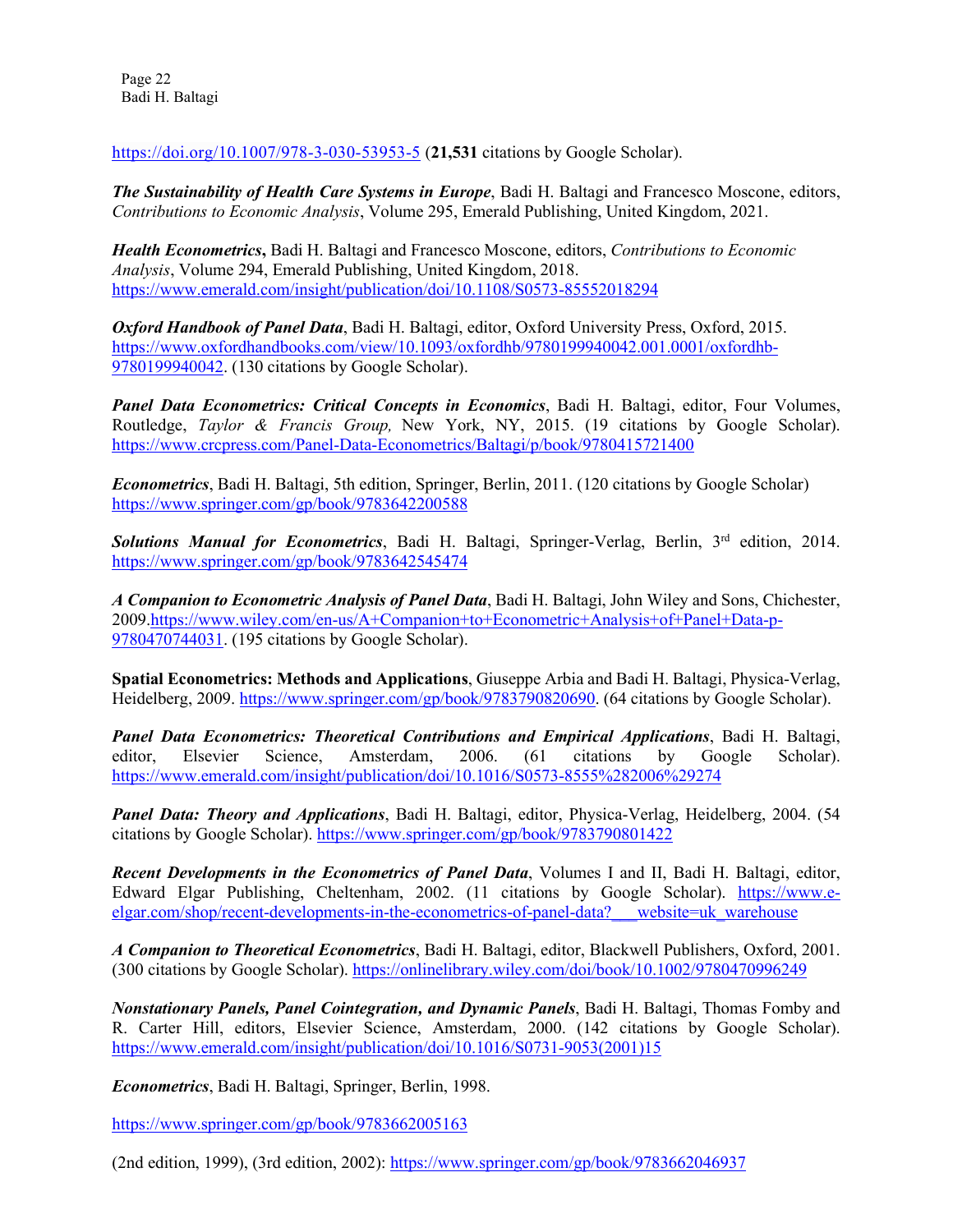https://doi.org/10.1007/978-3-030-53953-5 (**21,531** citations by Google Scholar).

***The Sustainability of Health Care Systems in Europe***, Badi H. Baltagi and Francesco Moscone, editors, *Contributions to Economic Analysis*, Volume 295, Emerald Publishing, United Kingdom, 2021.

***Health Econometrics*****,** Badi H. Baltagi and Francesco Moscone, editors, *Contributions to Economic Analysis*, Volume 294, Emerald Publishing, United Kingdom, 2018. https://www.emerald.com/insight/publication/doi/10.1108/S0573-85552018294

***Oxford Handbook of Panel Data***, Badi H. Baltagi, editor, Oxford University Press, Oxford, 2015. https://www.oxfordhandbooks.com/view/10.1093/oxfordhb/9780199940042.001.0001/oxfordhb-9780199940042. (130 citations by Google Scholar).

***Panel Data Econometrics: Critical Concepts in Economics***, Badi H. Baltagi, editor, Four Volumes, Routledge, *Taylor & Francis Group,* New York, NY, 2015. (19 citations by Google Scholar). https://www.crcpress.com/Panel-Data-Econometrics/Baltagi/p/book/9780415721400

***Econometrics***, Badi H. Baltagi, 5th edition, Springer, Berlin, 2011. (120 citations by Google Scholar) https://www.springer.com/gp/book/9783642200588

***Solutions Manual for Econometrics***, Badi H. Baltagi, Springer-Verlag, Berlin, 3rd edition, 2014. https://www.springer.com/gp/book/9783642545474

***A Companion to Econometric Analysis of Panel Data***, Badi H. Baltagi, John Wiley and Sons, Chichester, 2009.https://www.wiley.com/en-us/A+Companion+to+Econometric+Analysis+of+Panel+Data-p-9780470744031. (195 citations by Google Scholar).

**Spatial Econometrics: Methods and Applications**, Giuseppe Arbia and Badi H. Baltagi, Physica-Verlag, Heidelberg, 2009. https://www.springer.com/gp/book/9783790820690. (64 citations by Google Scholar).

***Panel Data Econometrics: Theoretical Contributions and Empirical Applications***, Badi H. Baltagi, editor, Elsevier Science, Amsterdam, 2006. (61 citations by Google Scholar). https://www.emerald.com/insight/publication/doi/10.1016/S0573-8555%282006%29274

***Panel Data: Theory and Applications***, Badi H. Baltagi, editor, Physica-Verlag, Heidelberg, 2004. (54 citations by Google Scholar). https://www.springer.com/gp/book/9783790801422

***Recent Developments in the Econometrics of Panel Data***, Volumes I and II, Badi H. Baltagi, editor, Edward Elgar Publishing, Cheltenham, 2002. (11 citations by Google Scholar). https://www.e-elgar.com/shop/recent-developments-in-the-econometrics-of-panel-data?___website=uk_warehouse

***A Companion to Theoretical Econometrics***, Badi H. Baltagi, editor, Blackwell Publishers, Oxford, 2001. (300 citations by Google Scholar). https://onlinelibrary.wiley.com/doi/book/10.1002/9780470996249

***Nonstationary Panels, Panel Cointegration, and Dynamic Panels***, Badi H. Baltagi, Thomas Fomby and R. Carter Hill, editors, Elsevier Science, Amsterdam, 2000. (142 citations by Google Scholar). https://www.emerald.com/insight/publication/doi/10.1016/S0731-9053(2001)15

***Econometrics***, Badi H. Baltagi, Springer, Berlin, 1998.

https://www.springer.com/gp/book/9783662005163

(2nd edition, 1999), (3rd edition, 2002): https://www.springer.com/gp/book/9783662046937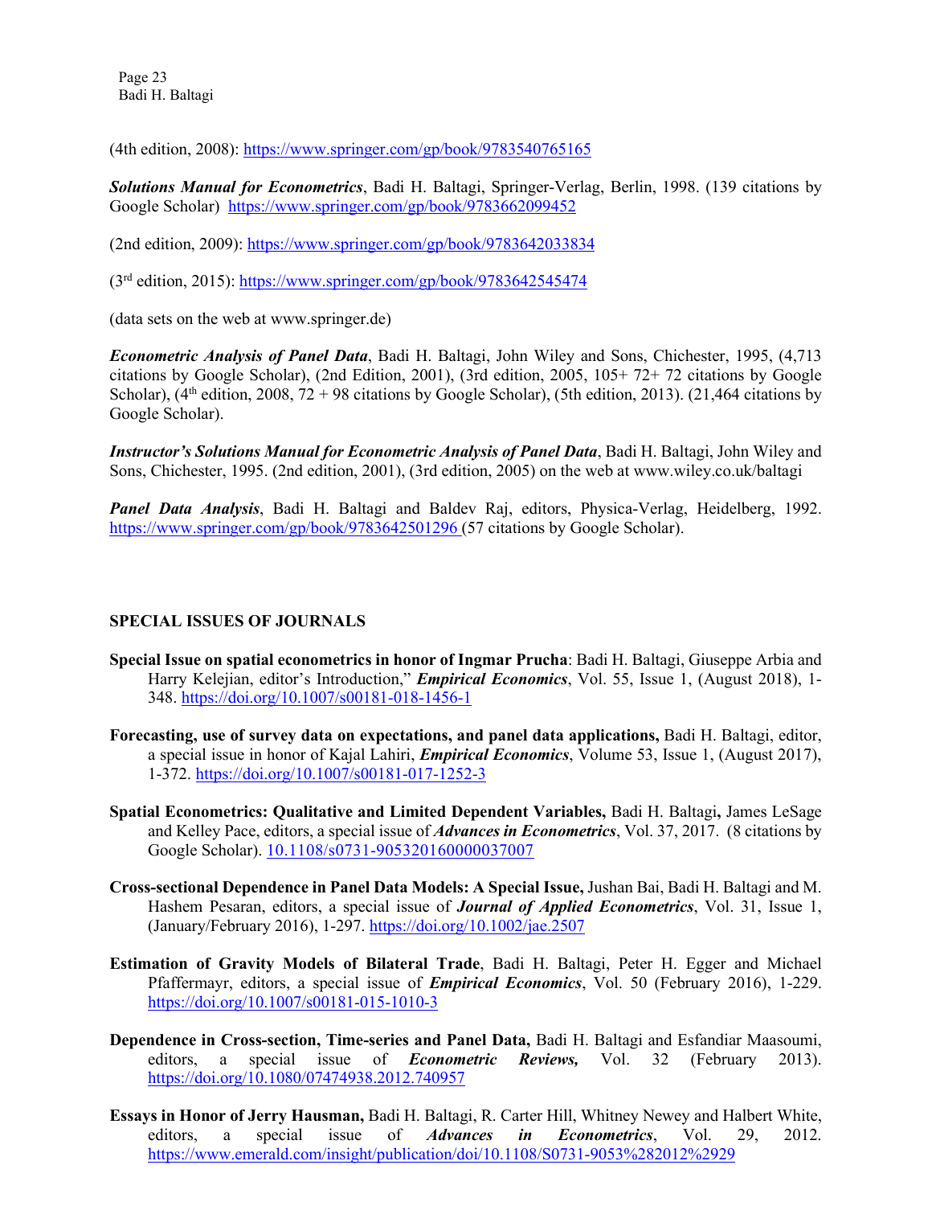(4th edition, 2008): https://www.springer.com/gp/book/9783540765165

***Solutions Manual for Econometrics***, Badi H. Baltagi, Springer-Verlag, Berlin, 1998. (139 citations by Google Scholar) https://www.springer.com/gp/book/9783662099452

(2nd edition, 2009): https://www.springer.com/gp/book/9783642033834

(3rd edition, 2015): https://www.springer.com/gp/book/9783642545474

(data sets on the web at www.springer.de)

***Econometric Analysis of Panel Data***, Badi H. Baltagi, John Wiley and Sons, Chichester, 1995, (4,713 citations by Google Scholar), (2nd Edition, 2001), (3rd edition, 2005, 105+ 72+ 72 citations by Google Scholar), (4th edition, 2008, 72 + 98 citations by Google Scholar), (5th edition, 2013). (21,464 citations by Google Scholar).

***Instructor's Solutions Manual for Econometric Analysis of Panel Data***, Badi H. Baltagi, John Wiley and Sons, Chichester, 1995. (2nd edition, 2001), (3rd edition, 2005) on the web at www.wiley.co.uk/baltagi

***Panel Data Analysis***, Badi H. Baltagi and Baldev Raj, editors, Physica-Verlag, Heidelberg, 1992. https://www.springer.com/gp/book/9783642501296 (57 citations by Google Scholar).

## SPECIAL ISSUES OF JOURNALS

**Special Issue on spatial econometrics in honor of Ingmar Prucha**: Badi H. Baltagi, Giuseppe Arbia and Harry Kelejian, editor's Introduction," ***Empirical Economics***, Vol. 55, Issue 1, (August 2018), 1-348. https://doi.org/10.1007/s00181-018-1456-1

**Forecasting, use of survey data on expectations, and panel data applications,** Badi H. Baltagi, editor, a special issue in honor of Kajal Lahiri, ***Empirical Economics***, Volume 53, Issue 1, (August 2017), 1-372. https://doi.org/10.1007/s00181-017-1252-3

**Spatial Econometrics: Qualitative and Limited Dependent Variables,** Badi H. Baltagi**,** James LeSage and Kelley Pace, editors, a special issue of ***Advances in Econometrics***, Vol. 37, 2017. (8 citations by Google Scholar). 10.1108/s0731-905320160000037007

**Cross-sectional Dependence in Panel Data Models: A Special Issue,** Jushan Bai, Badi H. Baltagi and M. Hashem Pesaran, editors, a special issue of ***Journal of Applied Econometrics***, Vol. 31, Issue 1, (January/February 2016), 1-297. https://doi.org/10.1002/jae.2507

**Estimation of Gravity Models of Bilateral Trade**, Badi H. Baltagi, Peter H. Egger and Michael Pfaffermayr, editors, a special issue of ***Empirical Economics***, Vol. 50 (February 2016), 1-229. https://doi.org/10.1007/s00181-015-1010-3

**Dependence in Cross-section, Time-series and Panel Data,** Badi H. Baltagi and Esfandiar Maasoumi, editors, a special issue of ***Econometric Reviews,*** Vol. 32 (February 2013). https://doi.org/10.1080/07474938.2012.740957

**Essays in Honor of Jerry Hausman,** Badi H. Baltagi, R. Carter Hill, Whitney Newey and Halbert White, editors, a special issue of ***Advances in Econometrics***, Vol. 29, 2012. https://www.emerald.com/insight/publication/doi/10.1108/S0731-9053%282012%2929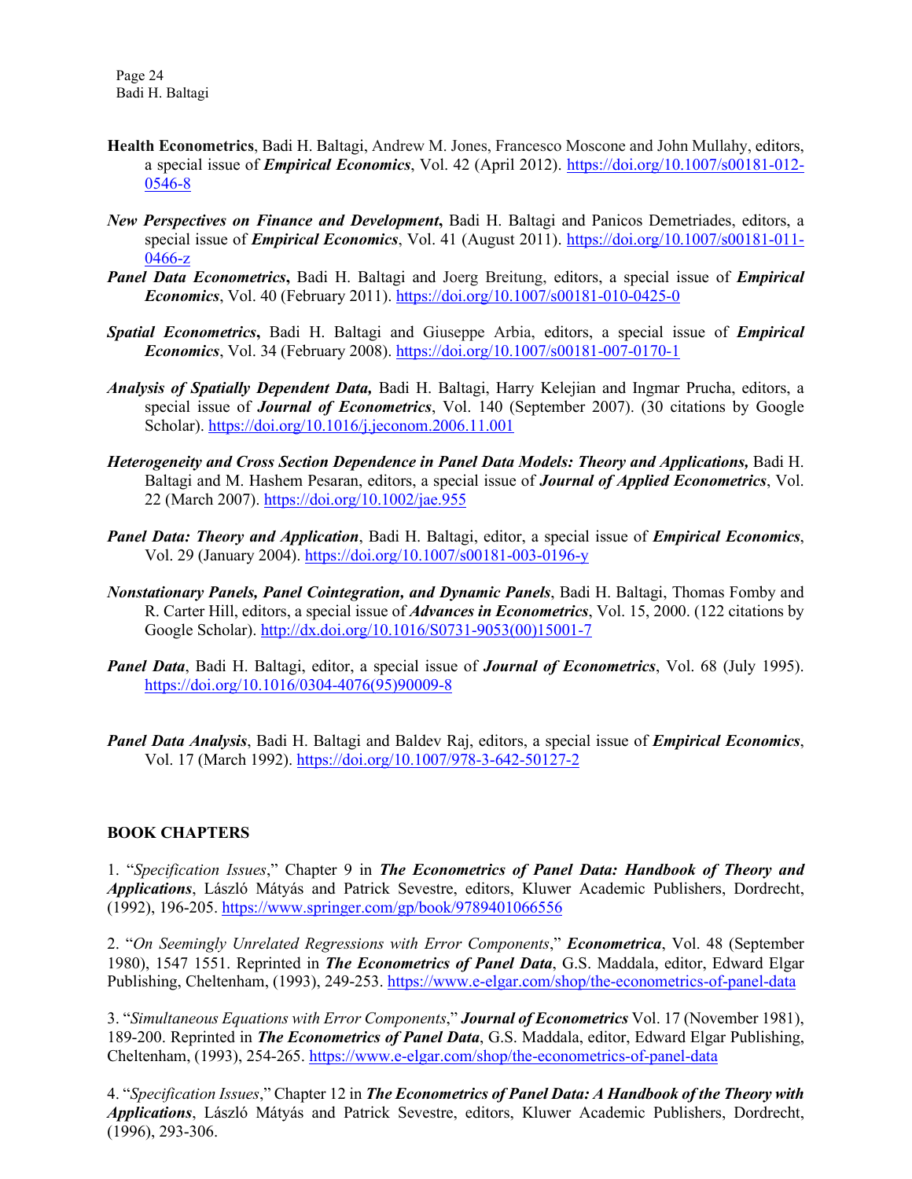**Health Econometrics**, Badi H. Baltagi, Andrew M. Jones, Francesco Moscone and John Mullahy, editors, a special issue of ***Empirical Economics***, Vol. 42 (April 2012). https://doi.org/10.1007/s00181-012-0546-8

***New Perspectives on Finance and Development*,** Badi H. Baltagi and Panicos Demetriades, editors, a special issue of ***Empirical Economics***, Vol. 41 (August 2011). https://doi.org/10.1007/s00181-011-0466-z

***Panel Data Econometrics*,** Badi H. Baltagi and Joerg Breitung, editors, a special issue of ***Empirical Economics***, Vol. 40 (February 2011). https://doi.org/10.1007/s00181-010-0425-0

***Spatial Econometrics*,** Badi H. Baltagi and Giuseppe Arbia, editors, a special issue of ***Empirical Economics***, Vol. 34 (February 2008). https://doi.org/10.1007/s00181-007-0170-1

***Analysis of Spatially Dependent Data,*** Badi H. Baltagi, Harry Kelejian and Ingmar Prucha, editors, a special issue of ***Journal of Econometrics***, Vol. 140 (September 2007). (30 citations by Google Scholar). https://doi.org/10.1016/j.jeconom.2006.11.001

***Heterogeneity and Cross Section Dependence in Panel Data Models: Theory and Applications,*** Badi H. Baltagi and M. Hashem Pesaran, editors, a special issue of ***Journal of Applied Econometrics***, Vol. 22 (March 2007). https://doi.org/10.1002/jae.955

***Panel Data: Theory and Application***, Badi H. Baltagi, editor, a special issue of ***Empirical Economics***, Vol. 29 (January 2004). https://doi.org/10.1007/s00181-003-0196-y

***Nonstationary Panels, Panel Cointegration, and Dynamic Panels***, Badi H. Baltagi, Thomas Fomby and R. Carter Hill, editors, a special issue of ***Advances in Econometrics***, Vol. 15, 2000. (122 citations by Google Scholar). http://dx.doi.org/10.1016/S0731-9053(00)15001-7

***Panel Data***, Badi H. Baltagi, editor, a special issue of ***Journal of Econometrics***, Vol. 68 (July 1995). https://doi.org/10.1016/0304-4076(95)90009-8

***Panel Data Analysis***, Badi H. Baltagi and Baldev Raj, editors, a special issue of ***Empirical Economics***, Vol. 17 (March 1992). https://doi.org/10.1007/978-3-642-50127-2

## BOOK CHAPTERS

1. "*Specification Issues*," Chapter 9 in ***The Econometrics of Panel Data: Handbook of Theory and Applications***, László Mátyás and Patrick Sevestre, editors, Kluwer Academic Publishers, Dordrecht, (1992), 196-205. https://www.springer.com/gp/book/9789401066556

2. "*On Seemingly Unrelated Regressions with Error Components*," ***Econometrica***, Vol. 48 (September 1980), 1547 1551. Reprinted in ***The Econometrics of Panel Data***, G.S. Maddala, editor, Edward Elgar Publishing, Cheltenham, (1993), 249-253. https://www.e-elgar.com/shop/the-econometrics-of-panel-data

3. "*Simultaneous Equations with Error Components*," ***Journal of Econometrics*** Vol. 17 (November 1981), 189-200. Reprinted in ***The Econometrics of Panel Data***, G.S. Maddala, editor, Edward Elgar Publishing, Cheltenham, (1993), 254-265. https://www.e-elgar.com/shop/the-econometrics-of-panel-data

4. "*Specification Issues*," Chapter 12 in ***The Econometrics of Panel Data: A Handbook of the Theory with Applications***, László Mátyás and Patrick Sevestre, editors, Kluwer Academic Publishers, Dordrecht, (1996), 293-306.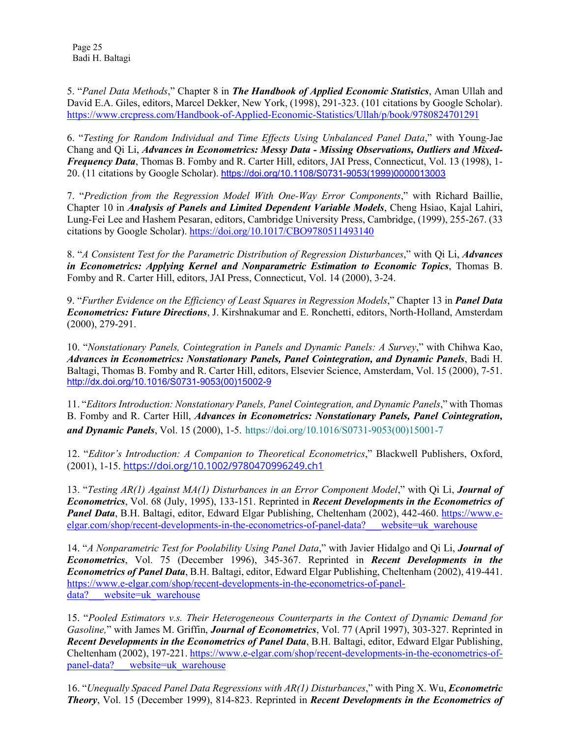5. "*Panel Data Methods*," Chapter 8 in ***The Handbook of Applied Economic Statistics***, Aman Ullah and David E.A. Giles, editors, Marcel Dekker, New York, (1998), 291-323. (101 citations by Google Scholar). https://www.crcpress.com/Handbook-of-Applied-Economic-Statistics/Ullah/p/book/9780824701291

6. "*Testing for Random Individual and Time Effects Using Unbalanced Panel Data*," with Young-Jae Chang and Qi Li, ***Advances in Econometrics: Messy Data - Missing Observations, Outliers and Mixed-Frequency Data***, Thomas B. Fomby and R. Carter Hill, editors, JAI Press, Connecticut, Vol. 13 (1998), 1-20. (11 citations by Google Scholar). https://doi.org/10.1108/S0731-9053(1999)0000013003

7. "*Prediction from the Regression Model With One-Way Error Components*," with Richard Baillie, Chapter 10 in ***Analysis of Panels and Limited Dependent Variable Models***, Cheng Hsiao, Kajal Lahiri, Lung-Fei Lee and Hashem Pesaran, editors, Cambridge University Press, Cambridge, (1999), 255-267. (33 citations by Google Scholar). https://doi.org/10.1017/CBO9780511493140

8. "*A Consistent Test for the Parametric Distribution of Regression Disturbances*," with Qi Li, ***Advances in Econometrics: Applying Kernel and Nonparametric Estimation to Economic Topics***, Thomas B. Fomby and R. Carter Hill, editors, JAI Press, Connecticut, Vol. 14 (2000), 3-24.

9. "*Further Evidence on the Efficiency of Least Squares in Regression Models*," Chapter 13 in ***Panel Data Econometrics: Future Directions***, J. Kirshnakumar and E. Ronchetti, editors, North-Holland, Amsterdam (2000), 279-291.

10. "*Nonstationary Panels, Cointegration in Panels and Dynamic Panels: A Survey*," with Chihwa Kao, ***Advances in Econometrics: Nonstationary Panels, Panel Cointegration, and Dynamic Panels***, Badi H. Baltagi, Thomas B. Fomby and R. Carter Hill, editors, Elsevier Science, Amsterdam, Vol. 15 (2000), 7-51. http://dx.doi.org/10.1016/S0731-9053(00)15002-9

11. "*Editors Introduction: Nonstationary Panels, Panel Cointegration, and Dynamic Panels*," with Thomas B. Fomby and R. Carter Hill, ***Advances in Econometrics: Nonstationary Panels, Panel Cointegration, and Dynamic Panels***, Vol. 15 (2000), 1-5. https://doi.org/10.1016/S0731-9053(00)15001-7

12. "*Editor's Introduction: A Companion to Theoretical Econometrics*," Blackwell Publishers, Oxford, (2001), 1-15. https://doi.org/10.1002/9780470996249.ch1

13. "*Testing AR(1) Against MA(1) Disturbances in an Error Component Model*," with Qi Li, ***Journal of Econometrics***, Vol. 68 (July, 1995), 133-151. Reprinted in ***Recent Developments in the Econometrics of Panel Data***, B.H. Baltagi, editor, Edward Elgar Publishing, Cheltenham (2002), 442-460. https://www.e-elgar.com/shop/recent-developments-in-the-econometrics-of-panel-data?___website=uk_warehouse

14. "*A Nonparametric Test for Poolability Using Panel Data*," with Javier Hidalgo and Qi Li, ***Journal of Econometrics***, Vol. 75 (December 1996), 345-367. Reprinted in ***Recent Developments in the Econometrics of Panel Data***, B.H. Baltagi, editor, Edward Elgar Publishing, Cheltenham (2002), 419-441. https://www.e-elgar.com/shop/recent-developments-in-the-econometrics-of-panel-data?___website=uk_warehouse

15. "*Pooled Estimators v.s. Their Heterogeneous Counterparts in the Context of Dynamic Demand for Gasoline,*" with James M. Griffin, ***Journal of Econometrics***, Vol. 77 (April 1997), 303-327. Reprinted in ***Recent Developments in the Econometrics of Panel Data***, B.H. Baltagi, editor, Edward Elgar Publishing, Cheltenham (2002), 197-221. https://www.e-elgar.com/shop/recent-developments-in-the-econometrics-of-panel-data?___website=uk_warehouse

16. "*Unequally Spaced Panel Data Regressions with AR(1) Disturbances*," with Ping X. Wu, ***Econometric Theory***, Vol. 15 (December 1999), 814-823. Reprinted in ***Recent Developments in the Econometrics of***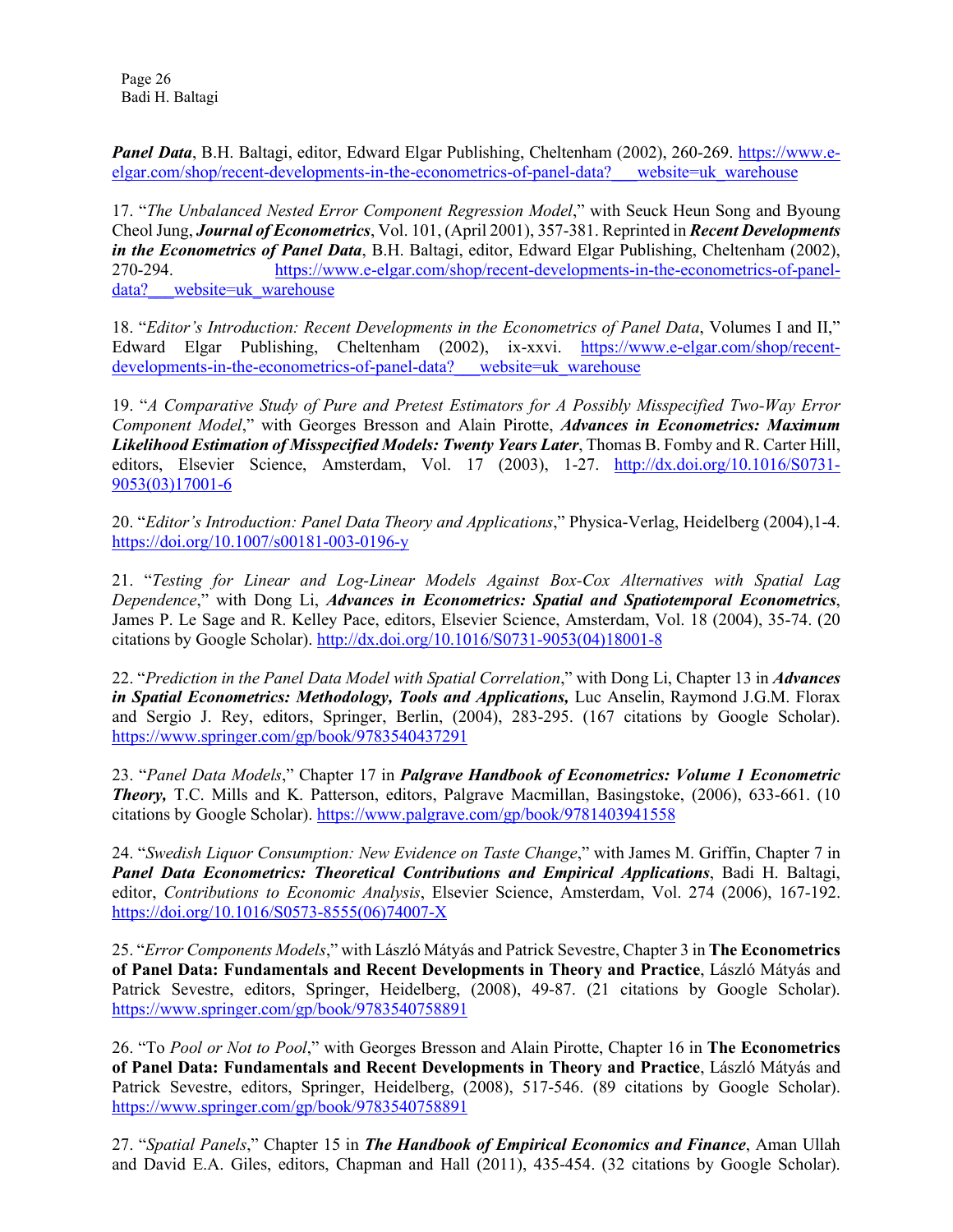***Panel Data***, B.H. Baltagi, editor, Edward Elgar Publishing, Cheltenham (2002), 260-269. https://www.e-elgar.com/shop/recent-developments-in-the-econometrics-of-panel-data?___website=uk_warehouse

17. "*The Unbalanced Nested Error Component Regression Model*," with Seuck Heun Song and Byoung Cheol Jung, ***Journal of Econometrics***, Vol. 101, (April 2001), 357-381. Reprinted in ***Recent Developments in the Econometrics of Panel Data***, B.H. Baltagi, editor, Edward Elgar Publishing, Cheltenham (2002), 270-294. https://www.e-elgar.com/shop/recent-developments-in-the-econometrics-of-panel-data?___website=uk_warehouse

18. "*Editor's Introduction: Recent Developments in the Econometrics of Panel Data*, Volumes I and II," Edward Elgar Publishing, Cheltenham (2002), ix-xxvi. https://www.e-elgar.com/shop/recent-developments-in-the-econometrics-of-panel-data?___website=uk_warehouse

19. "*A Comparative Study of Pure and Pretest Estimators for A Possibly Misspecified Two-Way Error Component Model*," with Georges Bresson and Alain Pirotte, ***Advances in Econometrics: Maximum Likelihood Estimation of Misspecified Models: Twenty Years Later***, Thomas B. Fomby and R. Carter Hill, editors, Elsevier Science, Amsterdam, Vol. 17 (2003), 1-27. http://dx.doi.org/10.1016/S0731-9053(03)17001-6

20. "*Editor's Introduction: Panel Data Theory and Applications*," Physica-Verlag, Heidelberg (2004),1-4. https://doi.org/10.1007/s00181-003-0196-y

21. "*Testing for Linear and Log-Linear Models Against Box-Cox Alternatives with Spatial Lag Dependence*," with Dong Li, ***Advances in Econometrics: Spatial and Spatiotemporal Econometrics***, James P. Le Sage and R. Kelley Pace, editors, Elsevier Science, Amsterdam, Vol. 18 (2004), 35-74. (20 citations by Google Scholar). http://dx.doi.org/10.1016/S0731-9053(04)18001-8

22. "*Prediction in the Panel Data Model with Spatial Correlation*," with Dong Li, Chapter 13 in ***Advances in Spatial Econometrics: Methodology, Tools and Applications,*** Luc Anselin, Raymond J.G.M. Florax and Sergio J. Rey, editors, Springer, Berlin, (2004), 283-295. (167 citations by Google Scholar). https://www.springer.com/gp/book/9783540437291

23. "*Panel Data Models*," Chapter 17 in ***Palgrave Handbook of Econometrics: Volume 1 Econometric Theory,*** T.C. Mills and K. Patterson, editors, Palgrave Macmillan, Basingstoke, (2006), 633-661. (10 citations by Google Scholar). https://www.palgrave.com/gp/book/9781403941558

24. "*Swedish Liquor Consumption: New Evidence on Taste Change*," with James M. Griffin, Chapter 7 in ***Panel Data Econometrics: Theoretical Contributions and Empirical Applications***, Badi H. Baltagi, editor, *Contributions to Economic Analysis*, Elsevier Science, Amsterdam, Vol. 274 (2006), 167-192. https://doi.org/10.1016/S0573-8555(06)74007-X

25. "*Error Components Models*," with László Mátyás and Patrick Sevestre, Chapter 3 in **The Econometrics of Panel Data: Fundamentals and Recent Developments in Theory and Practice**, László Mátyás and Patrick Sevestre, editors, Springer, Heidelberg, (2008), 49-87. (21 citations by Google Scholar). https://www.springer.com/gp/book/9783540758891

26. "To *Pool or Not to Pool*," with Georges Bresson and Alain Pirotte, Chapter 16 in **The Econometrics of Panel Data: Fundamentals and Recent Developments in Theory and Practice**, László Mátyás and Patrick Sevestre, editors, Springer, Heidelberg, (2008), 517-546. (89 citations by Google Scholar). https://www.springer.com/gp/book/9783540758891

27. "*Spatial Panels*," Chapter 15 in ***The Handbook of Empirical Economics and Finance***, Aman Ullah and David E.A. Giles, editors, Chapman and Hall (2011), 435-454. (32 citations by Google Scholar).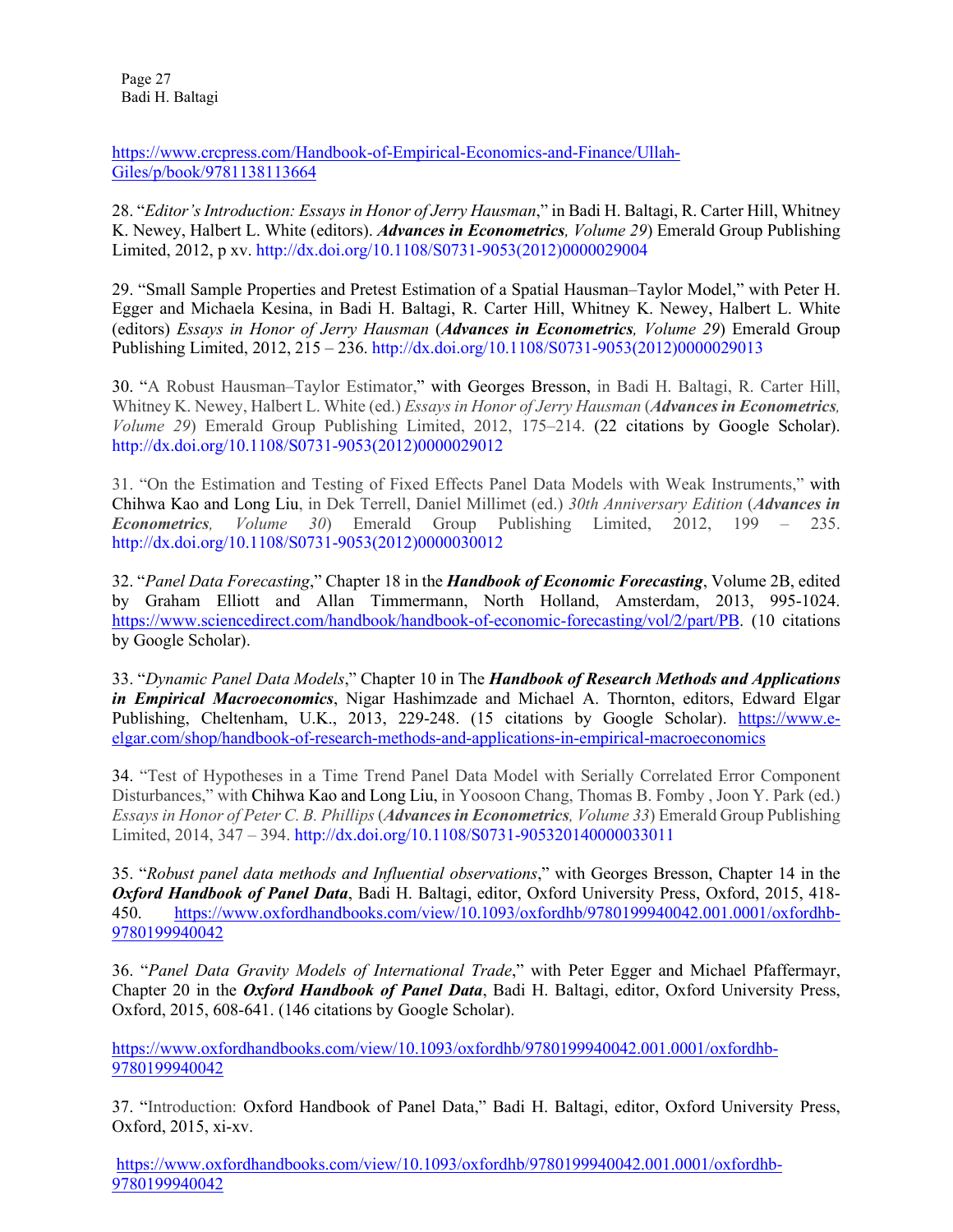https://www.crcpress.com/Handbook-of-Empirical-Economics-and-Finance/Ullah-Giles/p/book/9781138113664

28. "*Editor's Introduction: Essays in Honor of Jerry Hausman*," in Badi H. Baltagi, R. Carter Hill, Whitney K. Newey, Halbert L. White (editors). ***Advances in Econometrics**, Volume 29*) Emerald Group Publishing Limited, 2012, p xv. http://dx.doi.org/10.1108/S0731-9053(2012)0000029004

29. "Small Sample Properties and Pretest Estimation of a Spatial Hausman–Taylor Model," with Peter H. Egger and Michaela Kesina, in Badi H. Baltagi, R. Carter Hill, Whitney K. Newey, Halbert L. White (editors) *Essays in Honor of Jerry Hausman* (***Advances in Econometrics**, Volume 29*) Emerald Group Publishing Limited, 2012, 215 – 236. http://dx.doi.org/10.1108/S0731-9053(2012)0000029013

30. "A Robust Hausman–Taylor Estimator," with Georges Bresson, in Badi H. Baltagi, R. Carter Hill, Whitney K. Newey, Halbert L. White (ed.) *Essays in Honor of Jerry Hausman* (***Advances in Econometrics**, Volume 29*) Emerald Group Publishing Limited, 2012, 175–214. (22 citations by Google Scholar). http://dx.doi.org/10.1108/S0731-9053(2012)0000029012

31. "On the Estimation and Testing of Fixed Effects Panel Data Models with Weak Instruments," with Chihwa Kao and Long Liu, in Dek Terrell, Daniel Millimet (ed.) *30th Anniversary Edition* (***Advances in Econometrics**, Volume 30*) Emerald Group Publishing Limited, 2012, 199 – 235. http://dx.doi.org/10.1108/S0731-9053(2012)0000030012

32. "*Panel Data Forecasting*," Chapter 18 in the ***Handbook of Economic Forecasting***, Volume 2B, edited by Graham Elliott and Allan Timmermann, North Holland, Amsterdam, 2013, 995-1024. https://www.sciencedirect.com/handbook/handbook-of-economic-forecasting/vol/2/part/PB. (10 citations by Google Scholar).

33. "*Dynamic Panel Data Models*," Chapter 10 in The ***Handbook of Research Methods and Applications in Empirical Macroeconomics***, Nigar Hashimzade and Michael A. Thornton, editors, Edward Elgar Publishing, Cheltenham, U.K., 2013, 229-248. (15 citations by Google Scholar). https://www.e-elgar.com/shop/handbook-of-research-methods-and-applications-in-empirical-macroeconomics

34. "Test of Hypotheses in a Time Trend Panel Data Model with Serially Correlated Error Component Disturbances," with Chihwa Kao and Long Liu, in Yoosoon Chang, Thomas B. Fomby , Joon Y. Park (ed.) *Essays in Honor of Peter C. B. Phillips* (***Advances in Econometrics**, Volume 33*) Emerald Group Publishing Limited, 2014, 347 – 394. http://dx.doi.org/10.1108/S0731-905320140000033011

35. "*Robust panel data methods and Influential observations*," with Georges Bresson, Chapter 14 in the ***Oxford Handbook of Panel Data***, Badi H. Baltagi, editor, Oxford University Press, Oxford, 2015, 418-450. https://www.oxfordhandbooks.com/view/10.1093/oxfordhb/9780199940042.001.0001/oxfordhb-9780199940042

36. "*Panel Data Gravity Models of International Trade*," with Peter Egger and Michael Pfaffermayr, Chapter 20 in the ***Oxford Handbook of Panel Data***, Badi H. Baltagi, editor, Oxford University Press, Oxford, 2015, 608-641. (146 citations by Google Scholar).

https://www.oxfordhandbooks.com/view/10.1093/oxfordhb/9780199940042.001.0001/oxfordhb-9780199940042

37. "Introduction: Oxford Handbook of Panel Data," Badi H. Baltagi, editor, Oxford University Press, Oxford, 2015, xi-xv.

https://www.oxfordhandbooks.com/view/10.1093/oxfordhb/9780199940042.001.0001/oxfordhb-9780199940042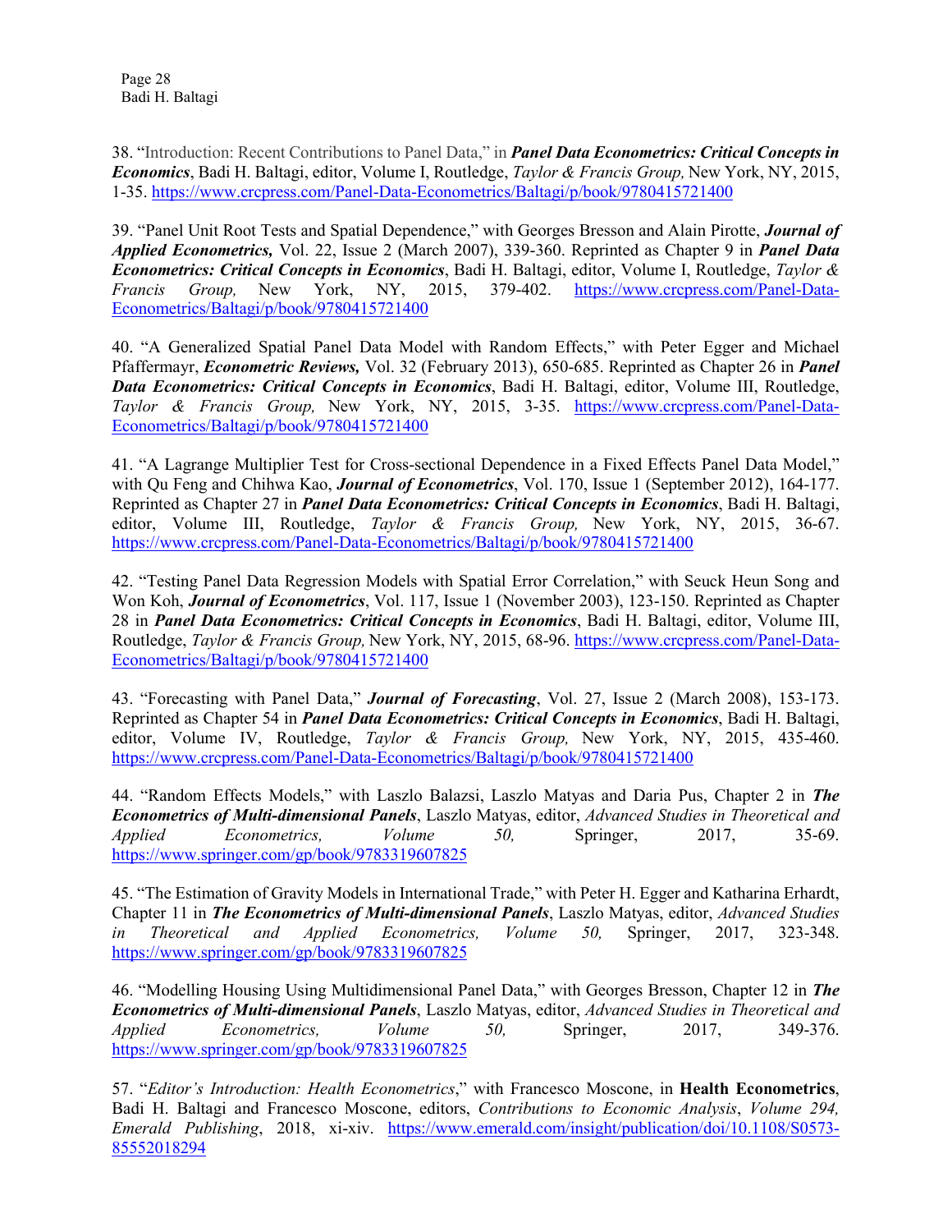38. “Introduction: Recent Contributions to Panel Data,” in ***Panel Data Econometrics: Critical Concepts in Economics***, Badi H. Baltagi, editor, Volume I, Routledge, *Taylor & Francis Group,* New York, NY, 2015, 1-35. https://www.crcpress.com/Panel-Data-Econometrics/Baltagi/p/book/9780415721400

39. “Panel Unit Root Tests and Spatial Dependence,” with Georges Bresson and Alain Pirotte, ***Journal of Applied Econometrics,*** Vol. 22, Issue 2 (March 2007), 339-360. Reprinted as Chapter 9 in ***Panel Data Econometrics: Critical Concepts in Economics***, Badi H. Baltagi, editor, Volume I, Routledge, *Taylor & Francis Group,* New York, NY, 2015, 379-402. https://www.crcpress.com/Panel-Data-Econometrics/Baltagi/p/book/9780415721400

40. “A Generalized Spatial Panel Data Model with Random Effects,” with Peter Egger and Michael Pfaffermayr, ***Econometric Reviews,*** Vol. 32 (February 2013), 650-685. Reprinted as Chapter 26 in ***Panel Data Econometrics: Critical Concepts in Economics***, Badi H. Baltagi, editor, Volume III, Routledge, *Taylor & Francis Group,* New York, NY, 2015, 3-35. https://www.crcpress.com/Panel-Data-Econometrics/Baltagi/p/book/9780415721400

41. “A Lagrange Multiplier Test for Cross-sectional Dependence in a Fixed Effects Panel Data Model,” with Qu Feng and Chihwa Kao, ***Journal of Econometrics***, Vol. 170, Issue 1 (September 2012), 164-177. Reprinted as Chapter 27 in ***Panel Data Econometrics: Critical Concepts in Economics***, Badi H. Baltagi, editor, Volume III, Routledge, *Taylor & Francis Group,* New York, NY, 2015, 36-67. https://www.crcpress.com/Panel-Data-Econometrics/Baltagi/p/book/9780415721400

42. “Testing Panel Data Regression Models with Spatial Error Correlation,” with Seuck Heun Song and Won Koh, ***Journal of Econometrics***, Vol. 117, Issue 1 (November 2003), 123-150. Reprinted as Chapter 28 in ***Panel Data Econometrics: Critical Concepts in Economics***, Badi H. Baltagi, editor, Volume III, Routledge, *Taylor & Francis Group,* New York, NY, 2015, 68-96. https://www.crcpress.com/Panel-Data-Econometrics/Baltagi/p/book/9780415721400

43. “Forecasting with Panel Data,” ***Journal of Forecasting***, Vol. 27, Issue 2 (March 2008), 153-173. Reprinted as Chapter 54 in ***Panel Data Econometrics: Critical Concepts in Economics***, Badi H. Baltagi, editor, Volume IV, Routledge, *Taylor & Francis Group,* New York, NY, 2015, 435-460. https://www.crcpress.com/Panel-Data-Econometrics/Baltagi/p/book/9780415721400

44. “Random Effects Models,” with Laszlo Balazsi, Laszlo Matyas and Daria Pus, Chapter 2 in ***The Econometrics of Multi-dimensional Panels***, Laszlo Matyas, editor, *Advanced Studies in Theoretical and Applied Econometrics, Volume 50,* Springer, 2017, 35-69. https://www.springer.com/gp/book/9783319607825

45. “The Estimation of Gravity Models in International Trade,” with Peter H. Egger and Katharina Erhardt, Chapter 11 in ***The Econometrics of Multi-dimensional Panels***, Laszlo Matyas, editor, *Advanced Studies in Theoretical and Applied Econometrics, Volume 50,* Springer, 2017, 323-348. https://www.springer.com/gp/book/9783319607825

46. “Modelling Housing Using Multidimensional Panel Data,” with Georges Bresson, Chapter 12 in ***The Econometrics of Multi-dimensional Panels***, Laszlo Matyas, editor, *Advanced Studies in Theoretical and Applied Econometrics, Volume 50,* Springer, 2017, 349-376. https://www.springer.com/gp/book/9783319607825

57. “*Editor's Introduction: Health Econometrics*,” with Francesco Moscone, in **Health Econometrics**, Badi H. Baltagi and Francesco Moscone, editors, *Contributions to Economic Analysis*, *Volume 294, Emerald Publishing*, 2018, xi-xiv. https://www.emerald.com/insight/publication/doi/10.1108/S0573-85552018294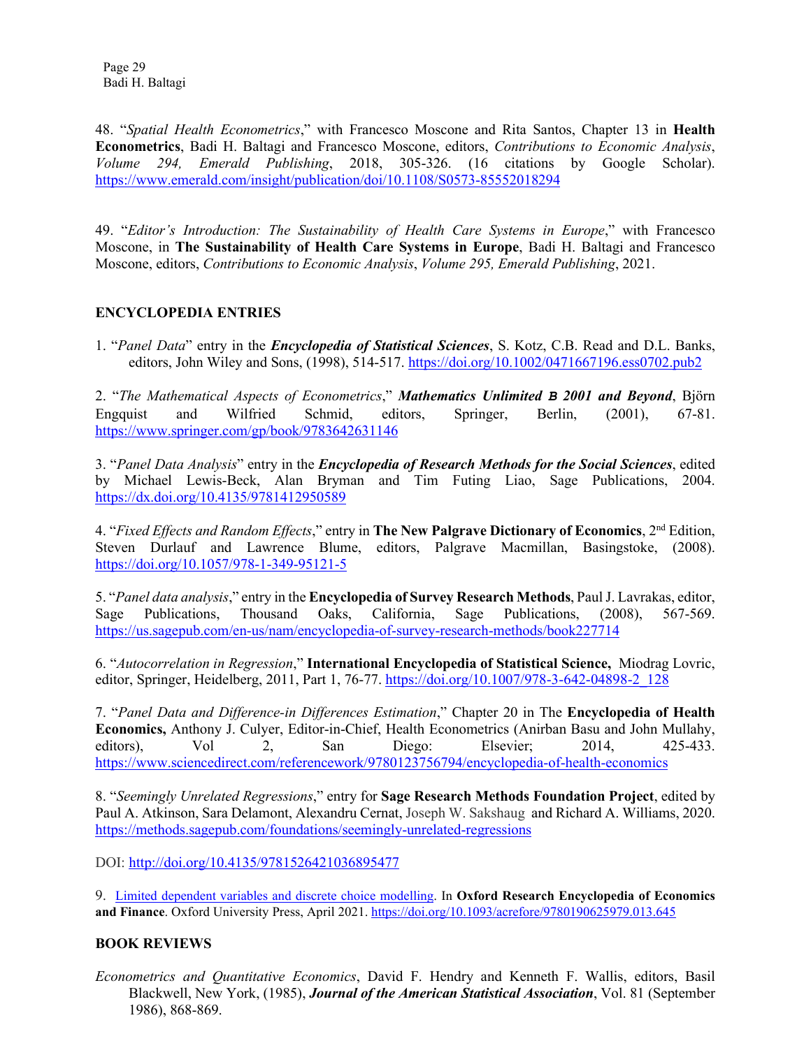48. "*Spatial Health Econometrics*," with Francesco Moscone and Rita Santos, Chapter 13 in **Health Econometrics**, Badi H. Baltagi and Francesco Moscone, editors, *Contributions to Economic Analysis*, *Volume 294, Emerald Publishing*, 2018, 305-326. (16 citations by Google Scholar). https://www.emerald.com/insight/publication/doi/10.1108/S0573-85552018294

49. "*Editor's Introduction: The Sustainability of Health Care Systems in Europe*," with Francesco Moscone, in **The Sustainability of Health Care Systems in Europe**, Badi H. Baltagi and Francesco Moscone, editors, *Contributions to Economic Analysis*, *Volume 295, Emerald Publishing*, 2021.

## ENCYCLOPEDIA ENTRIES

1. "*Panel Data*" entry in the ***Encyclopedia of Statistical Sciences***, S. Kotz, C.B. Read and D.L. Banks, editors, John Wiley and Sons, (1998), 514-517. https://doi.org/10.1002/0471667196.ess0702.pub2

2. "*The Mathematical Aspects of Econometrics*," ***Mathematics Unlimited B 2001 and Beyond***, Björn Engquist and Wilfried Schmid, editors, Springer, Berlin, (2001), 67-81. https://www.springer.com/gp/book/9783642631146

3. "*Panel Data Analysis*" entry in the ***Encyclopedia of Research Methods for the Social Sciences***, edited by Michael Lewis-Beck, Alan Bryman and Tim Futing Liao, Sage Publications, 2004. https://dx.doi.org/10.4135/9781412950589

4. "*Fixed Effects and Random Effects*," entry in **The New Palgrave Dictionary of Economics**, 2nd Edition, Steven Durlauf and Lawrence Blume, editors, Palgrave Macmillan, Basingstoke, (2008). https://doi.org/10.1057/978-1-349-95121-5

5. "*Panel data analysis*," entry in the **Encyclopedia of Survey Research Methods**, Paul J. Lavrakas, editor, Sage Publications, Thousand Oaks, California, Sage Publications, (2008), 567-569. https://us.sagepub.com/en-us/nam/encyclopedia-of-survey-research-methods/book227714

6. "*Autocorrelation in Regression*," **International Encyclopedia of Statistical Science,** Miodrag Lovric, editor, Springer, Heidelberg, 2011, Part 1, 76-77. https://doi.org/10.1007/978-3-642-04898-2_128

7. "*Panel Data and Difference-in Differences Estimation*," Chapter 20 in The **Encyclopedia of Health Economics,** Anthony J. Culyer, Editor-in-Chief, Health Econometrics (Anirban Basu and John Mullahy, editors), Vol 2, San Diego: Elsevier; 2014, 425-433. https://www.sciencedirect.com/referencework/9780123756794/encyclopedia-of-health-economics

8. "*Seemingly Unrelated Regressions*," entry for **Sage Research Methods Foundation Project**, edited by Paul A. Atkinson, Sara Delamont, Alexandru Cernat, Joseph W. Sakshaug and Richard A. Williams, 2020. https://methods.sagepub.com/foundations/seemingly-unrelated-regressions

DOI: http://doi.org/10.4135/9781526421036895477

9. Limited dependent variables and discrete choice modelling. In **Oxford Research Encyclopedia of Economics and Finance**. Oxford University Press, April 2021. https://doi.org/10.1093/acrefore/9780190625979.013.645

## BOOK REVIEWS

*Econometrics and Quantitative Economics*, David F. Hendry and Kenneth F. Wallis, editors, Basil Blackwell, New York, (1985), ***Journal of the American Statistical Association***, Vol. 81 (September 1986), 868-869.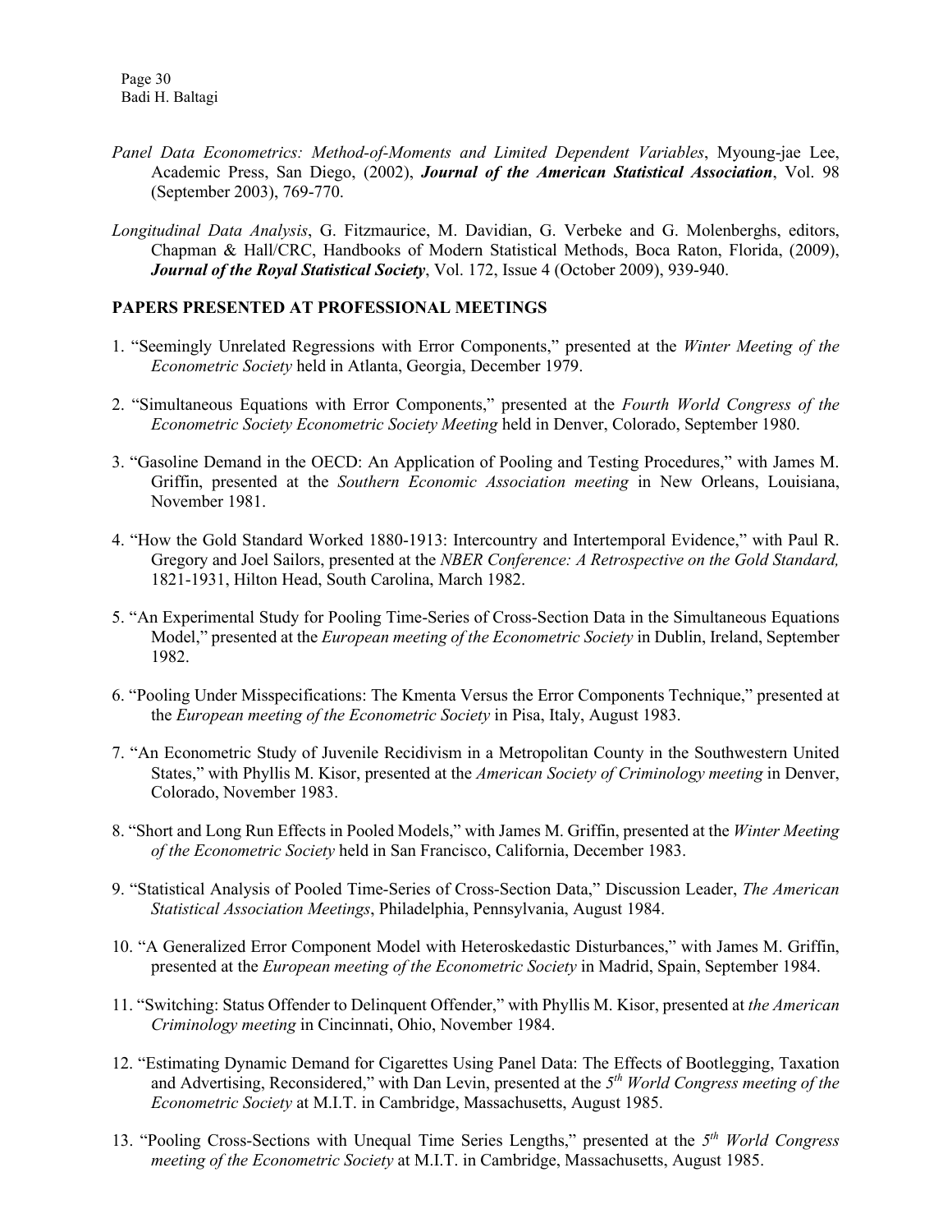*Panel Data Econometrics: Method-of-Moments and Limited Dependent Variables*, Myoung-jae Lee, Academic Press, San Diego, (2002), ***Journal of the American Statistical Association***, Vol. 98 (September 2003), 769-770.

*Longitudinal Data Analysis*, G. Fitzmaurice, M. Davidian, G. Verbeke and G. Molenberghs, editors, Chapman & Hall/CRC, Handbooks of Modern Statistical Methods, Boca Raton, Florida, (2009), ***Journal of the Royal Statistical Society***, Vol. 172, Issue 4 (October 2009), 939-940.

## PAPERS PRESENTED AT PROFESSIONAL MEETINGS

1. "Seemingly Unrelated Regressions with Error Components," presented at the *Winter Meeting of the Econometric Society* held in Atlanta, Georgia, December 1979.

2. "Simultaneous Equations with Error Components," presented at the *Fourth World Congress of the Econometric Society Econometric Society Meeting* held in Denver, Colorado, September 1980.

3. "Gasoline Demand in the OECD: An Application of Pooling and Testing Procedures," with James M. Griffin, presented at the *Southern Economic Association meeting* in New Orleans, Louisiana, November 1981.

4. "How the Gold Standard Worked 1880-1913: Intercountry and Intertemporal Evidence," with Paul R. Gregory and Joel Sailors, presented at the *NBER Conference: A Retrospective on the Gold Standard,* 1821-1931, Hilton Head, South Carolina, March 1982.

5. "An Experimental Study for Pooling Time-Series of Cross-Section Data in the Simultaneous Equations Model," presented at the *European meeting of the Econometric Society* in Dublin, Ireland, September 1982.

6. "Pooling Under Misspecifications: The Kmenta Versus the Error Components Technique," presented at the *European meeting of the Econometric Society* in Pisa, Italy, August 1983.

7. "An Econometric Study of Juvenile Recidivism in a Metropolitan County in the Southwestern United States," with Phyllis M. Kisor, presented at the *American Society of Criminology meeting* in Denver, Colorado, November 1983.

8. "Short and Long Run Effects in Pooled Models," with James M. Griffin, presented at the *Winter Meeting of the Econometric Society* held in San Francisco, California, December 1983.

9. "Statistical Analysis of Pooled Time-Series of Cross-Section Data," Discussion Leader, *The American Statistical Association Meetings*, Philadelphia, Pennsylvania, August 1984.

10. "A Generalized Error Component Model with Heteroskedastic Disturbances," with James M. Griffin, presented at the *European meeting of the Econometric Society* in Madrid, Spain, September 1984.

11. "Switching: Status Offender to Delinquent Offender," with Phyllis M. Kisor, presented at *the American Criminology meeting* in Cincinnati, Ohio, November 1984.

12. "Estimating Dynamic Demand for Cigarettes Using Panel Data: The Effects of Bootlegging, Taxation and Advertising, Reconsidered," with Dan Levin, presented at the *5th World Congress meeting of the Econometric Society* at M.I.T. in Cambridge, Massachusetts, August 1985.

13. "Pooling Cross-Sections with Unequal Time Series Lengths," presented at the *5th World Congress meeting of the Econometric Society* at M.I.T. in Cambridge, Massachusetts, August 1985.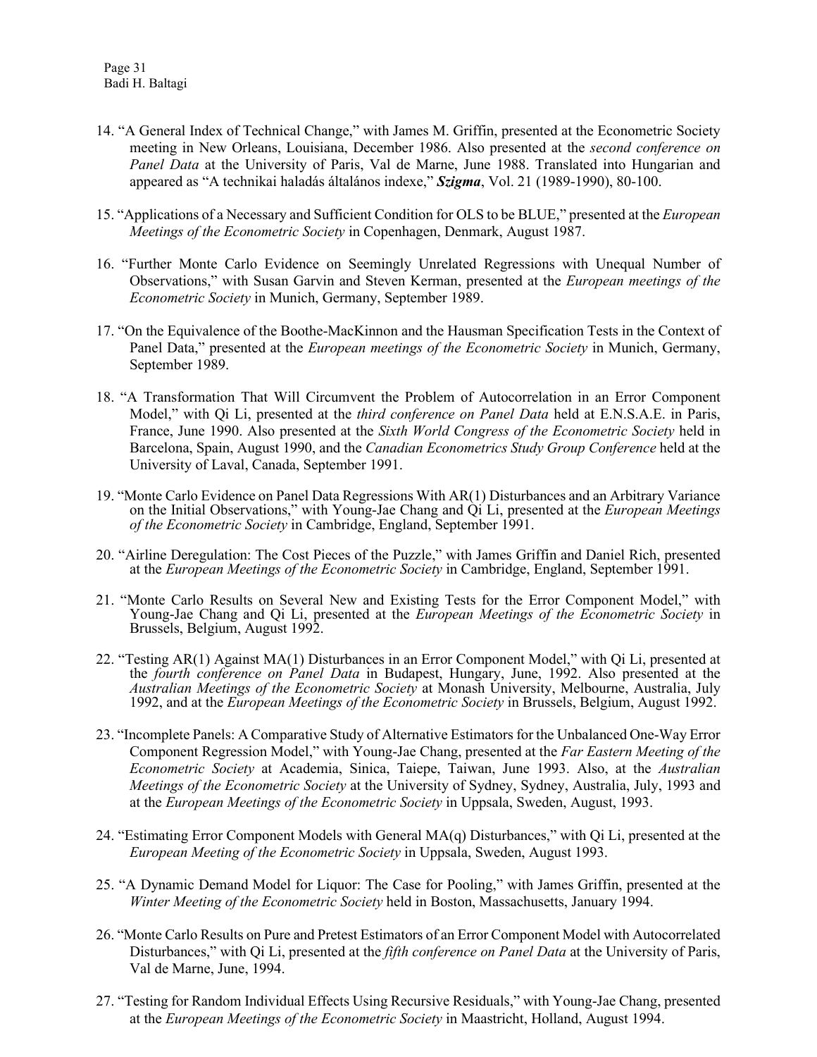14. "A General Index of Technical Change," with James M. Griffin, presented at the Econometric Society meeting in New Orleans, Louisiana, December 1986. Also presented at the *second conference on Panel Data* at the University of Paris, Val de Marne, June 1988. Translated into Hungarian and appeared as "A technikai haladás általános indexe," ***Szigma***, Vol. 21 (1989-1990), 80-100.

15. "Applications of a Necessary and Sufficient Condition for OLS to be BLUE," presented at the *European Meetings of the Econometric Society* in Copenhagen, Denmark, August 1987.

16. "Further Monte Carlo Evidence on Seemingly Unrelated Regressions with Unequal Number of Observations," with Susan Garvin and Steven Kerman, presented at the *European meetings of the Econometric Society* in Munich, Germany, September 1989.

17. "On the Equivalence of the Boothe-MacKinnon and the Hausman Specification Tests in the Context of Panel Data," presented at the *European meetings of the Econometric Society* in Munich, Germany, September 1989.

18. "A Transformation That Will Circumvent the Problem of Autocorrelation in an Error Component Model," with Qi Li, presented at the *third conference on Panel Data* held at E.N.S.A.E. in Paris, France, June 1990. Also presented at the *Sixth World Congress of the Econometric Society* held in Barcelona, Spain, August 1990, and the *Canadian Econometrics Study Group Conference* held at the University of Laval, Canada, September 1991.

19. "Monte Carlo Evidence on Panel Data Regressions With AR(1) Disturbances and an Arbitrary Variance on the Initial Observations," with Young-Jae Chang and Qi Li, presented at the *European Meetings of the Econometric Society* in Cambridge, England, September 1991.

20. "Airline Deregulation: The Cost Pieces of the Puzzle," with James Griffin and Daniel Rich, presented at the *European Meetings of the Econometric Society* in Cambridge, England, September 1991.

21. "Monte Carlo Results on Several New and Existing Tests for the Error Component Model," with Young-Jae Chang and Qi Li, presented at the *European Meetings of the Econometric Society* in Brussels, Belgium, August 1992.

22. "Testing AR(1) Against MA(1) Disturbances in an Error Component Model," with Qi Li, presented at the *fourth conference on Panel Data* in Budapest, Hungary, June, 1992. Also presented at the *Australian Meetings of the Econometric Society* at Monash University, Melbourne, Australia, July 1992, and at the *European Meetings of the Econometric Society* in Brussels, Belgium, August 1992.

23. "Incomplete Panels: A Comparative Study of Alternative Estimators for the Unbalanced One-Way Error Component Regression Model," with Young-Jae Chang, presented at the *Far Eastern Meeting of the Econometric Society* at Academia, Sinica, Taiepe, Taiwan, June 1993. Also, at the *Australian Meetings of the Econometric Society* at the University of Sydney, Sydney, Australia, July, 1993 and at the *European Meetings of the Econometric Society* in Uppsala, Sweden, August, 1993.

24. "Estimating Error Component Models with General MA(q) Disturbances," with Qi Li, presented at the *European Meeting of the Econometric Society* in Uppsala, Sweden, August 1993.

25. "A Dynamic Demand Model for Liquor: The Case for Pooling," with James Griffin, presented at the *Winter Meeting of the Econometric Society* held in Boston, Massachusetts, January 1994.

26. "Monte Carlo Results on Pure and Pretest Estimators of an Error Component Model with Autocorrelated Disturbances," with Qi Li, presented at the *fifth conference on Panel Data* at the University of Paris, Val de Marne, June, 1994.

27. "Testing for Random Individual Effects Using Recursive Residuals," with Young-Jae Chang, presented at the *European Meetings of the Econometric Society* in Maastricht, Holland, August 1994.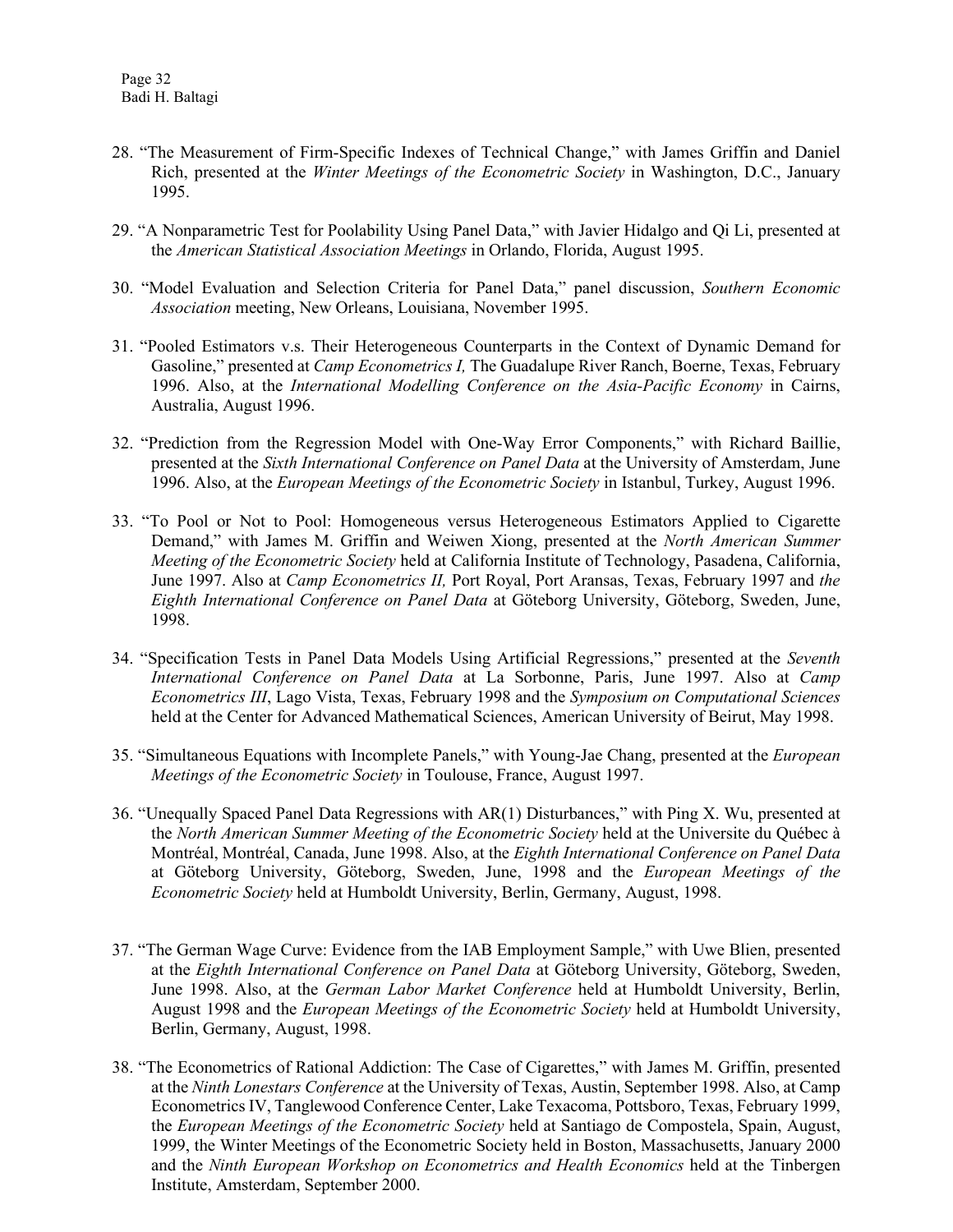28. "The Measurement of Firm-Specific Indexes of Technical Change," with James Griffin and Daniel Rich, presented at the *Winter Meetings of the Econometric Society* in Washington, D.C., January 1995.

29. "A Nonparametric Test for Poolability Using Panel Data," with Javier Hidalgo and Qi Li, presented at the *American Statistical Association Meetings* in Orlando, Florida, August 1995.

30. "Model Evaluation and Selection Criteria for Panel Data," panel discussion, *Southern Economic Association* meeting, New Orleans, Louisiana, November 1995.

31. "Pooled Estimators v.s. Their Heterogeneous Counterparts in the Context of Dynamic Demand for Gasoline," presented at *Camp Econometrics I,* The Guadalupe River Ranch, Boerne, Texas, February 1996. Also, at the *International Modelling Conference on the Asia-Pacific Economy* in Cairns, Australia, August 1996.

32. "Prediction from the Regression Model with One-Way Error Components," with Richard Baillie, presented at the *Sixth International Conference on Panel Data* at the University of Amsterdam, June 1996. Also, at the *European Meetings of the Econometric Society* in Istanbul, Turkey, August 1996.

33. "To Pool or Not to Pool: Homogeneous versus Heterogeneous Estimators Applied to Cigarette Demand," with James M. Griffin and Weiwen Xiong, presented at the *North American Summer Meeting of the Econometric Society* held at California Institute of Technology, Pasadena, California, June 1997. Also at *Camp Econometrics II,* Port Royal, Port Aransas, Texas, February 1997 and *the Eighth International Conference on Panel Data* at Göteborg University, Göteborg, Sweden, June, 1998.

34. "Specification Tests in Panel Data Models Using Artificial Regressions," presented at the *Seventh International Conference on Panel Data* at La Sorbonne, Paris, June 1997. Also at *Camp Econometrics III*, Lago Vista, Texas, February 1998 and the *Symposium on Computational Sciences* held at the Center for Advanced Mathematical Sciences, American University of Beirut, May 1998.

35. "Simultaneous Equations with Incomplete Panels," with Young-Jae Chang, presented at the *European Meetings of the Econometric Society* in Toulouse, France, August 1997.

36. "Unequally Spaced Panel Data Regressions with AR(1) Disturbances," with Ping X. Wu, presented at the *North American Summer Meeting of the Econometric Society* held at the Universite du Québec à Montréal, Montréal, Canada, June 1998. Also, at the *Eighth International Conference on Panel Data* at Göteborg University, Göteborg, Sweden, June, 1998 and the *European Meetings of the Econometric Society* held at Humboldt University, Berlin, Germany, August, 1998.

37. "The German Wage Curve: Evidence from the IAB Employment Sample," with Uwe Blien, presented at the *Eighth International Conference on Panel Data* at Göteborg University, Göteborg, Sweden, June 1998. Also, at the *German Labor Market Conference* held at Humboldt University, Berlin, August 1998 and the *European Meetings of the Econometric Society* held at Humboldt University, Berlin, Germany, August, 1998.

38. "The Econometrics of Rational Addiction: The Case of Cigarettes," with James M. Griffin, presented at the *Ninth Lonestars Conference* at the University of Texas, Austin, September 1998. Also, at Camp Econometrics IV, Tanglewood Conference Center, Lake Texacoma, Pottsboro, Texas, February 1999, the *European Meetings of the Econometric Society* held at Santiago de Compostela, Spain, August, 1999, the Winter Meetings of the Econometric Society held in Boston, Massachusetts, January 2000 and the *Ninth European Workshop on Econometrics and Health Economics* held at the Tinbergen Institute, Amsterdam, September 2000.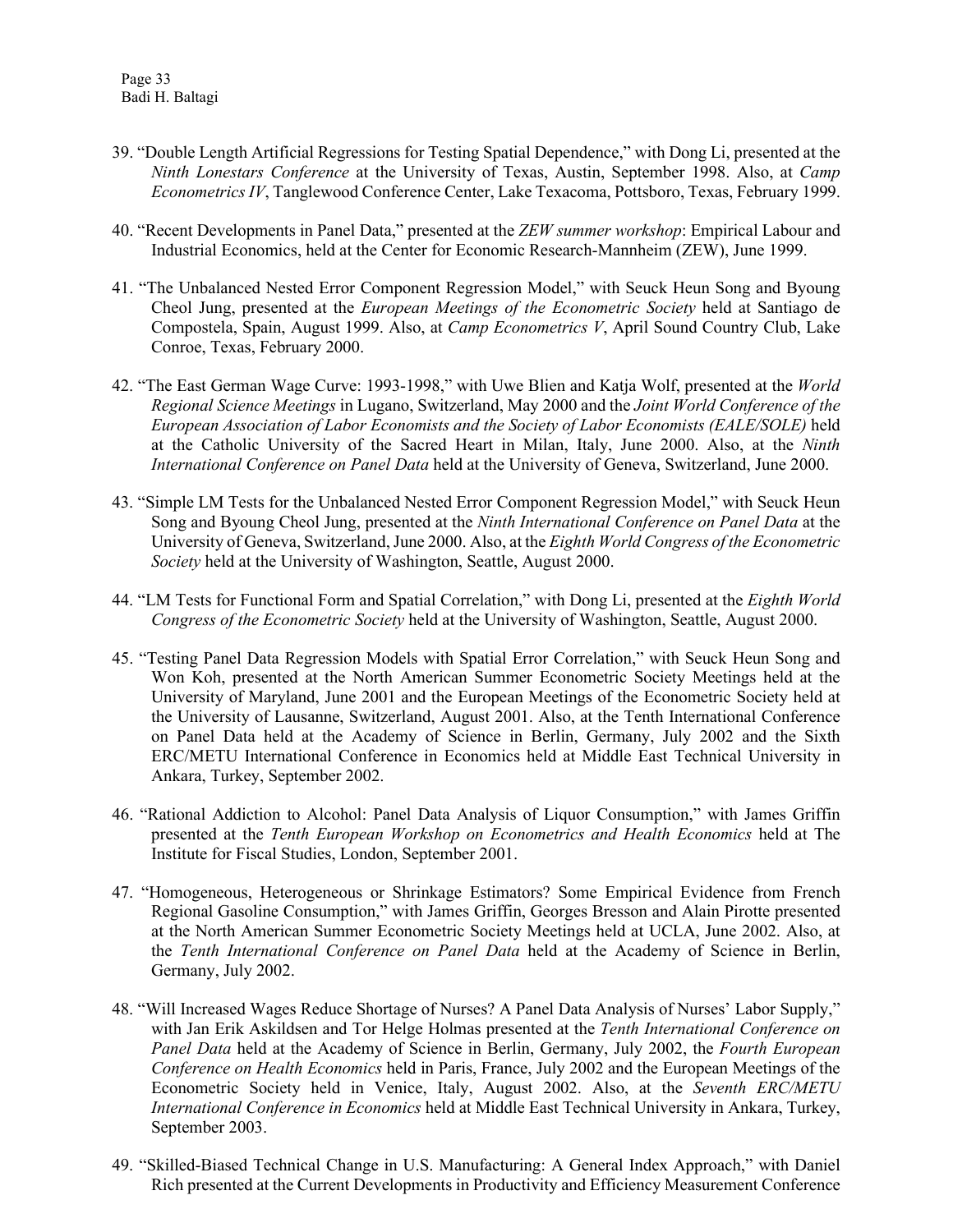39. "Double Length Artificial Regressions for Testing Spatial Dependence," with Dong Li, presented at the *Ninth Lonestars Conference* at the University of Texas, Austin, September 1998. Also, at *Camp Econometrics IV*, Tanglewood Conference Center, Lake Texacoma, Pottsboro, Texas, February 1999.

40. "Recent Developments in Panel Data," presented at the *ZEW summer workshop*: Empirical Labour and Industrial Economics, held at the Center for Economic Research-Mannheim (ZEW), June 1999.

41. "The Unbalanced Nested Error Component Regression Model," with Seuck Heun Song and Byoung Cheol Jung, presented at the *European Meetings of the Econometric Society* held at Santiago de Compostela, Spain, August 1999. Also, at *Camp Econometrics V*, April Sound Country Club, Lake Conroe, Texas, February 2000.

42. "The East German Wage Curve: 1993-1998," with Uwe Blien and Katja Wolf, presented at the *World Regional Science Meetings* in Lugano, Switzerland, May 2000 and the *Joint World Conference of the European Association of Labor Economists and the Society of Labor Economists (EALE/SOLE)* held at the Catholic University of the Sacred Heart in Milan, Italy, June 2000. Also, at the *Ninth International Conference on Panel Data* held at the University of Geneva, Switzerland, June 2000.

43. "Simple LM Tests for the Unbalanced Nested Error Component Regression Model," with Seuck Heun Song and Byoung Cheol Jung, presented at the *Ninth International Conference on Panel Data* at the University of Geneva, Switzerland, June 2000. Also, at the *Eighth World Congress of the Econometric Society* held at the University of Washington, Seattle, August 2000.

44. "LM Tests for Functional Form and Spatial Correlation," with Dong Li, presented at the *Eighth World Congress of the Econometric Society* held at the University of Washington, Seattle, August 2000.

45. "Testing Panel Data Regression Models with Spatial Error Correlation," with Seuck Heun Song and Won Koh, presented at the North American Summer Econometric Society Meetings held at the University of Maryland, June 2001 and the European Meetings of the Econometric Society held at the University of Lausanne, Switzerland, August 2001. Also, at the Tenth International Conference on Panel Data held at the Academy of Science in Berlin, Germany, July 2002 and the Sixth ERC/METU International Conference in Economics held at Middle East Technical University in Ankara, Turkey, September 2002.

46. "Rational Addiction to Alcohol: Panel Data Analysis of Liquor Consumption," with James Griffin presented at the *Tenth European Workshop on Econometrics and Health Economics* held at The Institute for Fiscal Studies, London, September 2001.

47. "Homogeneous, Heterogeneous or Shrinkage Estimators? Some Empirical Evidence from French Regional Gasoline Consumption," with James Griffin, Georges Bresson and Alain Pirotte presented at the North American Summer Econometric Society Meetings held at UCLA, June 2002. Also, at the *Tenth International Conference on Panel Data* held at the Academy of Science in Berlin, Germany, July 2002.

48. "Will Increased Wages Reduce Shortage of Nurses? A Panel Data Analysis of Nurses' Labor Supply," with Jan Erik Askildsen and Tor Helge Holmas presented at the *Tenth International Conference on Panel Data* held at the Academy of Science in Berlin, Germany, July 2002, the *Fourth European Conference on Health Economics* held in Paris, France, July 2002 and the European Meetings of the Econometric Society held in Venice, Italy, August 2002. Also, at the *Seventh ERC/METU International Conference in Economics* held at Middle East Technical University in Ankara, Turkey, September 2003.

49. "Skilled-Biased Technical Change in U.S. Manufacturing: A General Index Approach," with Daniel Rich presented at the Current Developments in Productivity and Efficiency Measurement Conference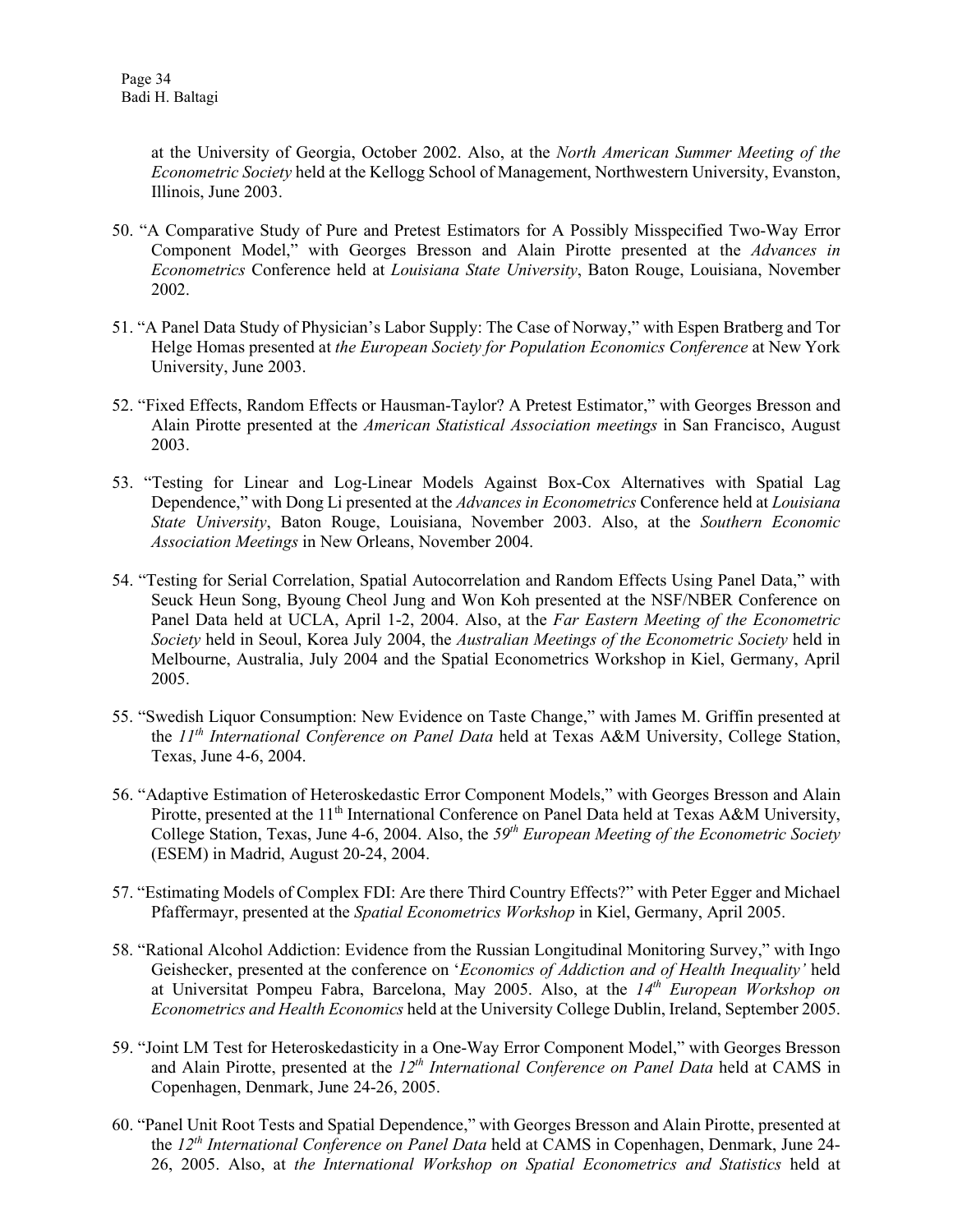at the University of Georgia, October 2002. Also, at the *North American Summer Meeting of the Econometric Society* held at the Kellogg School of Management, Northwestern University, Evanston, Illinois, June 2003.

50. "A Comparative Study of Pure and Pretest Estimators for A Possibly Misspecified Two-Way Error Component Model," with Georges Bresson and Alain Pirotte presented at the *Advances in Econometrics* Conference held at *Louisiana State University*, Baton Rouge, Louisiana, November 2002.

51. "A Panel Data Study of Physician's Labor Supply: The Case of Norway," with Espen Bratberg and Tor Helge Homas presented at *the European Society for Population Economics Conference* at New York University, June 2003.

52. "Fixed Effects, Random Effects or Hausman-Taylor? A Pretest Estimator," with Georges Bresson and Alain Pirotte presented at the *American Statistical Association meetings* in San Francisco, August 2003.

53. "Testing for Linear and Log-Linear Models Against Box-Cox Alternatives with Spatial Lag Dependence," with Dong Li presented at the *Advances in Econometrics* Conference held at *Louisiana State University*, Baton Rouge, Louisiana, November 2003. Also, at the *Southern Economic Association Meetings* in New Orleans, November 2004.

54. "Testing for Serial Correlation, Spatial Autocorrelation and Random Effects Using Panel Data," with Seuck Heun Song, Byoung Cheol Jung and Won Koh presented at the NSF/NBER Conference on Panel Data held at UCLA, April 1-2, 2004. Also, at the *Far Eastern Meeting of the Econometric Society* held in Seoul, Korea July 2004, the *Australian Meetings of the Econometric Society* held in Melbourne, Australia, July 2004 and the Spatial Econometrics Workshop in Kiel, Germany, April 2005.

55. "Swedish Liquor Consumption: New Evidence on Taste Change," with James M. Griffin presented at the *11th International Conference on Panel Data* held at Texas A&M University, College Station, Texas, June 4-6, 2004.

56. "Adaptive Estimation of Heteroskedastic Error Component Models," with Georges Bresson and Alain Pirotte, presented at the 11th International Conference on Panel Data held at Texas A&M University, College Station, Texas, June 4-6, 2004. Also, the *59th European Meeting of the Econometric Society* (ESEM) in Madrid, August 20-24, 2004.

57. "Estimating Models of Complex FDI: Are there Third Country Effects?" with Peter Egger and Michael Pfaffermayr, presented at the *Spatial Econometrics Workshop* in Kiel, Germany, April 2005.

58. "Rational Alcohol Addiction: Evidence from the Russian Longitudinal Monitoring Survey," with Ingo Geishecker, presented at the conference on '*Economics of Addiction and of Health Inequality'* held at Universitat Pompeu Fabra, Barcelona, May 2005. Also, at the *14th European Workshop on Econometrics and Health Economics* held at the University College Dublin, Ireland, September 2005.

59. "Joint LM Test for Heteroskedasticity in a One-Way Error Component Model," with Georges Bresson and Alain Pirotte, presented at the *12th International Conference on Panel Data* held at CAMS in Copenhagen, Denmark, June 24-26, 2005.

60. "Panel Unit Root Tests and Spatial Dependence," with Georges Bresson and Alain Pirotte, presented at the *12th International Conference on Panel Data* held at CAMS in Copenhagen, Denmark, June 24-26, 2005. Also, at *the International Workshop on Spatial Econometrics and Statistics* held at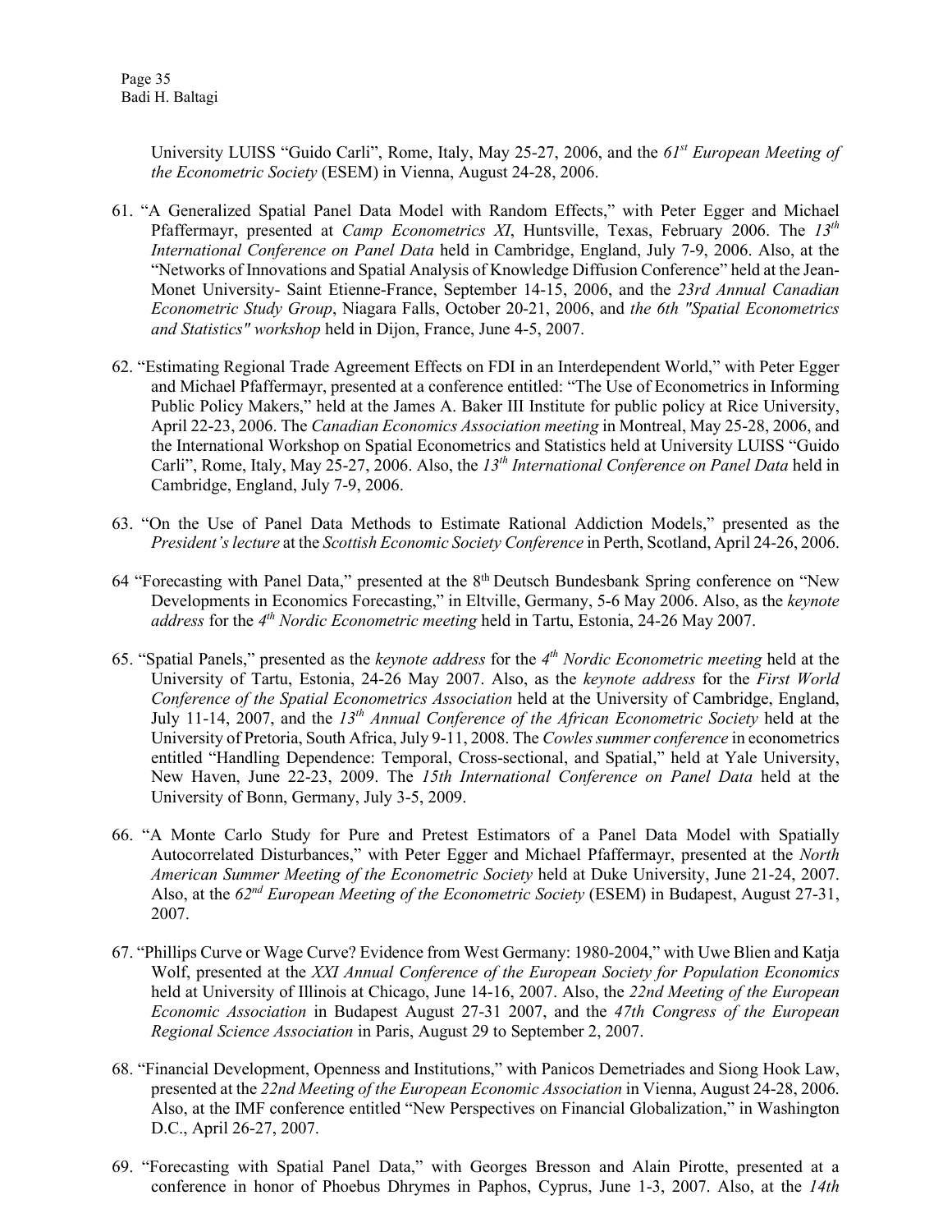University LUISS "Guido Carli", Rome, Italy, May 25-27, 2006, and the *61st European Meeting of the Econometric Society* (ESEM) in Vienna, August 24-28, 2006.

61. "A Generalized Spatial Panel Data Model with Random Effects," with Peter Egger and Michael Pfaffermayr, presented at *Camp Econometrics XI*, Huntsville, Texas, February 2006. The *13th International Conference on Panel Data* held in Cambridge, England, July 7-9, 2006. Also, at the "Networks of Innovations and Spatial Analysis of Knowledge Diffusion Conference" held at the Jean-Monet University- Saint Etienne-France, September 14-15, 2006, and the *23rd Annual Canadian Econometric Study Group*, Niagara Falls, October 20-21, 2006, and *the 6th "Spatial Econometrics and Statistics" workshop* held in Dijon, France, June 4-5, 2007.

62. "Estimating Regional Trade Agreement Effects on FDI in an Interdependent World," with Peter Egger and Michael Pfaffermayr, presented at a conference entitled: "The Use of Econometrics in Informing Public Policy Makers," held at the James A. Baker III Institute for public policy at Rice University, April 22-23, 2006. The *Canadian Economics Association meeting* in Montreal, May 25-28, 2006, and the International Workshop on Spatial Econometrics and Statistics held at University LUISS "Guido Carli", Rome, Italy, May 25-27, 2006. Also, the *13th International Conference on Panel Data* held in Cambridge, England, July 7-9, 2006.

63. "On the Use of Panel Data Methods to Estimate Rational Addiction Models," presented as the *President's lecture* at the *Scottish Economic Society Conference* in Perth, Scotland, April 24-26, 2006.

64 "Forecasting with Panel Data," presented at the 8th Deutsch Bundesbank Spring conference on "New Developments in Economics Forecasting," in Eltville, Germany, 5-6 May 2006. Also, as the *keynote address* for the *4th Nordic Econometric meeting* held in Tartu, Estonia, 24-26 May 2007.

65. "Spatial Panels," presented as the *keynote address* for the *4th Nordic Econometric meeting* held at the University of Tartu, Estonia, 24-26 May 2007. Also, as the *keynote address* for the *First World Conference of the Spatial Econometrics Association* held at the University of Cambridge, England, July 11-14, 2007, and the *13th Annual Conference of the African Econometric Society* held at the University of Pretoria, South Africa, July 9-11, 2008. The *Cowles summer conference* in econometrics entitled "Handling Dependence: Temporal, Cross-sectional, and Spatial," held at Yale University, New Haven, June 22-23, 2009. The *15th International Conference on Panel Data* held at the University of Bonn, Germany, July 3-5, 2009.

66. "A Monte Carlo Study for Pure and Pretest Estimators of a Panel Data Model with Spatially Autocorrelated Disturbances," with Peter Egger and Michael Pfaffermayr, presented at the *North American Summer Meeting of the Econometric Society* held at Duke University, June 21-24, 2007. Also, at the *62nd European Meeting of the Econometric Society* (ESEM) in Budapest, August 27-31, 2007.

67. "Phillips Curve or Wage Curve? Evidence from West Germany: 1980-2004," with Uwe Blien and Katja Wolf, presented at the *XXI Annual Conference of the European Society for Population Economics* held at University of Illinois at Chicago, June 14-16, 2007. Also, the *22nd Meeting of the European Economic Association* in Budapest August 27-31 2007, and the *47th Congress of the European Regional Science Association* in Paris, August 29 to September 2, 2007.

68. "Financial Development, Openness and Institutions," with Panicos Demetriades and Siong Hook Law, presented at the *22nd Meeting of the European Economic Association* in Vienna, August 24-28, 2006. Also, at the IMF conference entitled "New Perspectives on Financial Globalization," in Washington D.C., April 26-27, 2007.

69. "Forecasting with Spatial Panel Data," with Georges Bresson and Alain Pirotte, presented at a conference in honor of Phoebus Dhrymes in Paphos, Cyprus, June 1-3, 2007. Also, at the *14th*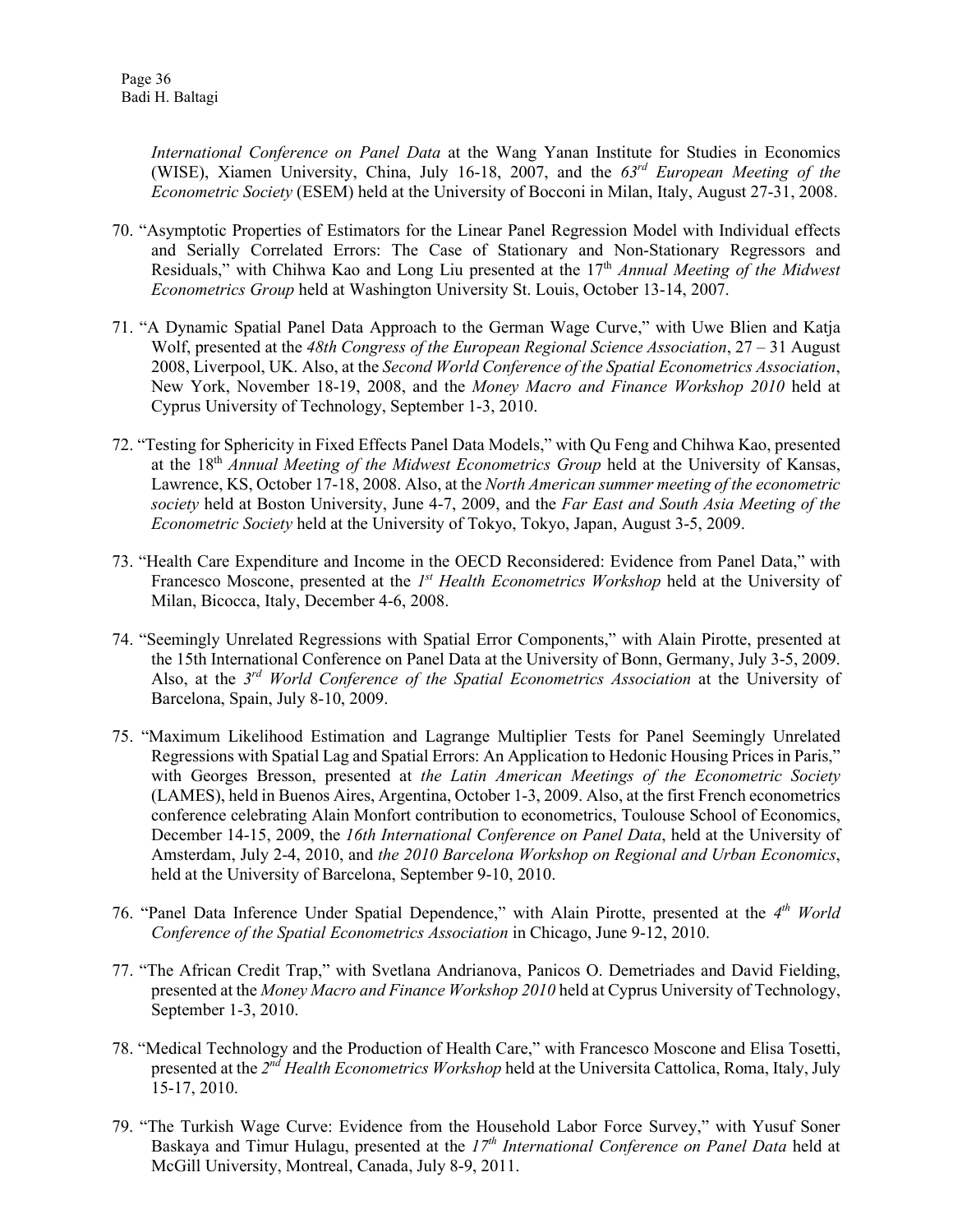*International Conference on Panel Data* at the Wang Yanan Institute for Studies in Economics (WISE), Xiamen University, China, July 16-18, 2007, and the *63rd European Meeting of the Econometric Society* (ESEM) held at the University of Bocconi in Milan, Italy, August 27-31, 2008.

70. "Asymptotic Properties of Estimators for the Linear Panel Regression Model with Individual effects and Serially Correlated Errors: The Case of Stationary and Non-Stationary Regressors and Residuals," with Chihwa Kao and Long Liu presented at the 17th *Annual Meeting of the Midwest Econometrics Group* held at Washington University St. Louis, October 13-14, 2007.

71. "A Dynamic Spatial Panel Data Approach to the German Wage Curve," with Uwe Blien and Katja Wolf, presented at the *48th Congress of the European Regional Science Association*, 27 – 31 August 2008, Liverpool, UK. Also, at the *Second World Conference of the Spatial Econometrics Association*, New York, November 18-19, 2008, and the *Money Macro and Finance Workshop 2010* held at Cyprus University of Technology, September 1-3, 2010.

72. "Testing for Sphericity in Fixed Effects Panel Data Models," with Qu Feng and Chihwa Kao, presented at the 18th *Annual Meeting of the Midwest Econometrics Group* held at the University of Kansas, Lawrence, KS, October 17-18, 2008. Also, at the *North American summer meeting of the econometric society* held at Boston University, June 4-7, 2009, and the *Far East and South Asia Meeting of the Econometric Society* held at the University of Tokyo, Tokyo, Japan, August 3-5, 2009.

73. "Health Care Expenditure and Income in the OECD Reconsidered: Evidence from Panel Data," with Francesco Moscone, presented at the *1st Health Econometrics Workshop* held at the University of Milan, Bicocca, Italy, December 4-6, 2008.

74. "Seemingly Unrelated Regressions with Spatial Error Components," with Alain Pirotte, presented at the 15th International Conference on Panel Data at the University of Bonn, Germany, July 3-5, 2009. Also, at the *3rd World Conference of the Spatial Econometrics Association* at the University of Barcelona, Spain, July 8-10, 2009.

75. "Maximum Likelihood Estimation and Lagrange Multiplier Tests for Panel Seemingly Unrelated Regressions with Spatial Lag and Spatial Errors: An Application to Hedonic Housing Prices in Paris," with Georges Bresson, presented at *the Latin American Meetings of the Econometric Society* (LAMES), held in Buenos Aires, Argentina, October 1-3, 2009. Also, at the first French econometrics conference celebrating Alain Monfort contribution to econometrics, Toulouse School of Economics, December 14-15, 2009, the *16th International Conference on Panel Data*, held at the University of Amsterdam, July 2-4, 2010, and *the 2010 Barcelona Workshop on Regional and Urban Economics*, held at the University of Barcelona, September 9-10, 2010.

76. "Panel Data Inference Under Spatial Dependence," with Alain Pirotte, presented at the *4th World Conference of the Spatial Econometrics Association* in Chicago, June 9-12, 2010.

77. "The African Credit Trap," with Svetlana Andrianova, Panicos O. Demetriades and David Fielding, presented at the *Money Macro and Finance Workshop 2010* held at Cyprus University of Technology, September 1-3, 2010.

78. "Medical Technology and the Production of Health Care," with Francesco Moscone and Elisa Tosetti, presented at the *2nd Health Econometrics Workshop* held at the Universita Cattolica, Roma, Italy, July 15-17, 2010.

79. "The Turkish Wage Curve: Evidence from the Household Labor Force Survey," with Yusuf Soner Baskaya and Timur Hulagu, presented at the *17th International Conference on Panel Data* held at McGill University, Montreal, Canada, July 8-9, 2011.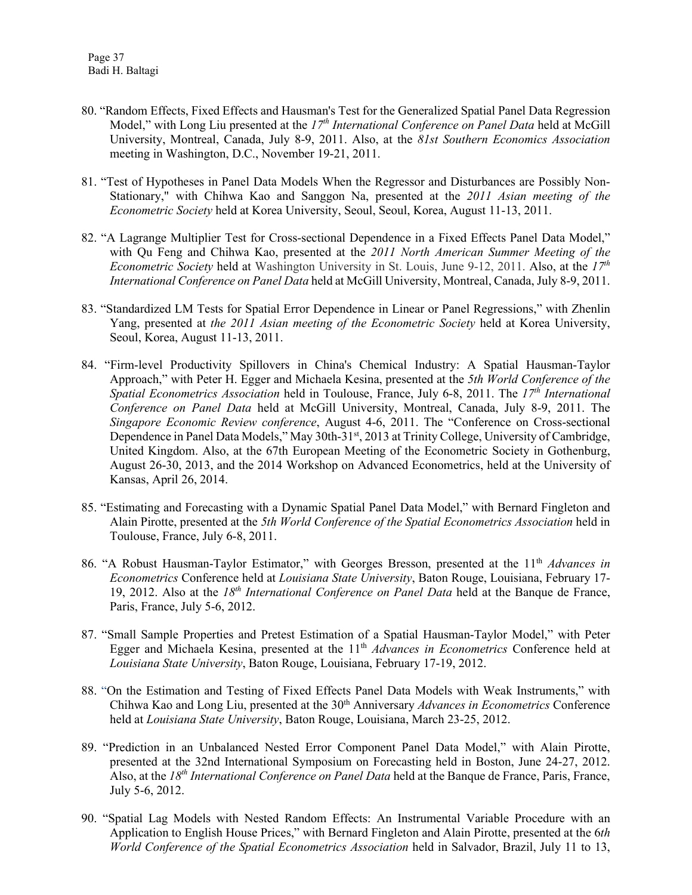80. "Random Effects, Fixed Effects and Hausman's Test for the Generalized Spatial Panel Data Regression Model," with Long Liu presented at the *17th International Conference on Panel Data* held at McGill University, Montreal, Canada, July 8-9, 2011. Also, at the *81st Southern Economics Association* meeting in Washington, D.C., November 19-21, 2011.

81. "Test of Hypotheses in Panel Data Models When the Regressor and Disturbances are Possibly Non-Stationary," with Chihwa Kao and Sanggon Na, presented at the *2011 Asian meeting of the Econometric Society* held at Korea University, Seoul, Seoul, Korea, August 11-13, 2011.

82. "A Lagrange Multiplier Test for Cross-sectional Dependence in a Fixed Effects Panel Data Model," with Qu Feng and Chihwa Kao, presented at the *2011 North American Summer Meeting of the Econometric Society* held at Washington University in St. Louis, June 9-12, 2011. Also, at the *17th International Conference on Panel Data* held at McGill University, Montreal, Canada, July 8-9, 2011.

83. "Standardized LM Tests for Spatial Error Dependence in Linear or Panel Regressions," with Zhenlin Yang, presented at *the 2011 Asian meeting of the Econometric Society* held at Korea University, Seoul, Korea, August 11-13, 2011.

84. "Firm-level Productivity Spillovers in China's Chemical Industry: A Spatial Hausman-Taylor Approach," with Peter H. Egger and Michaela Kesina, presented at the *5th World Conference of the Spatial Econometrics Association* held in Toulouse, France, July 6-8, 2011. The *17th International Conference on Panel Data* held at McGill University, Montreal, Canada, July 8-9, 2011. The *Singapore Economic Review conference*, August 4-6, 2011. The "Conference on Cross-sectional Dependence in Panel Data Models," May 30th-31st, 2013 at Trinity College, University of Cambridge, United Kingdom. Also, at the 67th European Meeting of the Econometric Society in Gothenburg, August 26-30, 2013, and the 2014 Workshop on Advanced Econometrics, held at the University of Kansas, April 26, 2014.

85. "Estimating and Forecasting with a Dynamic Spatial Panel Data Model," with Bernard Fingleton and Alain Pirotte, presented at the *5th World Conference of the Spatial Econometrics Association* held in Toulouse, France, July 6-8, 2011.

86. "A Robust Hausman-Taylor Estimator," with Georges Bresson, presented at the 11th *Advances in Econometrics* Conference held at *Louisiana State University*, Baton Rouge, Louisiana, February 17-19, 2012. Also at the *18th International Conference on Panel Data* held at the Banque de France, Paris, France, July 5-6, 2012.

87. "Small Sample Properties and Pretest Estimation of a Spatial Hausman-Taylor Model," with Peter Egger and Michaela Kesina, presented at the 11th *Advances in Econometrics* Conference held at *Louisiana State University*, Baton Rouge, Louisiana, February 17-19, 2012.

88. "On the Estimation and Testing of Fixed Effects Panel Data Models with Weak Instruments," with Chihwa Kao and Long Liu, presented at the 30th Anniversary *Advances in Econometrics* Conference held at *Louisiana State University*, Baton Rouge, Louisiana, March 23-25, 2012.

89. "Prediction in an Unbalanced Nested Error Component Panel Data Model," with Alain Pirotte, presented at the 32nd International Symposium on Forecasting held in Boston, June 24-27, 2012. Also, at the *18th International Conference on Panel Data* held at the Banque de France, Paris, France, July 5-6, 2012.

90. "Spatial Lag Models with Nested Random Effects: An Instrumental Variable Procedure with an Application to English House Prices," with Bernard Fingleton and Alain Pirotte, presented at the *6th World Conference of the Spatial Econometrics Association* held in Salvador, Brazil, July 11 to 13,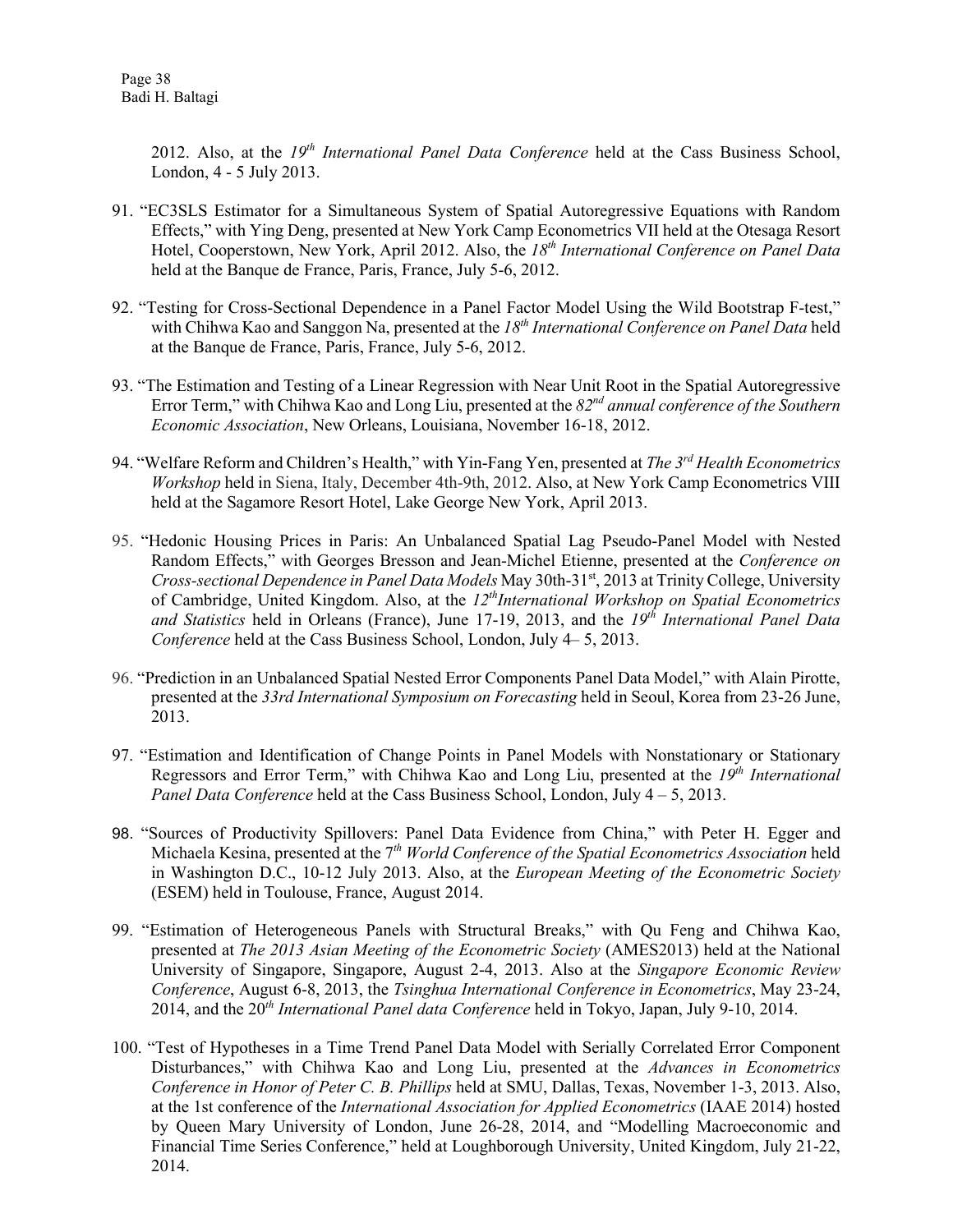2012. Also, at the *19th International Panel Data Conference* held at the Cass Business School, London, 4 - 5 July 2013.

91. "EC3SLS Estimator for a Simultaneous System of Spatial Autoregressive Equations with Random Effects," with Ying Deng, presented at New York Camp Econometrics VII held at the Otesaga Resort Hotel, Cooperstown, New York, April 2012. Also, the *18th International Conference on Panel Data* held at the Banque de France, Paris, France, July 5-6, 2012.

92. "Testing for Cross-Sectional Dependence in a Panel Factor Model Using the Wild Bootstrap F-test," with Chihwa Kao and Sanggon Na, presented at the *18th International Conference on Panel Data* held at the Banque de France, Paris, France, July 5-6, 2012.

93. "The Estimation and Testing of a Linear Regression with Near Unit Root in the Spatial Autoregressive Error Term," with Chihwa Kao and Long Liu, presented at the *82nd annual conference of the Southern Economic Association*, New Orleans, Louisiana, November 16-18, 2012.

94. "Welfare Reform and Children's Health," with Yin-Fang Yen, presented at *The 3rd Health Econometrics Workshop* held in Siena, Italy, December 4th-9th, 2012. Also, at New York Camp Econometrics VIII held at the Sagamore Resort Hotel, Lake George New York, April 2013.

95. "Hedonic Housing Prices in Paris: An Unbalanced Spatial Lag Pseudo-Panel Model with Nested Random Effects," with Georges Bresson and Jean-Michel Etienne, presented at the *Conference on Cross-sectional Dependence in Panel Data Models* May 30th-31st, 2013 at Trinity College, University of Cambridge, United Kingdom. Also, at the *12th International Workshop on Spatial Econometrics and Statistics* held in Orleans (France), June 17-19, 2013, and the *19th International Panel Data Conference* held at the Cass Business School, London, July 4– 5, 2013.

96. "Prediction in an Unbalanced Spatial Nested Error Components Panel Data Model," with Alain Pirotte, presented at the *33rd International Symposium on Forecasting* held in Seoul, Korea from 23-26 June, 2013.

97. "Estimation and Identification of Change Points in Panel Models with Nonstationary or Stationary Regressors and Error Term," with Chihwa Kao and Long Liu, presented at the *19th International Panel Data Conference* held at the Cass Business School, London, July 4 – 5, 2013.

98. "Sources of Productivity Spillovers: Panel Data Evidence from China," with Peter H. Egger and Michaela Kesina, presented at the 7*th World Conference of the Spatial Econometrics Association* held in Washington D.C., 10-12 July 2013. Also, at the *European Meeting of the Econometric Society* (ESEM) held in Toulouse, France, August 2014.

99. "Estimation of Heterogeneous Panels with Structural Breaks," with Qu Feng and Chihwa Kao, presented at *The 2013 Asian Meeting of the Econometric Society* (AMES2013) held at the National University of Singapore, Singapore, August 2-4, 2013. Also at the *Singapore Economic Review Conference*, August 6-8, 2013, the *Tsinghua International Conference in Econometrics*, May 23-24, 2014, and the 20*th International Panel data Conference* held in Tokyo, Japan, July 9-10, 2014.

100. "Test of Hypotheses in a Time Trend Panel Data Model with Serially Correlated Error Component Disturbances," with Chihwa Kao and Long Liu, presented at the *Advances in Econometrics Conference in Honor of Peter C. B. Phillips* held at SMU, Dallas, Texas, November 1-3, 2013. Also, at the 1st conference of the *International Association for Applied Econometrics* (IAAE 2014) hosted by Queen Mary University of London, June 26-28, 2014, and "Modelling Macroeconomic and Financial Time Series Conference," held at Loughborough University, United Kingdom, July 21-22, 2014.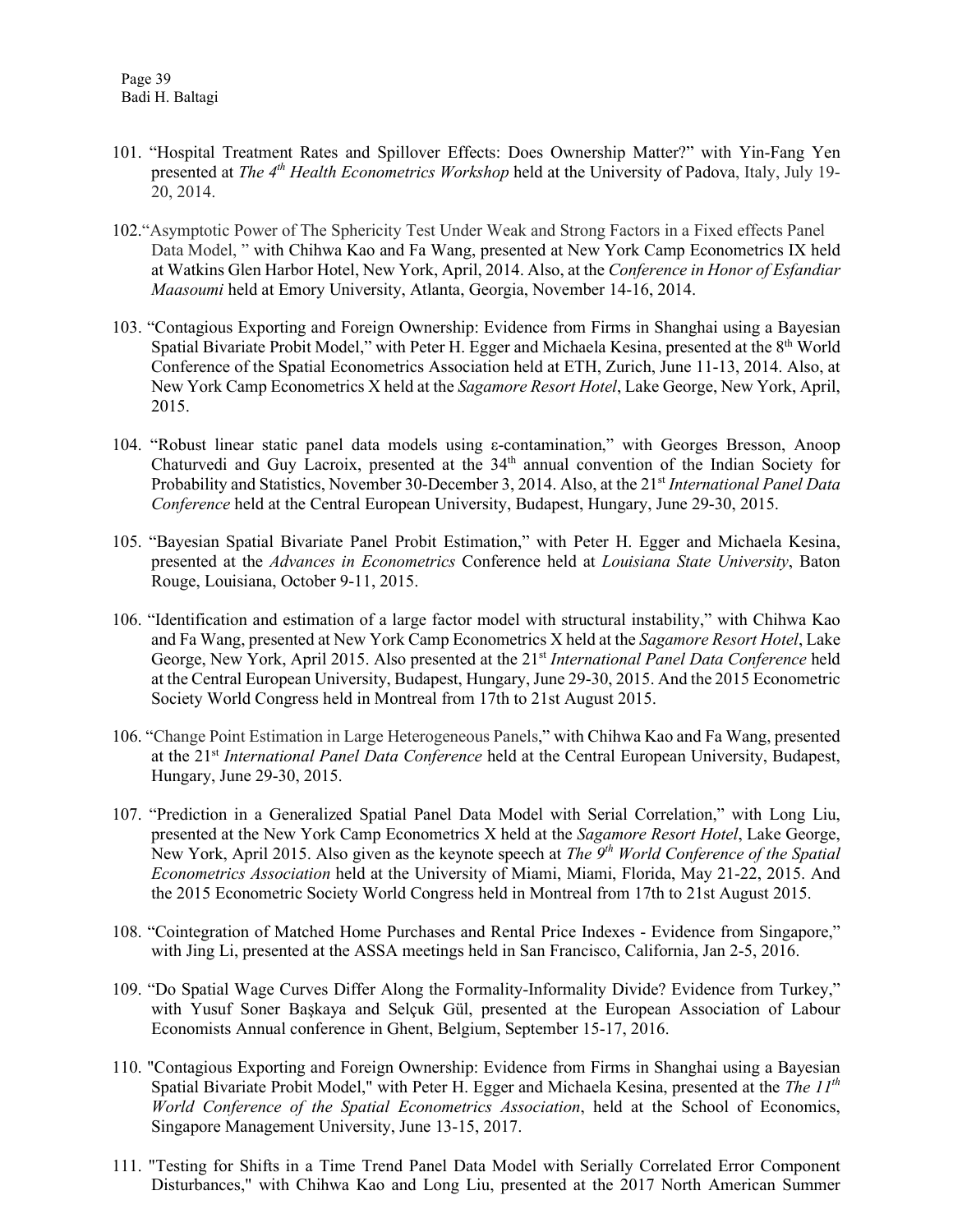101. "Hospital Treatment Rates and Spillover Effects: Does Ownership Matter?" with Yin-Fang Yen presented at *The 4th Health Econometrics Workshop* held at the University of Padova, Italy, July 19-20, 2014.

102. "Asymptotic Power of The Sphericity Test Under Weak and Strong Factors in a Fixed effects Panel Data Model, " with Chihwa Kao and Fa Wang, presented at New York Camp Econometrics IX held at Watkins Glen Harbor Hotel, New York, April, 2014. Also, at the *Conference in Honor of Esfandiar Maasoumi* held at Emory University, Atlanta, Georgia, November 14-16, 2014.

103. "Contagious Exporting and Foreign Ownership: Evidence from Firms in Shanghai using a Bayesian Spatial Bivariate Probit Model," with Peter H. Egger and Michaela Kesina, presented at the 8th World Conference of the Spatial Econometrics Association held at ETH, Zurich, June 11-13, 2014. Also, at New York Camp Econometrics X held at the *Sagamore Resort Hotel*, Lake George, New York, April, 2015.

104. "Robust linear static panel data models using ε-contamination," with Georges Bresson, Anoop Chaturvedi and Guy Lacroix, presented at the 34th annual convention of the Indian Society for Probability and Statistics, November 30-December 3, 2014. Also, at the 21st *International Panel Data Conference* held at the Central European University, Budapest, Hungary, June 29-30, 2015.

105. "Bayesian Spatial Bivariate Panel Probit Estimation," with Peter H. Egger and Michaela Kesina, presented at the *Advances in Econometrics* Conference held at *Louisiana State University*, Baton Rouge, Louisiana, October 9-11, 2015.

106. "Identification and estimation of a large factor model with structural instability," with Chihwa Kao and Fa Wang, presented at New York Camp Econometrics X held at the *Sagamore Resort Hotel*, Lake George, New York, April 2015. Also presented at the 21st *International Panel Data Conference* held at the Central European University, Budapest, Hungary, June 29-30, 2015. And the 2015 Econometric Society World Congress held in Montreal from 17th to 21st August 2015.

106. "Change Point Estimation in Large Heterogeneous Panels," with Chihwa Kao and Fa Wang, presented at the 21st *International Panel Data Conference* held at the Central European University, Budapest, Hungary, June 29-30, 2015.

107. "Prediction in a Generalized Spatial Panel Data Model with Serial Correlation," with Long Liu, presented at the New York Camp Econometrics X held at the *Sagamore Resort Hotel*, Lake George, New York, April 2015. Also given as the keynote speech at *The 9th World Conference of the Spatial Econometrics Association* held at the University of Miami, Miami, Florida, May 21-22, 2015. And the 2015 Econometric Society World Congress held in Montreal from 17th to 21st August 2015.

108. "Cointegration of Matched Home Purchases and Rental Price Indexes - Evidence from Singapore," with Jing Li, presented at the ASSA meetings held in San Francisco, California, Jan 2-5, 2016.

109. "Do Spatial Wage Curves Differ Along the Formality-Informality Divide? Evidence from Turkey," with Yusuf Soner Başkaya and Selçuk Gül, presented at the European Association of Labour Economists Annual conference in Ghent, Belgium, September 15-17, 2016.

110. "Contagious Exporting and Foreign Ownership: Evidence from Firms in Shanghai using a Bayesian Spatial Bivariate Probit Model," with Peter H. Egger and Michaela Kesina, presented at the *The 11th World Conference of the Spatial Econometrics Association*, held at the School of Economics, Singapore Management University, June 13-15, 2017.

111. "Testing for Shifts in a Time Trend Panel Data Model with Serially Correlated Error Component Disturbances," with Chihwa Kao and Long Liu, presented at the 2017 North American Summer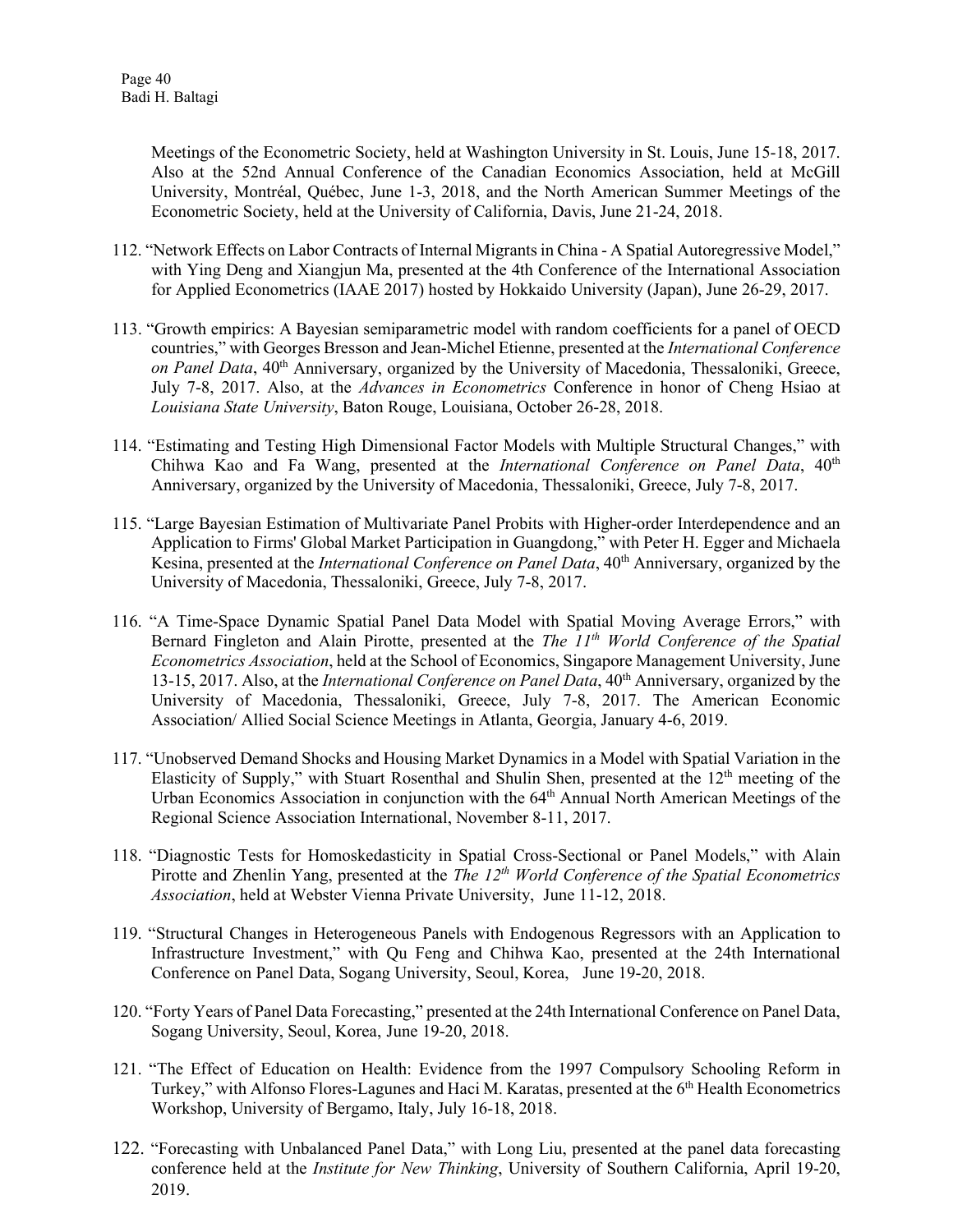Meetings of the Econometric Society, held at Washington University in St. Louis, June 15-18, 2017. Also at the 52nd Annual Conference of the Canadian Economics Association, held at McGill University, Montréal, Québec, June 1-3, 2018, and the North American Summer Meetings of the Econometric Society, held at the University of California, Davis, June 21-24, 2018.

112. "Network Effects on Labor Contracts of Internal Migrants in China - A Spatial Autoregressive Model," with Ying Deng and Xiangjun Ma, presented at the 4th Conference of the International Association for Applied Econometrics (IAAE 2017) hosted by Hokkaido University (Japan), June 26-29, 2017.

113. "Growth empirics: A Bayesian semiparametric model with random coefficients for a panel of OECD countries," with Georges Bresson and Jean-Michel Etienne, presented at the *International Conference on Panel Data*, 40th Anniversary, organized by the University of Macedonia, Thessaloniki, Greece, July 7-8, 2017. Also, at the *Advances in Econometrics* Conference in honor of Cheng Hsiao at *Louisiana State University*, Baton Rouge, Louisiana, October 26-28, 2018.

114. "Estimating and Testing High Dimensional Factor Models with Multiple Structural Changes," with Chihwa Kao and Fa Wang, presented at the *International Conference on Panel Data*, 40th Anniversary, organized by the University of Macedonia, Thessaloniki, Greece, July 7-8, 2017.

115. "Large Bayesian Estimation of Multivariate Panel Probits with Higher-order Interdependence and an Application to Firms' Global Market Participation in Guangdong," with Peter H. Egger and Michaela Kesina, presented at the *International Conference on Panel Data*, 40th Anniversary, organized by the University of Macedonia, Thessaloniki, Greece, July 7-8, 2017.

116. "A Time-Space Dynamic Spatial Panel Data Model with Spatial Moving Average Errors," with Bernard Fingleton and Alain Pirotte, presented at the *The 11th World Conference of the Spatial Econometrics Association*, held at the School of Economics, Singapore Management University, June 13-15, 2017. Also, at the *International Conference on Panel Data*, 40th Anniversary, organized by the University of Macedonia, Thessaloniki, Greece, July 7-8, 2017. The American Economic Association/ Allied Social Science Meetings in Atlanta, Georgia, January 4-6, 2019.

117. "Unobserved Demand Shocks and Housing Market Dynamics in a Model with Spatial Variation in the Elasticity of Supply," with Stuart Rosenthal and Shulin Shen, presented at the 12th meeting of the Urban Economics Association in conjunction with the 64th Annual North American Meetings of the Regional Science Association International, November 8-11, 2017.

118. "Diagnostic Tests for Homoskedasticity in Spatial Cross-Sectional or Panel Models," with Alain Pirotte and Zhenlin Yang, presented at the *The 12th World Conference of the Spatial Econometrics Association*, held at Webster Vienna Private University, June 11-12, 2018.

119. "Structural Changes in Heterogeneous Panels with Endogenous Regressors with an Application to Infrastructure Investment," with Qu Feng and Chihwa Kao, presented at the 24th International Conference on Panel Data, Sogang University, Seoul, Korea, June 19-20, 2018.

120. "Forty Years of Panel Data Forecasting," presented at the 24th International Conference on Panel Data, Sogang University, Seoul, Korea, June 19-20, 2018.

121. "The Effect of Education on Health: Evidence from the 1997 Compulsory Schooling Reform in Turkey," with Alfonso Flores-Lagunes and Haci M. Karatas, presented at the 6th Health Econometrics Workshop, University of Bergamo, Italy, July 16-18, 2018.

122. "Forecasting with Unbalanced Panel Data," with Long Liu, presented at the panel data forecasting conference held at the *Institute for New Thinking*, University of Southern California, April 19-20, 2019.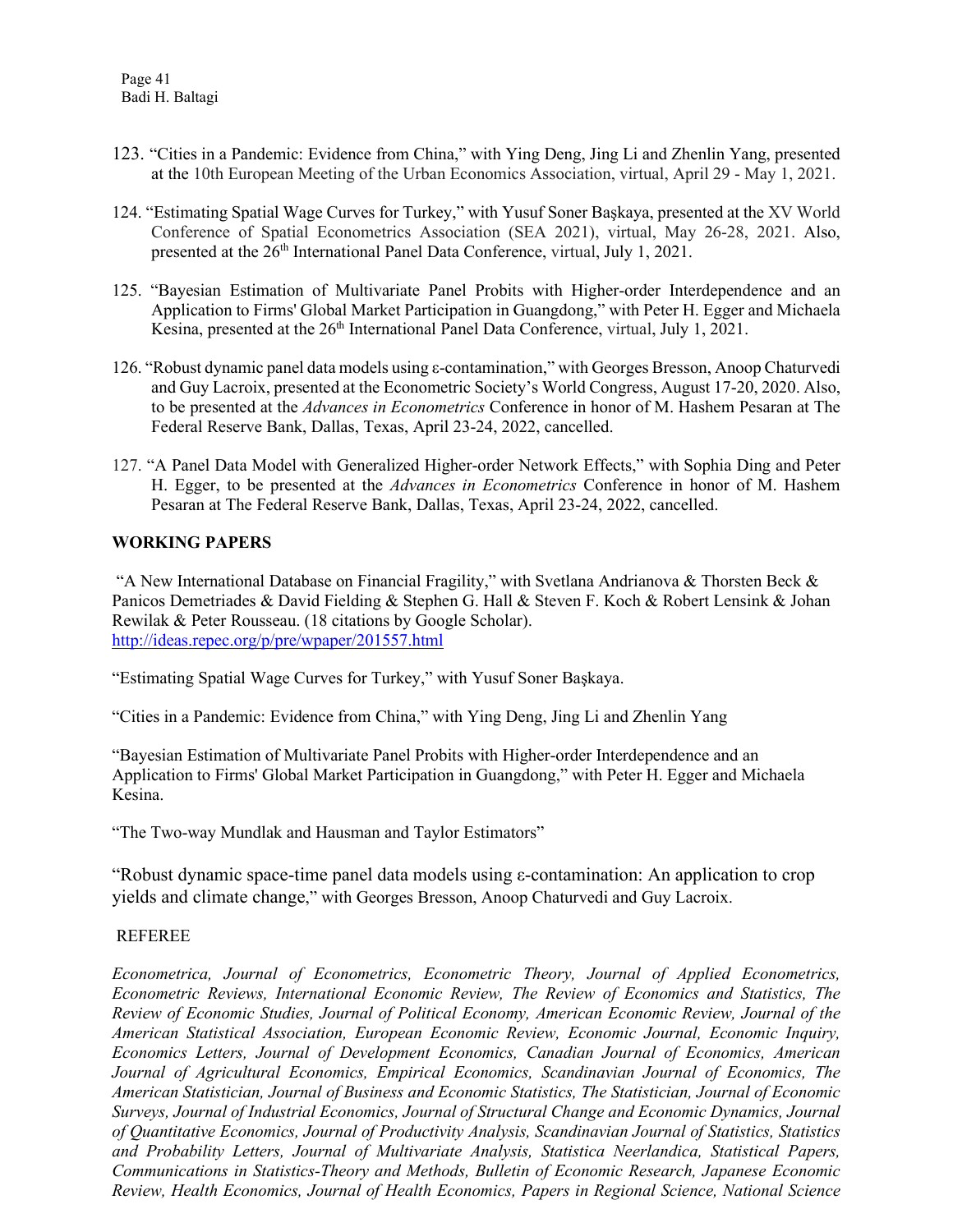123. "Cities in a Pandemic: Evidence from China," with Ying Deng, Jing Li and Zhenlin Yang, presented at the 10th European Meeting of the Urban Economics Association, virtual, April 29 - May 1, 2021.

124. "Estimating Spatial Wage Curves for Turkey," with Yusuf Soner Başkaya, presented at the XV World Conference of Spatial Econometrics Association (SEA 2021), virtual, May 26-28, 2021. Also, presented at the 26th International Panel Data Conference, virtual, July 1, 2021.

125. "Bayesian Estimation of Multivariate Panel Probits with Higher-order Interdependence and an Application to Firms' Global Market Participation in Guangdong," with Peter H. Egger and Michaela Kesina, presented at the 26th International Panel Data Conference, virtual, July 1, 2021.

126. "Robust dynamic panel data models using ε-contamination," with Georges Bresson, Anoop Chaturvedi and Guy Lacroix, presented at the Econometric Society's World Congress, August 17-20, 2020. Also, to be presented at the *Advances in Econometrics* Conference in honor of M. Hashem Pesaran at The Federal Reserve Bank, Dallas, Texas, April 23-24, 2022, cancelled.

127. "A Panel Data Model with Generalized Higher-order Network Effects," with Sophia Ding and Peter H. Egger, to be presented at the *Advances in Econometrics* Conference in honor of M. Hashem Pesaran at The Federal Reserve Bank, Dallas, Texas, April 23-24, 2022, cancelled.

**WORKING PAPERS**

"A New International Database on Financial Fragility," with Svetlana Andrianova & Thorsten Beck & Panicos Demetriades & David Fielding & Stephen G. Hall & Steven F. Koch & Robert Lensink & Johan Rewilak & Peter Rousseau. (18 citations by Google Scholar).
http://ideas.repec.org/p/pre/wpaper/201557.html

"Estimating Spatial Wage Curves for Turkey," with Yusuf Soner Başkaya.

"Cities in a Pandemic: Evidence from China," with Ying Deng, Jing Li and Zhenlin Yang

"Bayesian Estimation of Multivariate Panel Probits with Higher-order Interdependence and an Application to Firms' Global Market Participation in Guangdong," with Peter H. Egger and Michaela Kesina.

"The Two-way Mundlak and Hausman and Taylor Estimators"

"Robust dynamic space-time panel data models using ε-contamination: An application to crop yields and climate change," with Georges Bresson, Anoop Chaturvedi and Guy Lacroix.

REFEREE

*Econometrica, Journal of Econometrics, Econometric Theory, Journal of Applied Econometrics, Econometric Reviews, International Economic Review, The Review of Economics and Statistics, The Review of Economic Studies, Journal of Political Economy, American Economic Review, Journal of the American Statistical Association, European Economic Review, Economic Journal, Economic Inquiry, Economics Letters, Journal of Development Economics, Canadian Journal of Economics, American Journal of Agricultural Economics, Empirical Economics, Scandinavian Journal of Economics, The American Statistician, Journal of Business and Economic Statistics, The Statistician, Journal of Economic Surveys, Journal of Industrial Economics, Journal of Structural Change and Economic Dynamics, Journal of Quantitative Economics, Journal of Productivity Analysis, Scandinavian Journal of Statistics, Statistics and Probability Letters, Journal of Multivariate Analysis, Statistica Neerlandica, Statistical Papers, Communications in Statistics-Theory and Methods, Bulletin of Economic Research, Japanese Economic Review, Health Economics, Journal of Health Economics, Papers in Regional Science, National Science*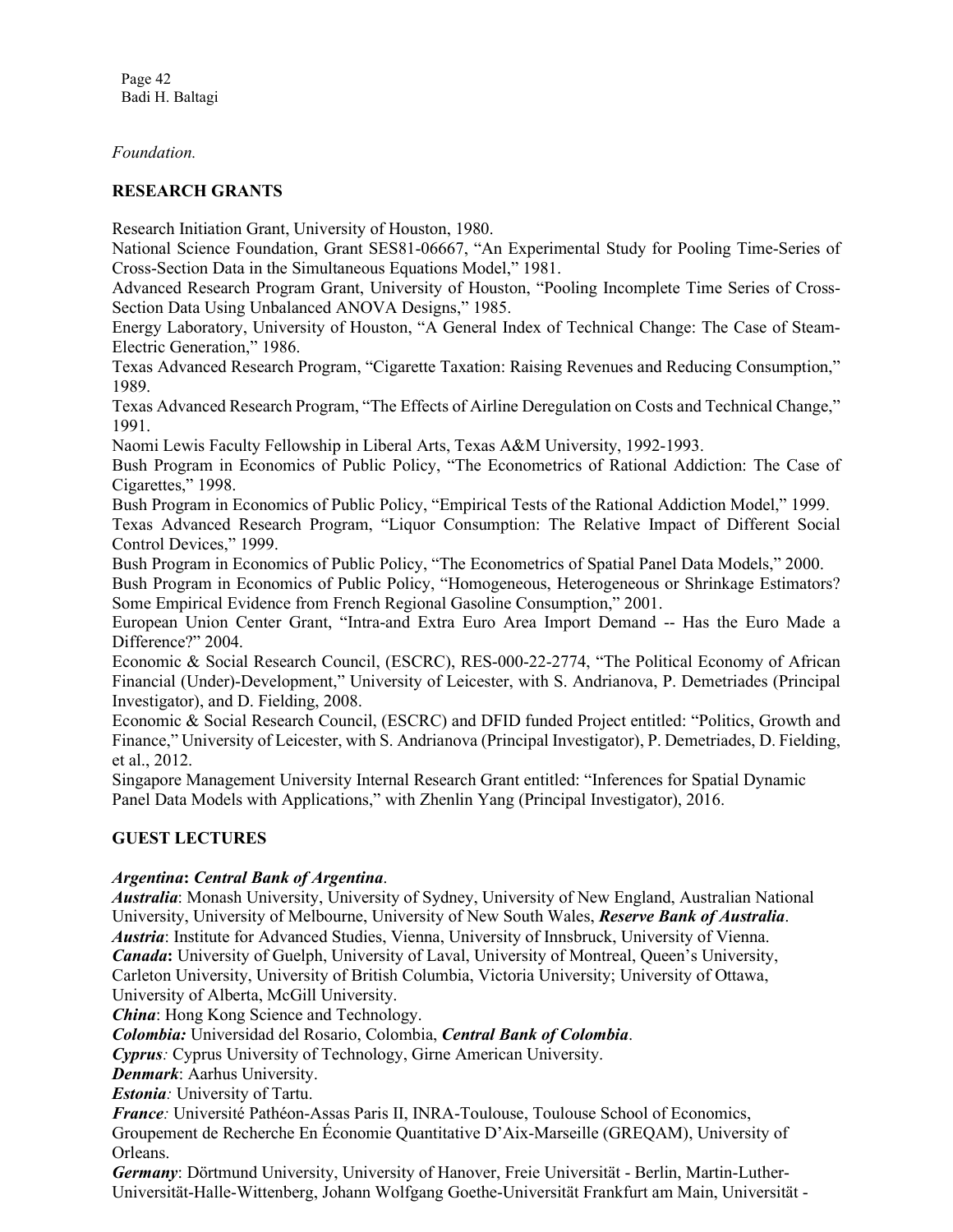*Foundation.*

## RESEARCH GRANTS

Research Initiation Grant, University of Houston, 1980.
National Science Foundation, Grant SES81-06667, "An Experimental Study for Pooling Time-Series of Cross-Section Data in the Simultaneous Equations Model," 1981.
Advanced Research Program Grant, University of Houston, "Pooling Incomplete Time Series of Cross-Section Data Using Unbalanced ANOVA Designs," 1985.
Energy Laboratory, University of Houston, "A General Index of Technical Change: The Case of Steam-Electric Generation," 1986.
Texas Advanced Research Program, "Cigarette Taxation: Raising Revenues and Reducing Consumption," 1989.
Texas Advanced Research Program, "The Effects of Airline Deregulation on Costs and Technical Change," 1991.
Naomi Lewis Faculty Fellowship in Liberal Arts, Texas A&M University, 1992-1993.
Bush Program in Economics of Public Policy, "The Econometrics of Rational Addiction: The Case of Cigarettes," 1998.
Bush Program in Economics of Public Policy, "Empirical Tests of the Rational Addiction Model," 1999.
Texas Advanced Research Program, "Liquor Consumption: The Relative Impact of Different Social Control Devices," 1999.
Bush Program in Economics of Public Policy, "The Econometrics of Spatial Panel Data Models," 2000.
Bush Program in Economics of Public Policy, "Homogeneous, Heterogeneous or Shrinkage Estimators? Some Empirical Evidence from French Regional Gasoline Consumption," 2001.
European Union Center Grant, "Intra-and Extra Euro Area Import Demand -- Has the Euro Made a Difference?" 2004.
Economic & Social Research Council, (ESCRC), RES-000-22-2774, "The Political Economy of African Financial (Under)-Development," University of Leicester, with S. Andrianova, P. Demetriades (Principal Investigator), and D. Fielding, 2008.
Economic & Social Research Council, (ESCRC) and DFID funded Project entitled: "Politics, Growth and Finance," University of Leicester, with S. Andrianova (Principal Investigator), P. Demetriades, D. Fielding, et al., 2012.
Singapore Management University Internal Research Grant entitled: "Inferences for Spatial Dynamic Panel Data Models with Applications," with Zhenlin Yang (Principal Investigator), 2016.

## GUEST LECTURES

***Argentina*: *Central Bank of Argentina*.**
***Australia***: Monash University, University of Sydney, University of New England, Australian National University, University of Melbourne, University of New South Wales, ***Reserve Bank of Australia***.
***Austria***: Institute for Advanced Studies, Vienna, University of Innsbruck, University of Vienna.
***Canada*:** University of Guelph, University of Laval, University of Montreal, Queen's University, Carleton University, University of British Columbia, Victoria University; University of Ottawa, University of Alberta, McGill University.
***China***: Hong Kong Science and Technology.
***Colombia:*** Universidad del Rosario, Colombia, ***Central Bank of Colombia***.
***Cyprus**:* Cyprus University of Technology, Girne American University.
***Denmark***: Aarhus University.
***Estonia**:* University of Tartu.
***France**:* Université Pathéon-Assas Paris II, INRA-Toulouse, Toulouse School of Economics, Groupement de Recherche En Économie Quantitative D'Aix-Marseille (GREQAM), University of Orleans.
***Germany***: Dörtmund University, University of Hanover, Freie Universität - Berlin, Martin-Luther-Universität-Halle-Wittenberg, Johann Wolfgang Goethe-Universität Frankfurt am Main, Universität -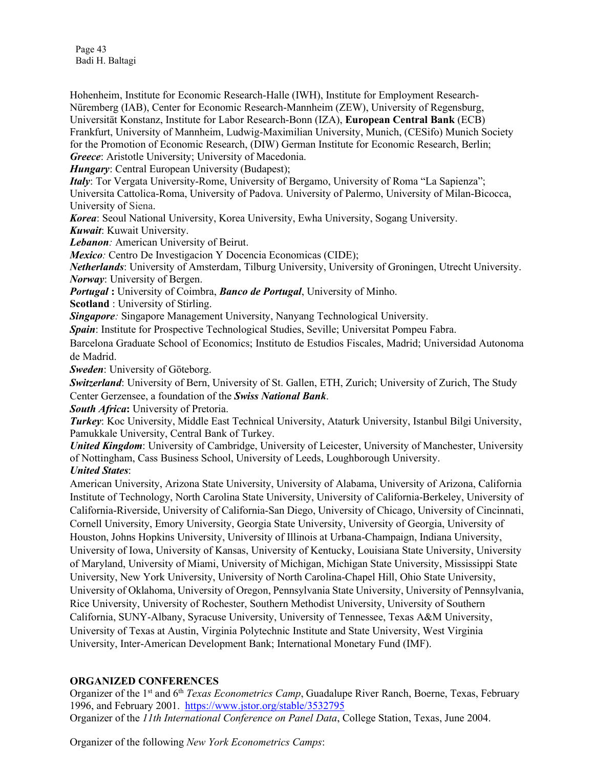Hohenheim, Institute for Economic Research-Halle (IWH), Institute for Employment Research-Nüremberg (IAB), Center for Economic Research-Mannheim (ZEW), University of Regensburg, Universität Konstanz, Institute for Labor Research-Bonn (IZA), **European Central Bank** (ECB) Frankfurt, University of Mannheim, Ludwig-Maximilian University, Munich, (CESifo) Munich Society for the Promotion of Economic Research, (DIW) German Institute for Economic Research, Berlin;
***Greece***: Aristotle University; University of Macedonia.
***Hungary***: Central European University (Budapest);
***Italy***: Tor Vergata University-Rome, University of Bergamo, University of Roma "La Sapienza"; Universita Cattolica-Roma, University of Padova. University of Palermo, University of Milan-Bicocca, University of Siena.
***Korea***: Seoul National University, Korea University, Ewha University, Sogang University.
***Kuwait***: Kuwait University.
***Lebanon****:* American University of Beirut.
***Mexico****:* Centro De Investigacion Y Docencia Economicas (CIDE);
***Netherlands***: University of Amsterdam, Tilburg University, University of Groningen, Utrecht University.
***Norway***: University of Bergen.
***Portugal* :** University of Coimbra, ***Banco de Portugal***, University of Minho.
**Scotland** : University of Stirling.
***Singapore****:* Singapore Management University, Nanyang Technological University.
***Spain***: Institute for Prospective Technological Studies, Seville; Universitat Pompeu Fabra.
Barcelona Graduate School of Economics; Instituto de Estudios Fiscales, Madrid; Universidad Autonoma de Madrid.
***Sweden***: University of Göteborg.
***Switzerland***: University of Bern, University of St. Gallen, ETH, Zurich; University of Zurich, The Study Center Gerzensee, a foundation of the ***Swiss National Bank***.
***South Africa*:** University of Pretoria.
***Turkey***: Koc University, Middle East Technical University, Ataturk University, Istanbul Bilgi University, Pamukkale University, Central Bank of Turkey.
***United Kingdom***: University of Cambridge, University of Leicester, University of Manchester, University of Nottingham, Cass Business School, University of Leeds, Loughborough University.
***United States***:
American University, Arizona State University, University of Alabama, University of Arizona, California Institute of Technology, North Carolina State University, University of California-Berkeley, University of California-Riverside, University of California-San Diego, University of Chicago, University of Cincinnati, Cornell University, Emory University, Georgia State University, University of Georgia, University of Houston, Johns Hopkins University, University of Illinois at Urbana-Champaign, Indiana University, University of Iowa, University of Kansas, University of Kentucky, Louisiana State University, University of Maryland, University of Miami, University of Michigan, Michigan State University, Mississippi State University, New York University, University of North Carolina-Chapel Hill, Ohio State University, University of Oklahoma, University of Oregon, Pennsylvania State University, University of Pennsylvania, Rice University, University of Rochester, Southern Methodist University, University of Southern California, SUNY-Albany, Syracuse University, University of Tennessee, Texas A&M University, University of Texas at Austin, Virginia Polytechnic Institute and State University, West Virginia University, Inter-American Development Bank; International Monetary Fund (IMF).

## ORGANIZED CONFERENCES

Organizer of the 1st and 6th *Texas Econometrics Camp*, Guadalupe River Ranch, Boerne, Texas, February 1996, and February 2001. https://www.jstor.org/stable/3532795
Organizer of the *11th International Conference on Panel Data*, College Station, Texas, June 2004.

Organizer of the following *New York Econometrics Camps*: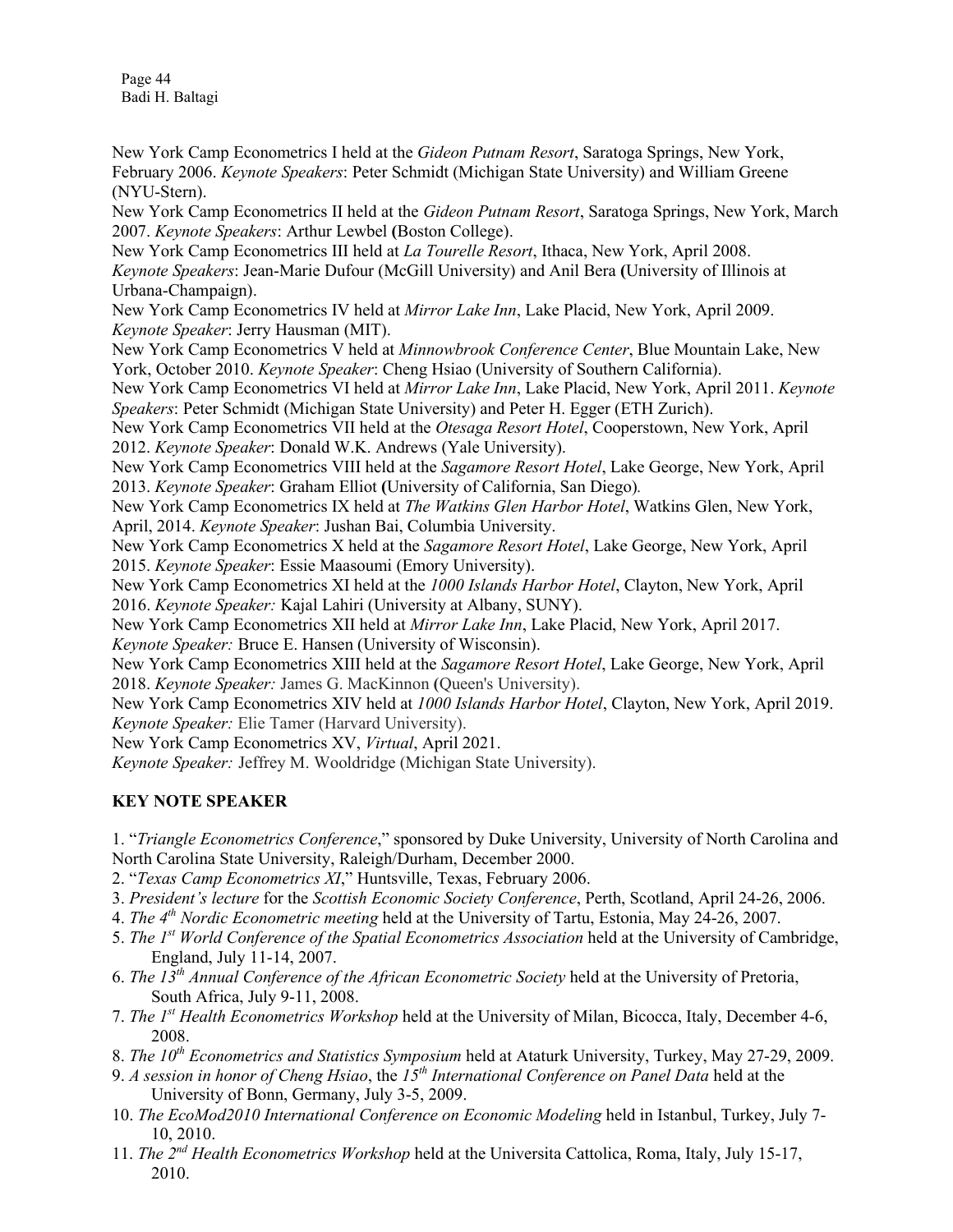New York Camp Econometrics I held at the *Gideon Putnam Resort*, Saratoga Springs, New York, February 2006. *Keynote Speakers*: Peter Schmidt (Michigan State University) and William Greene (NYU-Stern).

New York Camp Econometrics II held at the *Gideon Putnam Resort*, Saratoga Springs, New York, March 2007. *Keynote Speakers*: Arthur Lewbel **(**Boston College).

New York Camp Econometrics III held at *La Tourelle Resort*, Ithaca, New York, April 2008. *Keynote Speakers*: Jean-Marie Dufour (McGill University) and Anil Bera **(**University of Illinois at Urbana-Champaign).

New York Camp Econometrics IV held at *Mirror Lake Inn*, Lake Placid, New York, April 2009. *Keynote Speaker*: Jerry Hausman (MIT).

New York Camp Econometrics V held at *Minnowbrook Conference Center*, Blue Mountain Lake, New York, October 2010. *Keynote Speaker*: Cheng Hsiao (University of Southern California).

New York Camp Econometrics VI held at *Mirror Lake Inn*, Lake Placid, New York, April 2011. *Keynote Speakers*: Peter Schmidt (Michigan State University) and Peter H. Egger (ETH Zurich).

New York Camp Econometrics VII held at the *Otesaga Resort Hotel*, Cooperstown, New York, April 2012. *Keynote Speaker*: Donald W.K. Andrews (Yale University).

New York Camp Econometrics VIII held at the *Sagamore Resort Hotel*, Lake George, New York, April 2013. *Keynote Speaker*: Graham Elliot **(**University of California, San Diego).

New York Camp Econometrics IX held at *The Watkins Glen Harbor Hotel*, Watkins Glen, New York, April, 2014. *Keynote Speaker*: Jushan Bai, Columbia University.

New York Camp Econometrics X held at the *Sagamore Resort Hotel*, Lake George, New York, April 2015. *Keynote Speaker*: Essie Maasoumi (Emory University).

New York Camp Econometrics XI held at the *1000 Islands Harbor Hotel*, Clayton, New York, April 2016. *Keynote Speaker:* Kajal Lahiri (University at Albany, SUNY).

New York Camp Econometrics XII held at *Mirror Lake Inn*, Lake Placid, New York, April 2017. *Keynote Speaker:* Bruce E. Hansen (University of Wisconsin).

New York Camp Econometrics XIII held at the *Sagamore Resort Hotel*, Lake George, New York, April 2018. *Keynote Speaker:* James G. MacKinnon **(**Queen's University).

New York Camp Econometrics XIV held at *1000 Islands Harbor Hotel*, Clayton, New York, April 2019. *Keynote Speaker:* Elie Tamer (Harvard University).

New York Camp Econometrics XV, *Virtual*, April 2021.
*Keynote Speaker:* Jeffrey M. Wooldridge (Michigan State University).

## KEY NOTE SPEAKER

1. "*Triangle Econometrics Conference*," sponsored by Duke University, University of North Carolina and North Carolina State University, Raleigh/Durham, December 2000.
2. "*Texas Camp Econometrics XI*," Huntsville, Texas, February 2006.
3. *President's lecture* for the *Scottish Economic Society Conference*, Perth, Scotland, April 24-26, 2006.
4. *The 4th Nordic Econometric meeting* held at the University of Tartu, Estonia, May 24-26, 2007.
5. *The 1st World Conference of the Spatial Econometrics Association* held at the University of Cambridge, England, July 11-14, 2007.
6. *The 13th Annual Conference of the African Econometric Society* held at the University of Pretoria, South Africa, July 9-11, 2008.
7. *The 1st Health Econometrics Workshop* held at the University of Milan, Bicocca, Italy, December 4-6, 2008.
8. *The 10th Econometrics and Statistics Symposium* held at Ataturk University, Turkey, May 27-29, 2009.
9. *A session in honor of Cheng Hsiao*, the *15th International Conference on Panel Data* held at the University of Bonn, Germany, July 3-5, 2009.
10. *The EcoMod2010 International Conference on Economic Modeling* held in Istanbul, Turkey, July 7-10, 2010.
11. *The 2nd Health Econometrics Workshop* held at the Universita Cattolica, Roma, Italy, July 15-17, 2010.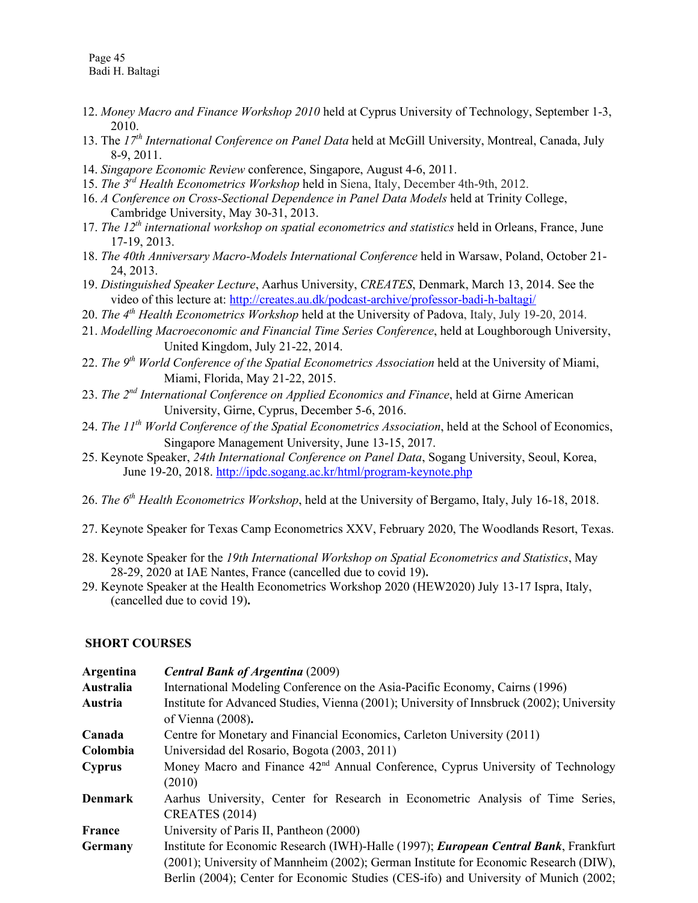12. *Money Macro and Finance Workshop 2010* held at Cyprus University of Technology, September 1-3, 2010.
13. The *17th International Conference on Panel Data* held at McGill University, Montreal, Canada, July 8-9, 2011.
14. *Singapore Economic Review* conference, Singapore, August 4-6, 2011.
15. *The 3rd Health Econometrics Workshop* held in Siena, Italy, December 4th-9th, 2012.
16. *A Conference on Cross-Sectional Dependence in Panel Data Models* held at Trinity College, Cambridge University, May 30-31, 2013.
17. *The 12th international workshop on spatial econometrics and statistics* held in Orleans, France, June 17-19, 2013.
18. *The 40th Anniversary Macro-Models International Conference* held in Warsaw, Poland, October 21-24, 2013.
19. *Distinguished Speaker Lecture*, Aarhus University, *CREATES*, Denmark, March 13, 2014. See the video of this lecture at: http://creates.au.dk/podcast-archive/professor-badi-h-baltagi/
20. *The 4th Health Econometrics Workshop* held at the University of Padova, Italy, July 19-20, 2014.
21. *Modelling Macroeconomic and Financial Time Series Conference*, held at Loughborough University, United Kingdom, July 21-22, 2014.
22. *The 9th World Conference of the Spatial Econometrics Association* held at the University of Miami, Miami, Florida, May 21-22, 2015.
23. *The 2nd International Conference on Applied Economics and Finance*, held at Girne American University, Girne, Cyprus, December 5-6, 2016.
24. *The 11th World Conference of the Spatial Econometrics Association*, held at the School of Economics, Singapore Management University, June 13-15, 2017.
25. Keynote Speaker, *24th International Conference on Panel Data*, Sogang University, Seoul, Korea, June 19-20, 2018. http://ipdc.sogang.ac.kr/html/program-keynote.php
26. *The 6th Health Econometrics Workshop*, held at the University of Bergamo, Italy, July 16-18, 2018.
27. Keynote Speaker for Texas Camp Econometrics XXV, February 2020, The Woodlands Resort, Texas.
28. Keynote Speaker for the *19th International Workshop on Spatial Econometrics and Statistics*, May 28-29, 2020 at IAE Nantes, France (cancelled due to covid 19)**.**
29. Keynote Speaker at the Health Econometrics Workshop 2020 (HEW2020) July 13-17 Ispra, Italy, (cancelled due to covid 19)**.**

## SHORT COURSES

| | |
|---|---|
| **Argentina** | ***Central Bank of Argentina*** (2009) |
| **Australia** | International Modeling Conference on the Asia-Pacific Economy, Cairns (1996) |
| **Austria** | Institute for Advanced Studies, Vienna (2001); University of Innsbruck (2002); University of Vienna (2008)**.** |
| **Canada** | Centre for Monetary and Financial Economics, Carleton University (2011) |
| **Colombia** | Universidad del Rosario, Bogota (2003, 2011) |
| **Cyprus** | Money Macro and Finance 42nd Annual Conference, Cyprus University of Technology (2010) |
| **Denmark** | Aarhus University, Center for Research in Econometric Analysis of Time Series, CREATES (2014) |
| **France** | University of Paris II, Pantheon (2000) |
| **Germany** | Institute for Economic Research (IWH)-Halle (1997); ***European Central Bank***, Frankfurt (2001); University of Mannheim (2002); German Institute for Economic Research (DIW), Berlin (2004); Center for Economic Studies (CES-ifo) and University of Munich (2002; |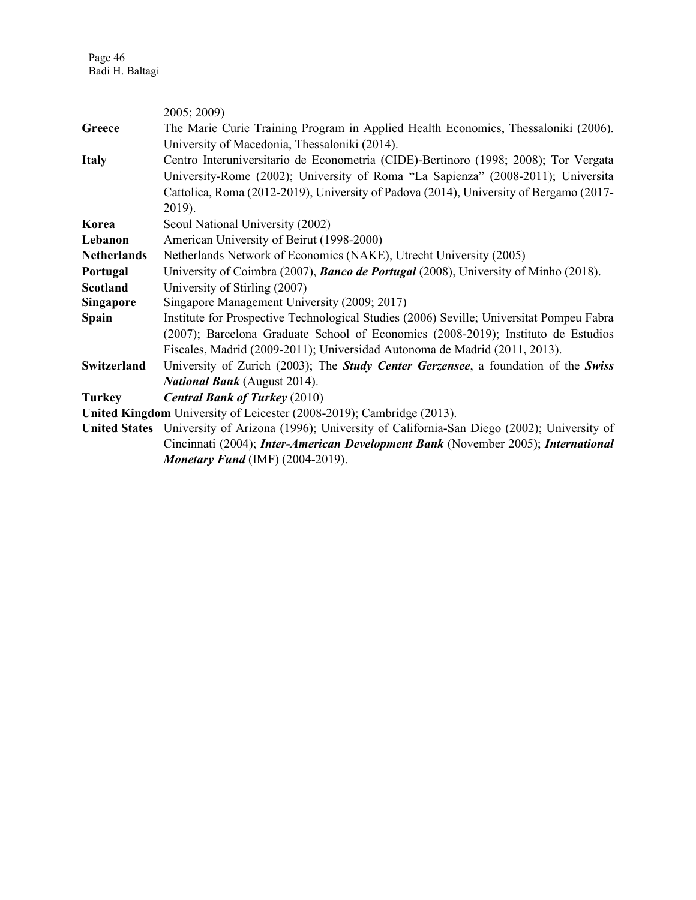2005; 2009)

**Greece** The Marie Curie Training Program in Applied Health Economics, Thessaloniki (2006). University of Macedonia, Thessaloniki (2014).

**Italy** Centro Interuniversitario de Econometria (CIDE)-Bertinoro (1998; 2008); Tor Vergata University-Rome (2002); University of Roma "La Sapienza" (2008-2011); Universita Cattolica, Roma (2012-2019), University of Padova (2014), University of Bergamo (2017-2019).

**Korea** Seoul National University (2002)

**Lebanon** American University of Beirut (1998-2000)

**Netherlands** Netherlands Network of Economics (NAKE), Utrecht University (2005)

**Portugal** University of Coimbra (2007), ***Banco de Portugal*** (2008), University of Minho (2018).

**Scotland** University of Stirling (2007)

**Singapore** Singapore Management University (2009; 2017)

**Spain** Institute for Prospective Technological Studies (2006) Seville; Universitat Pompeu Fabra (2007); Barcelona Graduate School of Economics (2008-2019); Instituto de Estudios Fiscales, Madrid (2009-2011); Universidad Autonoma de Madrid (2011, 2013).

**Switzerland** University of Zurich (2003); The ***Study Center Gerzensee***, a foundation of the ***Swiss National Bank*** (August 2014).

**Turkey** ***Central Bank of Turkey*** (2010)

**United Kingdom** University of Leicester (2008-2019); Cambridge (2013).

**United States** University of Arizona (1996); University of California-San Diego (2002); University of Cincinnati (2004); ***Inter-American Development Bank*** (November 2005); ***International Monetary Fund*** (IMF) (2004-2019).